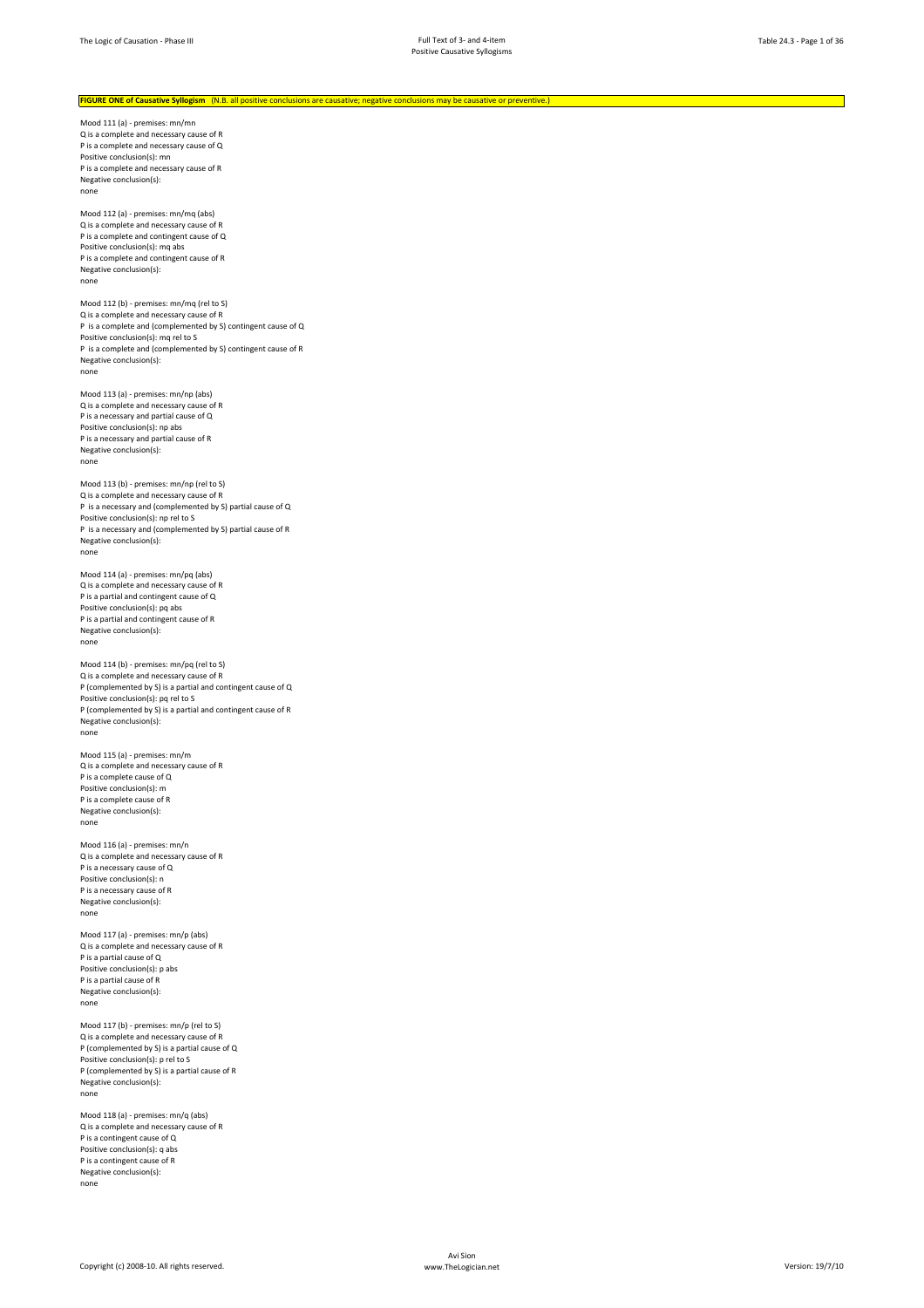**FIGURE ONE of Causative Syllogism** (N.B. all positive conclusions are causative; negative conclusions may be causative or preventive.)

Mood 111 (a) - premises: mn/mn
Q is a complete and necessary cause of R
P is a complete and necessary cause of Q
Positive conclusion(s): mn
P is a complete and necessary cause of R
Negative conclusion(s):
none

Mood 112 (a) - premises: mn/mq (abs)
Q is a complete and necessary cause of R
P is a complete and contingent cause of Q
Positive conclusion(s): mq abs
P is a complete and contingent cause of R
Negative conclusion(s):
none

Mood 112 (b) - premises: mn/mq (rel to S)
Q is a complete and necessary cause of R
P is a complete and (complemented by S) contingent cause of Q
Positive conclusion(s): mq rel to S
P is a complete and (complemented by S) contingent cause of R
Negative conclusion(s):
none

Mood 113 (a) - premises: mn/np (abs)
Q is a complete and necessary cause of R
P is a necessary and partial cause of Q
Positive conclusion(s): np abs
P is a necessary and partial cause of R
Negative conclusion(s):
none

Mood 113 (b) - premises: mn/np (rel to S)
Q is a complete and necessary cause of R
P is a necessary and (complemented by S) partial cause of Q
Positive conclusion(s): np rel to S
P is a necessary and (complemented by S) partial cause of R
Negative conclusion(s):
none

Mood 114 (a) - premises: mn/pq (abs)
Q is a complete and necessary cause of R
P is a partial and contingent cause of Q
Positive conclusion(s): pq abs
P is a partial and contingent cause of R
Negative conclusion(s):
none

Mood 114 (b) - premises: mn/pq (rel to S)
Q is a complete and necessary cause of R
P (complemented by S) is a partial and contingent cause of Q
Positive conclusion(s): pq rel to S
P (complemented by S) is a partial and contingent cause of R
Negative conclusion(s):
none

Mood 115 (a) - premises: mn/m
Q is a complete and necessary cause of R
P is a complete cause of Q
Positive conclusion(s): m
P is a complete cause of R
Negative conclusion(s):
none

Mood 116 (a) - premises: mn/n
Q is a complete and necessary cause of R
P is a necessary cause of Q
Positive conclusion(s): n
P is a necessary cause of R
Negative conclusion(s):
none

Mood 117 (a) - premises: mn/p (abs)
Q is a complete and necessary cause of R
P is a partial cause of Q
Positive conclusion(s): p abs
P is a partial cause of R
Negative conclusion(s):
none

Mood 117 (b) - premises: mn/p (rel to S)
Q is a complete and necessary cause of R
P (complemented by S) is a partial cause of Q
Positive conclusion(s): p rel to S
P (complemented by S) is a partial cause of R
Negative conclusion(s):
none

Mood 118 (a) - premises: mn/q (abs)
Q is a complete and necessary cause of R
P is a contingent cause of Q
Positive conclusion(s): q abs
P is a contingent cause of R
Negative conclusion(s):
none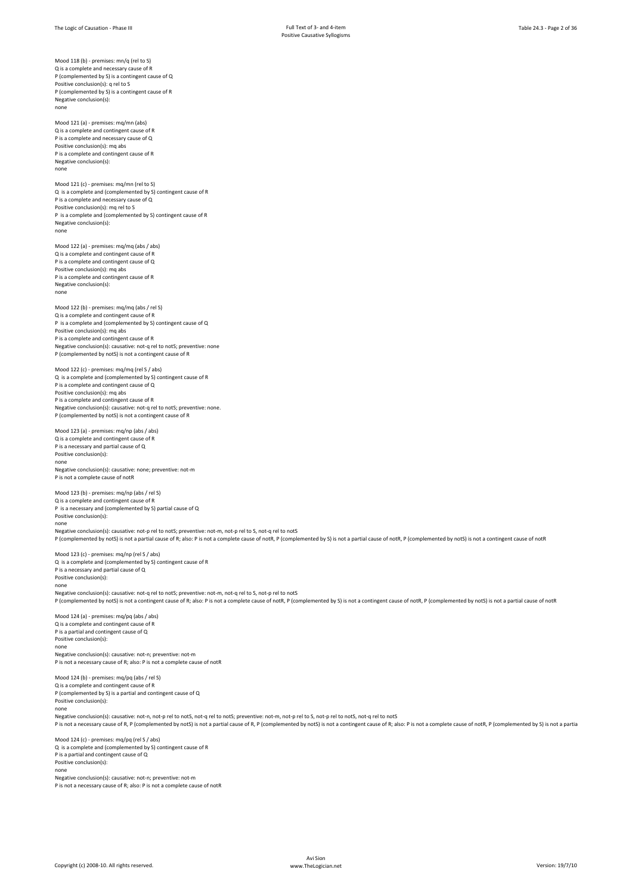Mood 118 (b) - premises: mn/q (rel to S)
Q is a complete and necessary cause of R
P (complemented by S) is a contingent cause of Q
Positive conclusion(s): q rel to S
P (complemented by S) is a contingent cause of R
Negative conclusion(s):
none

Mood 121 (a) - premises: mq/mn (abs)
Q is a complete and contingent cause of R
P is a complete and necessary cause of Q
Positive conclusion(s): mq abs
P is a complete and contingent cause of R
Negative conclusion(s):
none

Mood 121 (c) - premises: mq/mn (rel to S)
Q is a complete and (complemented by S) contingent cause of R
P is a complete and necessary cause of Q
Positive conclusion(s): mq rel to S
P is a complete and (complemented by S) contingent cause of R
Negative conclusion(s):
none

Mood 122 (a) - premises: mq/mq (abs / abs)
Q is a complete and contingent cause of R
P is a complete and contingent cause of Q
Positive conclusion(s): mq abs
P is a complete and contingent cause of R
Negative conclusion(s):
none

Mood 122 (b) - premises: mq/mq (abs / rel S)
Q is a complete and contingent cause of R
P is a complete and (complemented by S) contingent cause of Q
Positive conclusion(s): mq abs
P is a complete and contingent cause of R
Negative conclusion(s): causative: not-q rel to notS; preventive: none
P (complemented by notS) is not a contingent cause of R

Mood 122 (c) - premises: mq/mq (rel S / abs)
Q is a complete and (complemented by S) contingent cause of R
P is a complete and contingent cause of Q
Positive conclusion(s): mq abs
P is a complete and contingent cause of R
Negative conclusion(s): causative: not-q rel to notS; preventive: none.
P (complemented by notS) is not a contingent cause of R

Mood 123 (a) - premises: mq/np (abs / abs)
Q is a complete and contingent cause of R
P is a necessary and partial cause of Q
Positive conclusion(s):
none
Negative conclusion(s): causative: none; preventive: not-m
P is not a complete cause of notR

Mood 123 (b) - premises: mq/np (abs / rel S)
Q is a complete and contingent cause of R
P is a necessary and (complemented by S) partial cause of Q
Positive conclusion(s):
none
Negative conclusion(s): causative: not-p rel to notS; preventive: not-m, not-p rel to S, not-q rel to notS
P (complemented by notS) is not a partial cause of R; also: P is not a complete cause of notR, P (complemented by S) is not a partial cause of notR, P (complemented by notS) is not a contingent cause of notR

Mood 123 (c) - premises: mq/np (rel S / abs)
Q is a complete and (complemented by S) contingent cause of R
P is a necessary and partial cause of Q
Positive conclusion(s):
none
Negative conclusion(s): causative: not-q rel to notS; preventive: not-m, not-q rel to S, not-p rel to notS
P (complemented by notS) is not a contingent cause of R; also: P is not a complete cause of notR, P (complemented by S) is not a contingent cause of notR, P (complemented by notS) is not a partial cause of notR

Mood 124 (a) - premises: mq/pq (abs / abs)
Q is a complete and contingent cause of R
P is a partial and contingent cause of Q
Positive conclusion(s):
none
Negative conclusion(s): causative: not-n; preventive: not-m
P is not a necessary cause of R; also: P is not a complete cause of notR

Mood 124 (b) - premises: mq/pq (abs / rel S)
Q is a complete and contingent cause of R
P (complemented by S) is a partial and contingent cause of Q
Positive conclusion(s):
none
Negative conclusion(s): causative: not-n, not-p rel to notS, not-q rel to notS; preventive: not-m, not-p rel to S, not-p rel to notS, not-q rel to notS
P is not a necessary cause of R, P (complemented by notS) is not a partial cause of R, P (complemented by notS) is not a contingent cause of R; also: P is not a complete cause of notR, P (complemented by S) is not a partia

Mood 124 (c) - premises: mq/pq (rel S / abs)
Q is a complete and (complemented by S) contingent cause of R
P is a partial and contingent cause of Q
Positive conclusion(s):
none
Negative conclusion(s): causative: not-n; preventive: not-m
P is not a necessary cause of R; also: P is not a complete cause of notR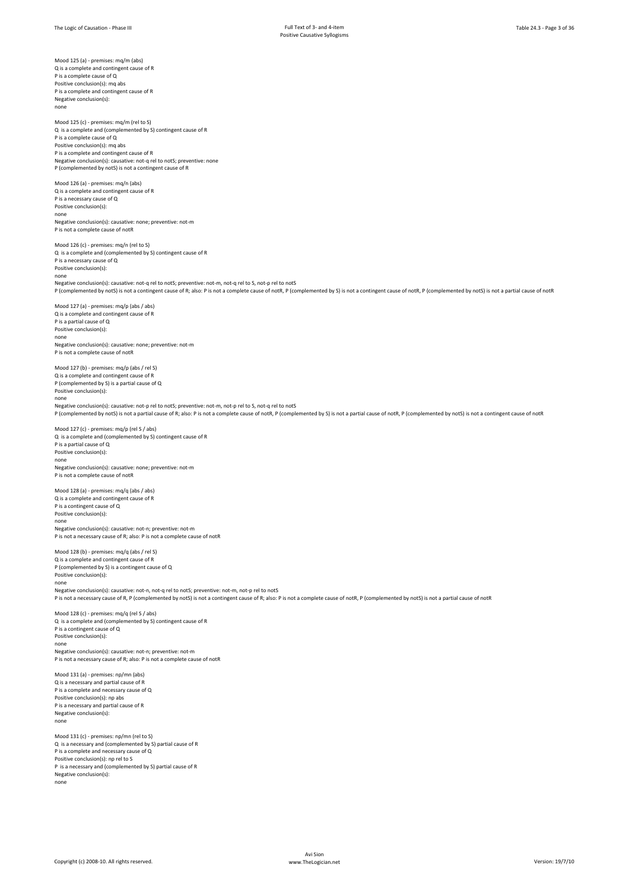Mood 125 (a) - premises: mq/m (abs)
Q is a complete and contingent cause of R
P is a complete cause of Q
Positive conclusion(s): mq abs
P is a complete and contingent cause of R
Negative conclusion(s):
none

Mood 125 (c) - premises: mq/m (rel to S)
Q is a complete and (complemented by S) contingent cause of R
P is a complete cause of Q
Positive conclusion(s): mq abs
P is a complete and contingent cause of R
Negative conclusion(s): causative: not-q rel to notS; preventive: none
P (complemented by notS) is not a contingent cause of R

Mood 126 (a) - premises: mq/n (abs)
Q is a complete and contingent cause of R
P is a necessary cause of Q
Positive conclusion(s):
none
Negative conclusion(s): causative: none; preventive: not-m
P is not a complete cause of notR

Mood 126 (c) - premises: mq/n (rel to S)
Q is a complete and (complemented by S) contingent cause of R
P is a necessary cause of Q
Positive conclusion(s):
none
Negative conclusion(s): causative: not-q rel to notS; preventive: not-m, not-q rel to S, not-p rel to notS
P (complemented by notS) is not a contingent cause of R; also: P is not a complete cause of notR, P (complemented by S) is not a contingent cause of notR, P (complemented by notS) is not a partial cause of notR

Mood 127 (a) - premises: mq/p (abs / abs)
Q is a complete and contingent cause of R
P is a partial cause of Q
Positive conclusion(s):
none
Negative conclusion(s): causative: none; preventive: not-m
P is not a complete cause of notR

Mood 127 (b) - premises: mq/p (abs / rel S)
Q is a complete and contingent cause of R
P (complemented by S) is a partial cause of Q
Positive conclusion(s):
none
Negative conclusion(s): causative: not-p rel to notS; preventive: not-m, not-p rel to S, not-q rel to notS
P (complemented by notS) is not a partial cause of R; also: P is not a complete cause of notR, P (complemented by S) is not a partial cause of notR, P (complemented by notS) is not a contingent cause of notR

Mood 127 (c) - premises: mq/p (rel S / abs)
Q is a complete and (complemented by S) contingent cause of R
P is a partial cause of Q
Positive conclusion(s):
none
Negative conclusion(s): causative: none; preventive: not-m
P is not a complete cause of notR

Mood 128 (a) - premises: mq/q (abs / abs)
Q is a complete and contingent cause of R
P is a contingent cause of Q
Positive conclusion(s):
none
Negative conclusion(s): causative: not-n; preventive: not-m
P is not a necessary cause of R; also: P is not a complete cause of notR

Mood 128 (b) - premises: mq/q (abs / rel S)
Q is a complete and contingent cause of R
P (complemented by S) is a contingent cause of Q
Positive conclusion(s):
none
Negative conclusion(s): causative: not-n, not-q rel to notS; preventive: not-m, not-p rel to notS
P is not a necessary cause of R, P (complemented by notS) is not a contingent cause of R; also: P is not a complete cause of notR, P (complemented by notS) is not a partial cause of notR

Mood 128 (c) - premises: mq/q (rel S / abs)
Q is a complete and (complemented by S) contingent cause of R
P is a contingent cause of Q
Positive conclusion(s):
none
Negative conclusion(s): causative: not-n; preventive: not-m
P is not a necessary cause of R; also: P is not a complete cause of notR

Mood 131 (a) - premises: np/mn (abs)
Q is a necessary and partial cause of R
P is a complete and necessary cause of Q
Positive conclusion(s): np abs
P is a necessary and partial cause of R
Negative conclusion(s):
none

Mood 131 (c) - premises: np/mn (rel to S)
Q is a necessary and (complemented by S) partial cause of R
P is a complete and necessary cause of Q
Positive conclusion(s): np rel to S
P is a necessary and (complemented by S) partial cause of R
Negative conclusion(s):
none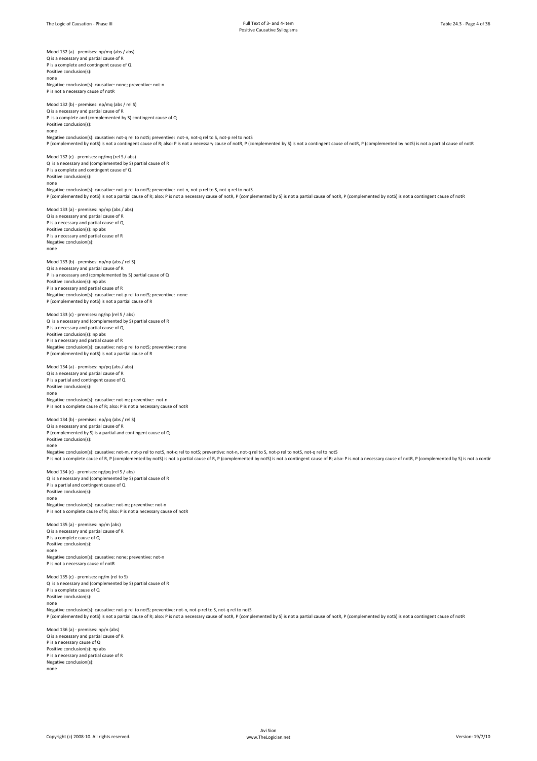Mood 132 (a) - premises: np/mq (abs / abs)
Q is a necessary and partial cause of R
P is a complete and contingent cause of Q
Positive conclusion(s):
none
Negative conclusion(s): causative: none; preventive: not-n
P is not a necessary cause of notR

Mood 132 (b) - premises: np/mq (abs / rel S)
Q is a necessary and partial cause of R
P is a complete and (complemented by S) contingent cause of Q
Positive conclusion(s):
none
Negative conclusion(s): causative: not-q rel to notS; preventive: not-n, not-q rel to S, not-p rel to notS
P (complemented by notS) is not a contingent cause of R; also: P is not a necessary cause of notR, P (complemented by S) is not a contingent cause of notR, P (complemented by notS) is not a partial cause of notR

Mood 132 (c) - premises: np/mq (rel S / abs)
Q is a necessary and (complemented by S) partial cause of R
P is a complete and contingent cause of Q
Positive conclusion(s):
none
Negative conclusion(s): causative: not-p rel to notS; preventive: not-n, not-p rel to S, not-q rel to notS
P (complemented by notS) is not a partial cause of R; also: P is not a necessary cause of notR, P (complemented by S) is not a partial cause of notR, P (complemented by notS) is not a contingent cause of notR

Mood 133 (a) - premises: np/np (abs / abs)
Q is a necessary and partial cause of R
P is a necessary and partial cause of Q
Positive conclusion(s): np abs
P is a necessary and partial cause of R
Negative conclusion(s):
none

Mood 133 (b) - premises: np/np (abs / rel S)
Q is a necessary and partial cause of R
P is a necessary and (complemented by S) partial cause of Q
Positive conclusion(s): np abs
P is a necessary and partial cause of R
Negative conclusion(s): causative: not-p rel to notS; preventive: none
P (complemented by notS) is not a partial cause of R

Mood 133 (c) - premises: np/np (rel S / abs)
Q is a necessary and (complemented by S) partial cause of R
P is a necessary and partial cause of Q
Positive conclusion(s): np abs
P is a necessary and partial cause of R
Negative conclusion(s): causative: not-p rel to notS; preventive: none
P (complemented by notS) is not a partial cause of R

Mood 134 (a) - premises: np/pq (abs / abs)
Q is a necessary and partial cause of R
P is a partial and contingent cause of Q
Positive conclusion(s):
none
Negative conclusion(s): causative: not-m; preventive: not-n
P is not a complete cause of R; also: P is not a necessary cause of notR

Mood 134 (b) - premises: np/pq (abs / rel S)
Q is a necessary and partial cause of R
P (complemented by S) is a partial and contingent cause of Q
Positive conclusion(s):
none
Negative conclusion(s): causative: not-m, not-p rel to notS, not-q rel to notS; preventive: not-n, not-q rel to S, not-p rel to notS, not-q rel to notS
P is not a complete cause of R, P (complemented by notS) is not a partial cause of R, P (complemented by notS) is not a contingent cause of R; also: P is not a necessary cause of notR, P (complemented by S) is not a contir

Mood 134 (c) - premises: np/pq (rel S / abs)
Q is a necessary and (complemented by S) partial cause of R
P is a partial and contingent cause of Q
Positive conclusion(s):
none
Negative conclusion(s): causative: not-m; preventive: not-n
P is not a complete cause of R; also: P is not a necessary cause of notR

Mood 135 (a) - premises: np/m (abs)
Q is a necessary and partial cause of R
P is a complete cause of Q
Positive conclusion(s):
none
Negative conclusion(s): causative: none; preventive: not-n
P is not a necessary cause of notR

Mood 135 (c) - premises: np/m (rel to S)
Q is a necessary and (complemented by S) partial cause of R
P is a complete cause of Q
Positive conclusion(s):
none
Negative conclusion(s): causative: not-p rel to notS; preventive: not-n, not-p rel to S, not-q rel to notS
P (complemented by notS) is not a partial cause of R; also: P is not a necessary cause of notR, P (complemented by S) is not a partial cause of notR, P (complemented by notS) is not a contingent cause of notR

Mood 136 (a) - premises: np/n (abs)
Q is a necessary and partial cause of R
P is a necessary cause of Q
Positive conclusion(s): np abs
P is a necessary and partial cause of R
Negative conclusion(s):
none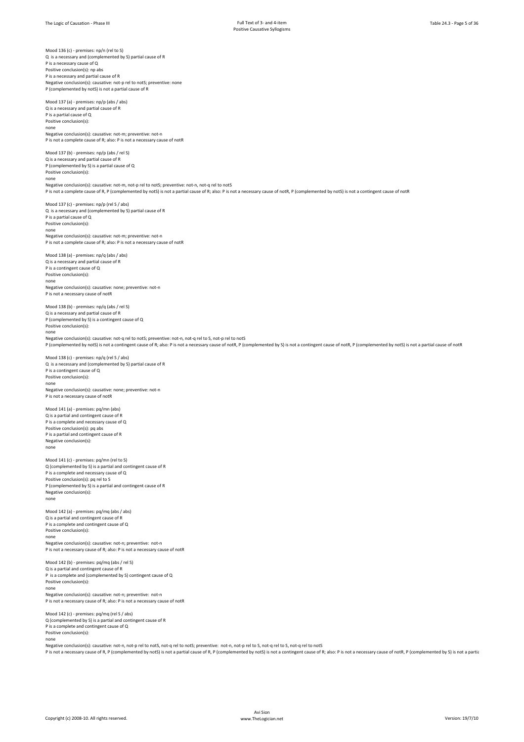Mood 136 (c) - premises: np/n (rel to S)
Q is a necessary and (complemented by S) partial cause of R
P is a necessary cause of Q
Positive conclusion(s): np abs
P is a necessary and partial cause of R
Negative conclusion(s): causative: not-p rel to notS; preventive: none
P (complemented by notS) is not a partial cause of R

Mood 137 (a) - premises: np/p (abs / abs)
Q is a necessary and partial cause of R
P is a partial cause of Q
Positive conclusion(s):
none
Negative conclusion(s): causative: not-m; preventive: not-n
P is not a complete cause of R; also: P is not a necessary cause of notR

Mood 137 (b) - premises: np/p (abs / rel S)
Q is a necessary and partial cause of R
P (complemented by S) is a partial cause of Q
Positive conclusion(s):
none
Negative conclusion(s): causative: not-m, not-p rel to notS; preventive: not-n, not-q rel to notS
P is not a complete cause of R, P (complemented by notS) is not a partial cause of R; also: P is not a necessary cause of notR, P (complemented by notS) is not a contingent cause of notR

Mood 137 (c) - premises: np/p (rel S / abs)
Q is a necessary and (complemented by S) partial cause of R
P is a partial cause of Q
Positive conclusion(s):
none
Negative conclusion(s): causative: not-m; preventive: not-n
P is not a complete cause of R; also: P is not a necessary cause of notR

Mood 138 (a) - premises: np/q (abs / abs)
Q is a necessary and partial cause of R
P is a contingent cause of Q
Positive conclusion(s):
none
Negative conclusion(s): causative: none; preventive: not-n
P is not a necessary cause of notR

Mood 138 (b) - premises: np/q (abs / rel S)
Q is a necessary and partial cause of R
P (complemented by S) is a contingent cause of Q
Positive conclusion(s):
none
Negative conclusion(s): causative: not-q rel to notS; preventive: not-n, not-q rel to S, not-p rel to notS
P (complemented by notS) is not a contingent cause of R; also: P is not a necessary cause of notR, P (complemented by S) is not a contingent cause of notR, P (complemented by notS) is not a partial cause of notR

Mood 138 (c) - premises: np/q (rel S / abs)
Q is a necessary and (complemented by S) partial cause of R
P is a contingent cause of Q
Positive conclusion(s):
none
Negative conclusion(s): causative: none; preventive: not-n
P is not a necessary cause of notR

Mood 141 (a) - premises: pq/mn (abs)
Q is a partial and contingent cause of R
P is a complete and necessary cause of Q
Positive conclusion(s): pq abs
P is a partial and contingent cause of R
Negative conclusion(s):
none

Mood 141 (c) - premises: pq/mn (rel to S)
Q (complemented by S) is a partial and contingent cause of R
P is a complete and necessary cause of Q
Positive conclusion(s): pq rel to S
P (complemented by S) is a partial and contingent cause of R
Negative conclusion(s):
none

Mood 142 (a) - premises: pq/mq (abs / abs)
Q is a partial and contingent cause of R
P is a complete and contingent cause of Q
Positive conclusion(s):
none
Negative conclusion(s): causative: not-n; preventive: not-n
P is not a necessary cause of R; also: P is not a necessary cause of notR

Mood 142 (b) - premises: pq/mq (abs / rel S)
Q is a partial and contingent cause of R
P is a complete and (complemented by S) contingent cause of Q
Positive conclusion(s):
none
Negative conclusion(s): causative: not-n; preventive: not-n
P is not a necessary cause of R; also: P is not a necessary cause of notR

Mood 142 (c) - premises: pq/mq (rel S / abs)
Q (complemented by S) is a partial and contingent cause of R
P is a complete and contingent cause of Q
Positive conclusion(s):
none
Negative conclusion(s): causative: not-n, not-p rel to notS, not-q rel to notS; preventive: not-n, not-p rel to S, not-q rel to S, not-q rel to notS
P is not a necessary cause of R, P (complemented by notS) is not a partial cause of R, P (complemented by notS) is not a contingent cause of R; also: P is not a necessary cause of notR, P (complemented by S) is not a partia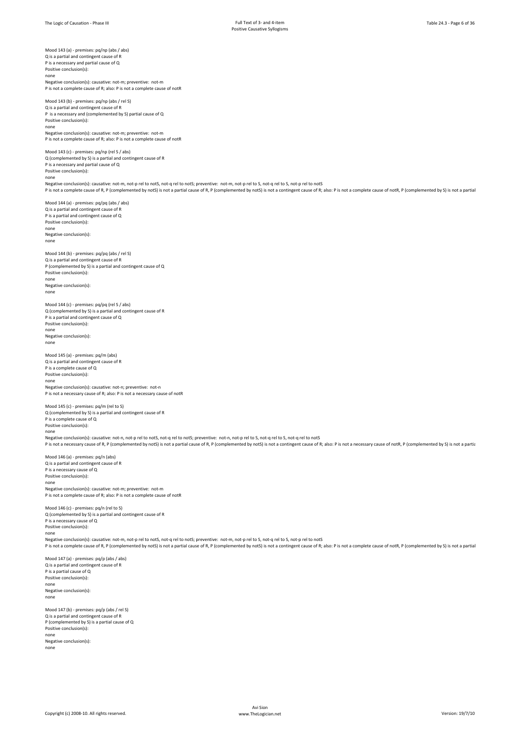Mood 143 (a) - premises: pq/np (abs / abs)
Q is a partial and contingent cause of R
P is a necessary and partial cause of Q
Positive conclusion(s):
none
Negative conclusion(s): causative: not-m; preventive: not-m
P is not a complete cause of R; also: P is not a complete cause of notR

Mood 143 (b) - premises: pq/np (abs / rel S)
Q is a partial and contingent cause of R
P is a necessary and (complemented by S) partial cause of Q
Positive conclusion(s):
none
Negative conclusion(s): causative: not-m; preventive: not-m
P is not a complete cause of R; also: P is not a complete cause of notR

Mood 143 (c) - premises: pq/np (rel S / abs)
Q (complemented by S) is a partial and contingent cause of R
P is a necessary and partial cause of Q
Positive conclusion(s):
none
Negative conclusion(s): causative: not-m, not-p rel to notS, not-q rel to notS; preventive: not-m, not-p rel to S, not-q rel to S, not-p rel to notS
P is not a complete cause of R, P (complemented by notS) is not a partial cause of R, P (complemented by notS) is not a contingent cause of R; also: P is not a complete cause of notR, P (complemented by S) is not a partial

Mood 144 (a) - premises: pq/pq (abs / abs)
Q is a partial and contingent cause of R
P is a partial and contingent cause of Q
Positive conclusion(s):
none
Negative conclusion(s):
none

Mood 144 (b) - premises: pq/pq (abs / rel S)
Q is a partial and contingent cause of R
P (complemented by S) is a partial and contingent cause of Q
Positive conclusion(s):
none
Negative conclusion(s):
none

Mood 144 (c) - premises: pq/pq (rel S / abs)
Q (complemented by S) is a partial and contingent cause of R
P is a partial and contingent cause of Q
Positive conclusion(s):
none
Negative conclusion(s):
none

Mood 145 (a) - premises: pq/m (abs)
Q is a partial and contingent cause of R
P is a complete cause of Q
Positive conclusion(s):
none
Negative conclusion(s): causative: not-n; preventive: not-n
P is not a necessary cause of R; also: P is not a necessary cause of notR

Mood 145 (c) - premises: pq/m (rel to S)
Q (complemented by S) is a partial and contingent cause of R
P is a complete cause of Q
Positive conclusion(s):
none
Negative conclusion(s): causative: not-n, not-p rel to notS, not-q rel to notS; preventive: not-n, not-p rel to S, not-q rel to S, not-q rel to notS
P is not a necessary cause of R, P (complemented by notS) is not a partial cause of R, P (complemented by notS) is not a contingent cause of R; also: P is not a necessary cause of notR, P (complemented by S) is not a partia

Mood 146 (a) - premises: pq/n (abs)
Q is a partial and contingent cause of R
P is a necessary cause of Q
Positive conclusion(s):
none
Negative conclusion(s): causative: not-m; preventive: not-m
P is not a complete cause of R; also: P is not a complete cause of notR

Mood 146 (c) - premises: pq/n (rel to S)
Q (complemented by S) is a partial and contingent cause of R
P is a necessary cause of Q
Positive conclusion(s):
none
Negative conclusion(s): causative: not-m, not-p rel to notS, not-q rel to notS; preventive: not-m, not-p rel to S, not-q rel to S, not-p rel to notS
P is not a complete cause of R, P (complemented by notS) is not a partial cause of R, P (complemented by notS) is not a contingent cause of R; also: P is not a complete cause of notR, P (complemented by S) is not a partial

Mood 147 (a) - premises: pq/p (abs / abs)
Q is a partial and contingent cause of R
P is a partial cause of Q
Positive conclusion(s):
none
Negative conclusion(s):
none

Mood 147 (b) - premises: pq/p (abs / rel S)
Q is a partial and contingent cause of R
P (complemented by S) is a partial cause of Q
Positive conclusion(s):
none
Negative conclusion(s):
none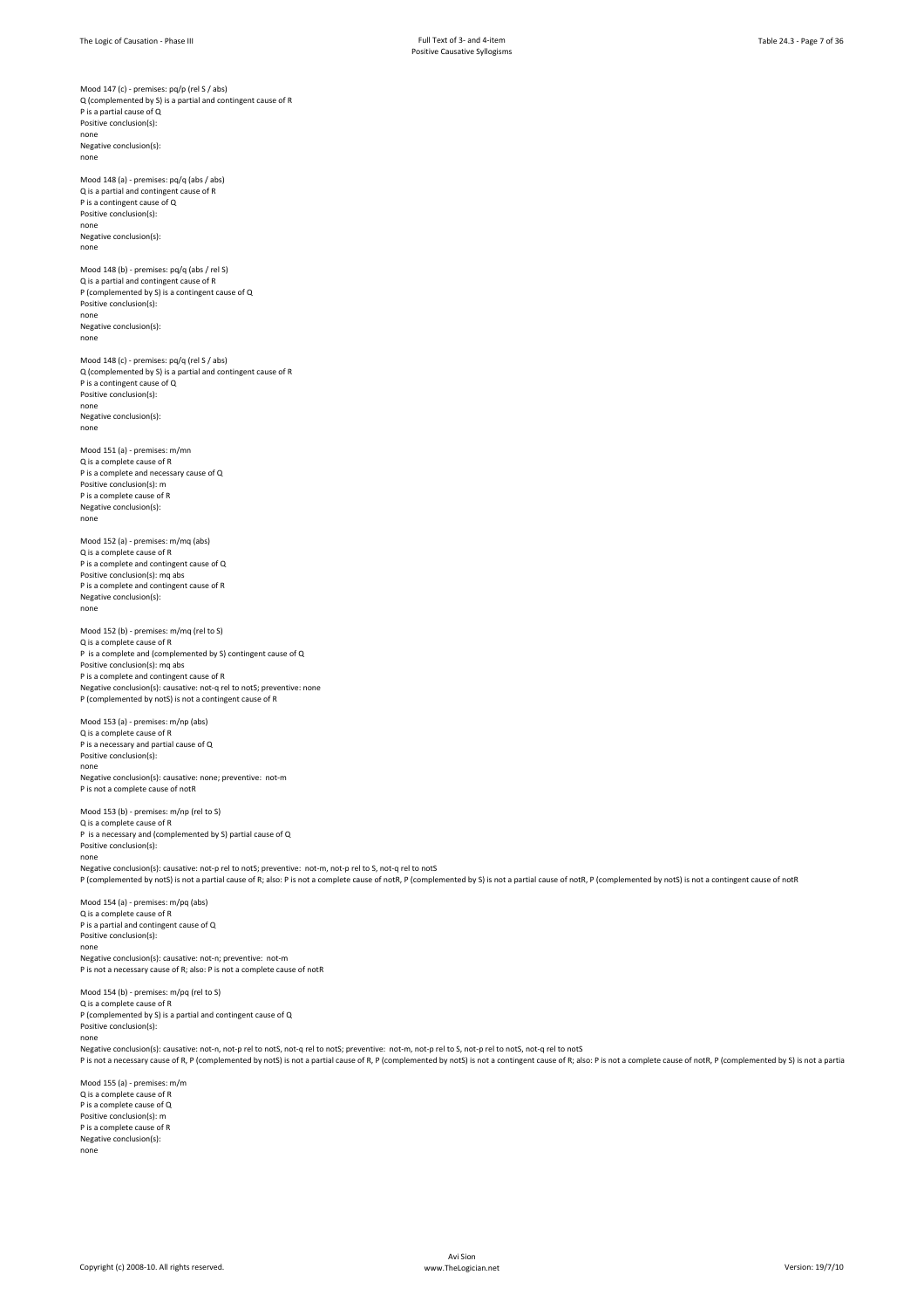Mood 147 (c) - premises: pq/p (rel S / abs)
Q (complemented by S) is a partial and contingent cause of R
P is a partial cause of Q
Positive conclusion(s):
none
Negative conclusion(s):
none

Mood 148 (a) - premises: pq/q (abs / abs)
Q is a partial and contingent cause of R
P is a contingent cause of Q
Positive conclusion(s):
none
Negative conclusion(s):
none

Mood 148 (b) - premises: pq/q (abs / rel S)
Q is a partial and contingent cause of R
P (complemented by S) is a contingent cause of Q
Positive conclusion(s):
none
Negative conclusion(s):
none

Mood 148 (c) - premises: pq/q (rel S / abs)
Q (complemented by S) is a partial and contingent cause of R
P is a contingent cause of Q
Positive conclusion(s):
none
Negative conclusion(s):
none

Mood 151 (a) - premises: m/mn
Q is a complete cause of R
P is a complete and necessary cause of Q
Positive conclusion(s): m
P is a complete cause of R
Negative conclusion(s):
none

Mood 152 (a) - premises: m/mq (abs)
Q is a complete cause of R
P is a complete and contingent cause of Q
Positive conclusion(s): mq abs
P is a complete and contingent cause of R
Negative conclusion(s):
none

Mood 152 (b) - premises: m/mq (rel to S)
Q is a complete cause of R
P is a complete and (complemented by S) contingent cause of Q
Positive conclusion(s): mq abs
P is a complete and contingent cause of R
Negative conclusion(s): causative: not-q rel to notS; preventive: none
P (complemented by notS) is not a contingent cause of R

Mood 153 (a) - premises: m/np (abs)
Q is a complete cause of R
P is a necessary and partial cause of Q
Positive conclusion(s):
none
Negative conclusion(s): causative: none; preventive: not-m
P is not a complete cause of notR

Mood 153 (b) - premises: m/np (rel to S)
Q is a complete cause of R
P is a necessary and (complemented by S) partial cause of Q
Positive conclusion(s):
none
Negative conclusion(s): causative: not-p rel to notS; preventive: not-m, not-p rel to S, not-q rel to notS
P (complemented by notS) is not a partial cause of R; also: P is not a complete cause of notR, P (complemented by S) is not a partial cause of notR, P (complemented by notS) is not a contingent cause of notR

Mood 154 (a) - premises: m/pq (abs)
Q is a complete cause of R
P is a partial and contingent cause of Q
Positive conclusion(s):
none
Negative conclusion(s): causative: not-n; preventive: not-m
P is not a necessary cause of R; also: P is not a complete cause of notR

Mood 154 (b) - premises: m/pq (rel to S)
Q is a complete cause of R
P (complemented by S) is a partial and contingent cause of Q
Positive conclusion(s):
none
Negative conclusion(s): causative: not-n, not-p rel to notS, not-q rel to notS; preventive: not-m, not-p rel to S, not-p rel to notS, not-q rel to notS
P is not a necessary cause of R, P (complemented by notS) is not a partial cause of R, P (complemented by notS) is not a contingent cause of R; also: P is not a complete cause of notR, P (complemented by S) is not a partia

Mood 155 (a) - premises: m/m
Q is a complete cause of R
P is a complete cause of Q
Positive conclusion(s): m
P is a complete cause of R
Negative conclusion(s):
none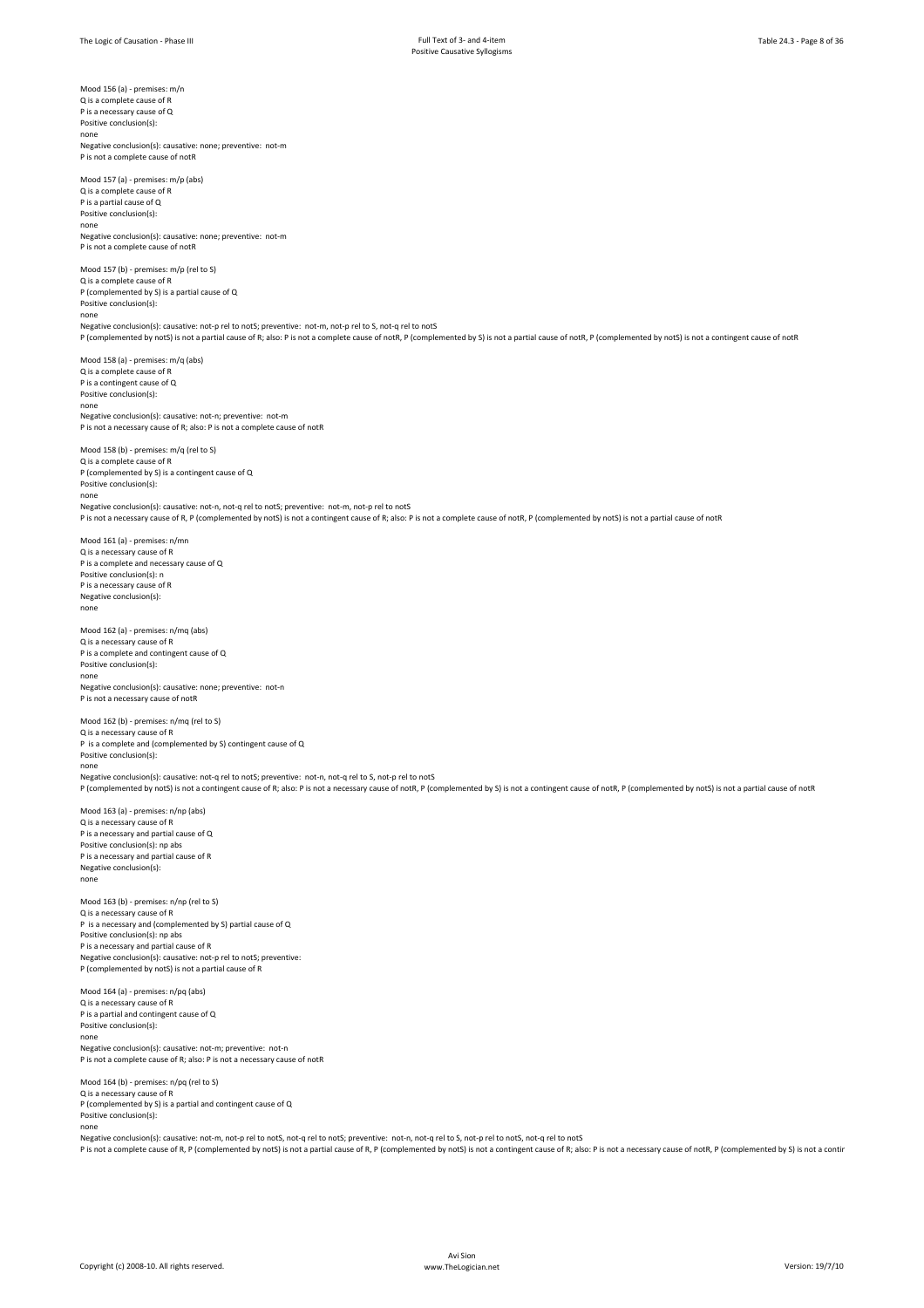Mood 156 (a) - premises: m/n
Q is a complete cause of R
P is a necessary cause of Q
Positive conclusion(s):
none
Negative conclusion(s): causative: none; preventive: not-m
P is not a complete cause of notR

Mood 157 (a) - premises: m/p (abs)
Q is a complete cause of R
P is a partial cause of Q
Positive conclusion(s):
none
Negative conclusion(s): causative: none; preventive: not-m
P is not a complete cause of notR

Mood 157 (b) - premises: m/p (rel to S)
Q is a complete cause of R
P (complemented by S) is a partial cause of Q
Positive conclusion(s):
none
Negative conclusion(s): causative: not-p rel to notS; preventive: not-m, not-p rel to S, not-q rel to notS
P (complemented by notS) is not a partial cause of R; also: P is not a complete cause of notR, P (complemented by S) is not a partial cause of notR, P (complemented by notS) is not a contingent cause of notR

Mood 158 (a) - premises: m/q (abs)
Q is a complete cause of R
P is a contingent cause of Q
Positive conclusion(s):
none
Negative conclusion(s): causative: not-n; preventive: not-m
P is not a necessary cause of R; also: P is not a complete cause of notR

Mood 158 (b) - premises: m/q (rel to S)
Q is a complete cause of R
P (complemented by S) is a contingent cause of Q
Positive conclusion(s):
none
Negative conclusion(s): causative: not-n, not-q rel to notS; preventive: not-m, not-p rel to notS
P is not a necessary cause of R, P (complemented by notS) is not a contingent cause of R; also: P is not a complete cause of notR, P (complemented by notS) is not a partial cause of notR

Mood 161 (a) - premises: n/mn
Q is a necessary cause of R
P is a complete and necessary cause of Q
Positive conclusion(s): n
P is a necessary cause of R
Negative conclusion(s):
none

Mood 162 (a) - premises: n/mq (abs)
Q is a necessary cause of R
P is a complete and contingent cause of Q
Positive conclusion(s):
none
Negative conclusion(s): causative: none; preventive: not-n
P is not a necessary cause of notR

Mood 162 (b) - premises: n/mq (rel to S)
Q is a necessary cause of R
P is a complete and (complemented by S) contingent cause of Q
Positive conclusion(s):
none
Negative conclusion(s): causative: not-q rel to notS; preventive: not-n, not-q rel to S, not-p rel to notS
P (complemented by notS) is not a contingent cause of R; also: P is not a necessary cause of notR, P (complemented by S) is not a contingent cause of notR, P (complemented by notS) is not a partial cause of notR

Mood 163 (a) - premises: n/np (abs)
Q is a necessary cause of R
P is a necessary and partial cause of Q
Positive conclusion(s): np abs
P is a necessary and partial cause of R
Negative conclusion(s):
none

Mood 163 (b) - premises: n/np (rel to S)
Q is a necessary cause of R
P is a necessary and (complemented by S) partial cause of Q
Positive conclusion(s): np abs
P is a necessary and partial cause of R
Negative conclusion(s): causative: not-p rel to notS; preventive:
P (complemented by notS) is not a partial cause of R

Mood 164 (a) - premises: n/pq (abs)
Q is a necessary cause of R
P is a partial and contingent cause of Q
Positive conclusion(s):
none
Negative conclusion(s): causative: not-m; preventive: not-n
P is not a complete cause of R; also: P is not a necessary cause of notR

Mood 164 (b) - premises: n/pq (rel to S)
Q is a necessary cause of R
P (complemented by S) is a partial and contingent cause of Q
Positive conclusion(s):
none
Negative conclusion(s): causative: not-m, not-p rel to notS, not-q rel to notS; preventive: not-n, not-q rel to S, not-p rel to notS, not-q rel to notS
P is not a complete cause of R, P (complemented by notS) is not a partial cause of R, P (complemented by notS) is not a contingent cause of R; also: P is not a necessary cause of notR, P (complemented by S) is not a contir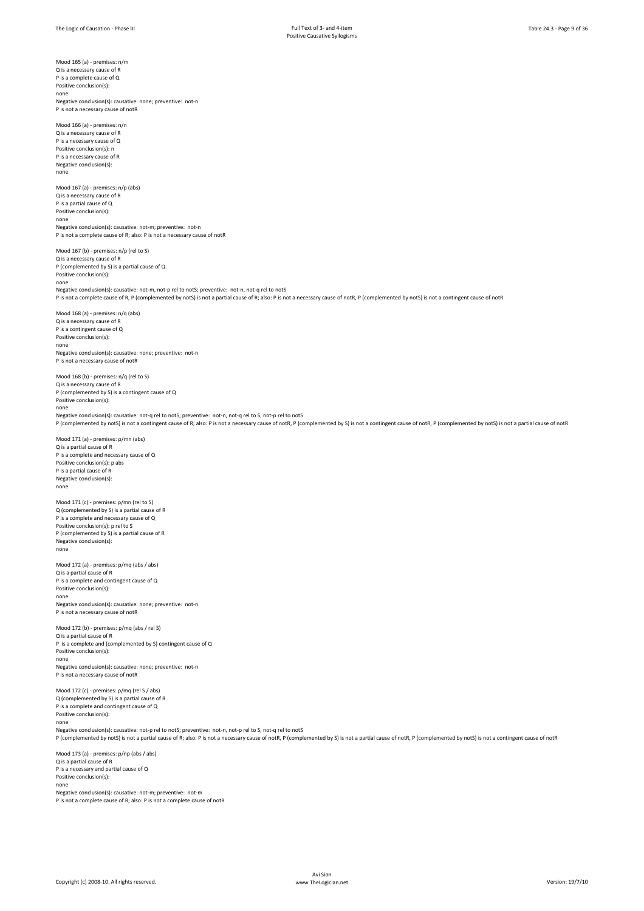Mood 165 (a) - premises: n/m
Q is a necessary cause of R
P is a complete cause of Q
Positive conclusion(s):
none
Negative conclusion(s): causative: none; preventive: not-n
P is not a necessary cause of notR

Mood 166 (a) - premises: n/n
Q is a necessary cause of R
P is a necessary cause of Q
Positive conclusion(s): n
P is a necessary cause of R
Negative conclusion(s):
none

Mood 167 (a) - premises: n/p (abs)
Q is a necessary cause of R
P is a partial cause of Q
Positive conclusion(s):
none
Negative conclusion(s): causative: not-m; preventive: not-n
P is not a complete cause of R; also: P is not a necessary cause of notR

Mood 167 (b) - premises: n/p (rel to S)
Q is a necessary cause of R
P (complemented by S) is a partial cause of Q
Positive conclusion(s):
none
Negative conclusion(s): causative: not-m, not-p rel to notS; preventive: not-n, not-q rel to notS
P is not a complete cause of R, P (complemented by notS) is not a partial cause of R; also: P is not a necessary cause of notR, P (complemented by notS) is not a contingent cause of notR

Mood 168 (a) - premises: n/q (abs)
Q is a necessary cause of R
P is a contingent cause of Q
Positive conclusion(s):
none
Negative conclusion(s): causative: none; preventive: not-n
P is not a necessary cause of notR

Mood 168 (b) - premises: n/q (rel to S)
Q is a necessary cause of R
P (complemented by S) is a contingent cause of Q
Positive conclusion(s):
none
Negative conclusion(s): causative: not-q rel to notS; preventive: not-n, not-q rel to S, not-p rel to notS
P (complemented by notS) is not a contingent cause of R; also: P is not a necessary cause of notR, P (complemented by S) is not a contingent cause of notR, P (complemented by notS) is not a partial cause of notR

Mood 171 (a) - premises: p/mn (abs)
Q is a partial cause of R
P is a complete and necessary cause of Q
Positive conclusion(s): p abs
P is a partial cause of R
Negative conclusion(s):
none

Mood 171 (c) - premises: p/mn (rel to S)
Q (complemented by S) is a partial cause of R
P is a complete and necessary cause of Q
Positive conclusion(s): p rel to S
P (complemented by S) is a partial cause of R
Negative conclusion(s):
none

Mood 172 (a) - premises: p/mq (abs / abs)
Q is a partial cause of R
P is a complete and contingent cause of Q
Positive conclusion(s):
none
Negative conclusion(s): causative: none; preventive: not-n
P is not a necessary cause of notR

Mood 172 (b) - premises: p/mq (abs / rel S)
Q is a partial cause of R
P is a complete and (complemented by S) contingent cause of Q
Positive conclusion(s):
none
Negative conclusion(s): causative: none; preventive: not-n
P is not a necessary cause of notR

Mood 172 (c) - premises: p/mq (rel S / abs)
Q (complemented by S) is a partial cause of R
P is a complete and contingent cause of Q
Positive conclusion(s):
none
Negative conclusion(s): causative: not-p rel to notS; preventive: not-n, not-p rel to S, not-q rel to notS
P (complemented by notS) is not a partial cause of R; also: P is not a necessary cause of notR, P (complemented by S) is not a partial cause of notR, P (complemented by notS) is not a contingent cause of notR

Mood 173 (a) - premises: p/np (abs / abs)
Q is a partial cause of R
P is a necessary and partial cause of Q
Positive conclusion(s):
none
Negative conclusion(s): causative: not-m; preventive: not-m
P is not a complete cause of R; also: P is not a complete cause of notR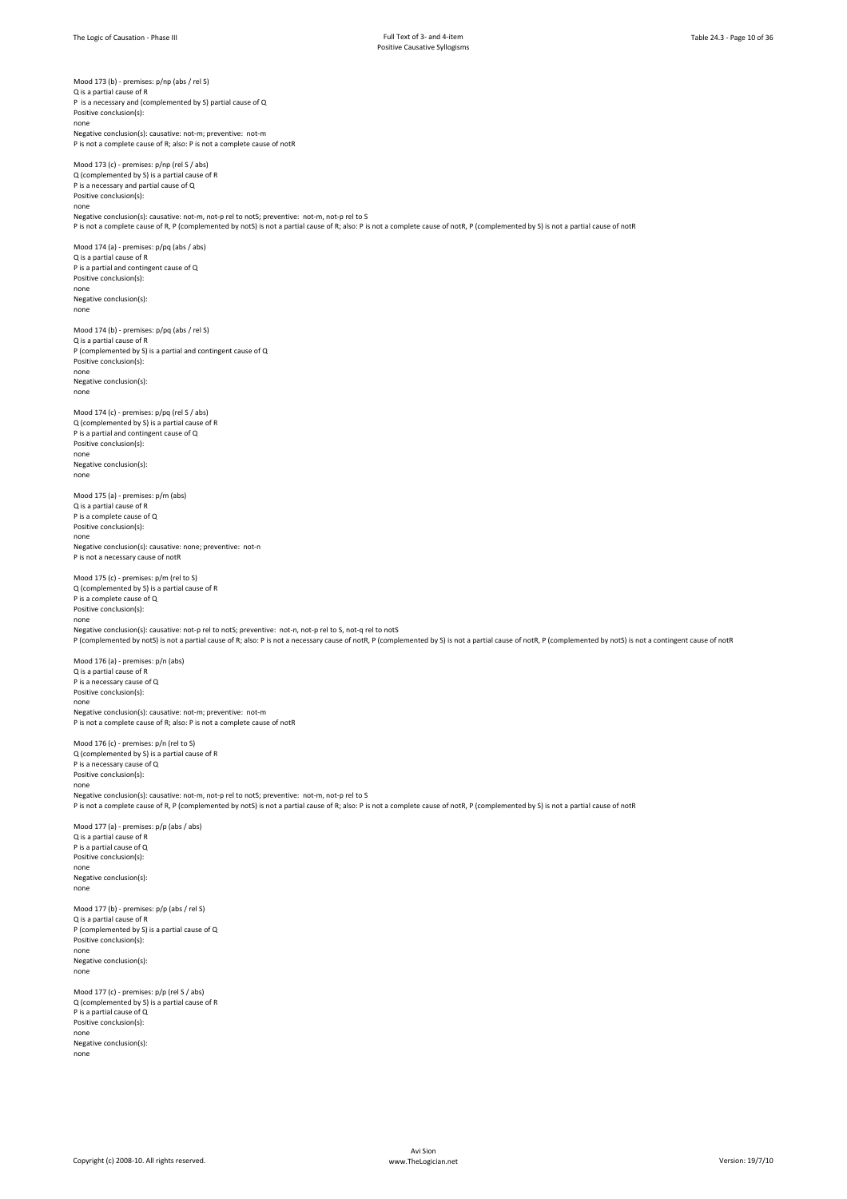Mood 173 (b) - premises: p/np (abs / rel S)
Q is a partial cause of R
P is a necessary and (complemented by S) partial cause of Q
Positive conclusion(s):
none
Negative conclusion(s): causative: not-m; preventive: not-m
P is not a complete cause of R; also: P is not a complete cause of notR

Mood 173 (c) - premises: p/np (rel S / abs)
Q (complemented by S) is a partial cause of R
P is a necessary and partial cause of Q
Positive conclusion(s):
none
Negative conclusion(s): causative: not-m, not-p rel to notS; preventive: not-m, not-p rel to S
P is not a complete cause of R, P (complemented by notS) is not a partial cause of R; also: P is not a complete cause of notR, P (complemented by S) is not a partial cause of notR

Mood 174 (a) - premises: p/pq (abs / abs)
Q is a partial cause of R
P is a partial and contingent cause of Q
Positive conclusion(s):
none
Negative conclusion(s):
none

Mood 174 (b) - premises: p/pq (abs / rel S)
Q is a partial cause of R
P (complemented by S) is a partial and contingent cause of Q
Positive conclusion(s):
none
Negative conclusion(s):
none

Mood 174 (c) - premises: p/pq (rel S / abs)
Q (complemented by S) is a partial cause of R
P is a partial and contingent cause of Q
Positive conclusion(s):
none
Negative conclusion(s):
none

Mood 175 (a) - premises: p/m (abs)
Q is a partial cause of R
P is a complete cause of Q
Positive conclusion(s):
none
Negative conclusion(s): causative: none; preventive: not-n
P is not a necessary cause of notR

Mood 175 (c) - premises: p/m (rel to S)
Q (complemented by S) is a partial cause of R
P is a complete cause of Q
Positive conclusion(s):
none
Negative conclusion(s): causative: not-p rel to notS; preventive: not-n, not-p rel to S, not-q rel to notS
P (complemented by notS) is not a partial cause of R; also: P is not a necessary cause of notR, P (complemented by S) is not a partial cause of notR, P (complemented by notS) is not a contingent cause of notR

Mood 176 (a) - premises: p/n (abs)
Q is a partial cause of R
P is a necessary cause of Q
Positive conclusion(s):
none
Negative conclusion(s): causative: not-m; preventive: not-m
P is not a complete cause of R; also: P is not a complete cause of notR

Mood 176 (c) - premises: p/n (rel to S)
Q (complemented by S) is a partial cause of R
P is a necessary cause of Q
Positive conclusion(s):
none
Negative conclusion(s): causative: not-m, not-p rel to notS; preventive: not-m, not-p rel to S
P is not a complete cause of R, P (complemented by notS) is not a partial cause of R; also: P is not a complete cause of notR, P (complemented by S) is not a partial cause of notR

Mood 177 (a) - premises: p/p (abs / abs)
Q is a partial cause of R
P is a partial cause of Q
Positive conclusion(s):
none
Negative conclusion(s):
none

Mood 177 (b) - premises: p/p (abs / rel S)
Q is a partial cause of R
P (complemented by S) is a partial cause of Q
Positive conclusion(s):
none
Negative conclusion(s):
none

Mood 177 (c) - premises: p/p (rel S / abs)
Q (complemented by S) is a partial cause of R
P is a partial cause of Q
Positive conclusion(s):
none
Negative conclusion(s):
none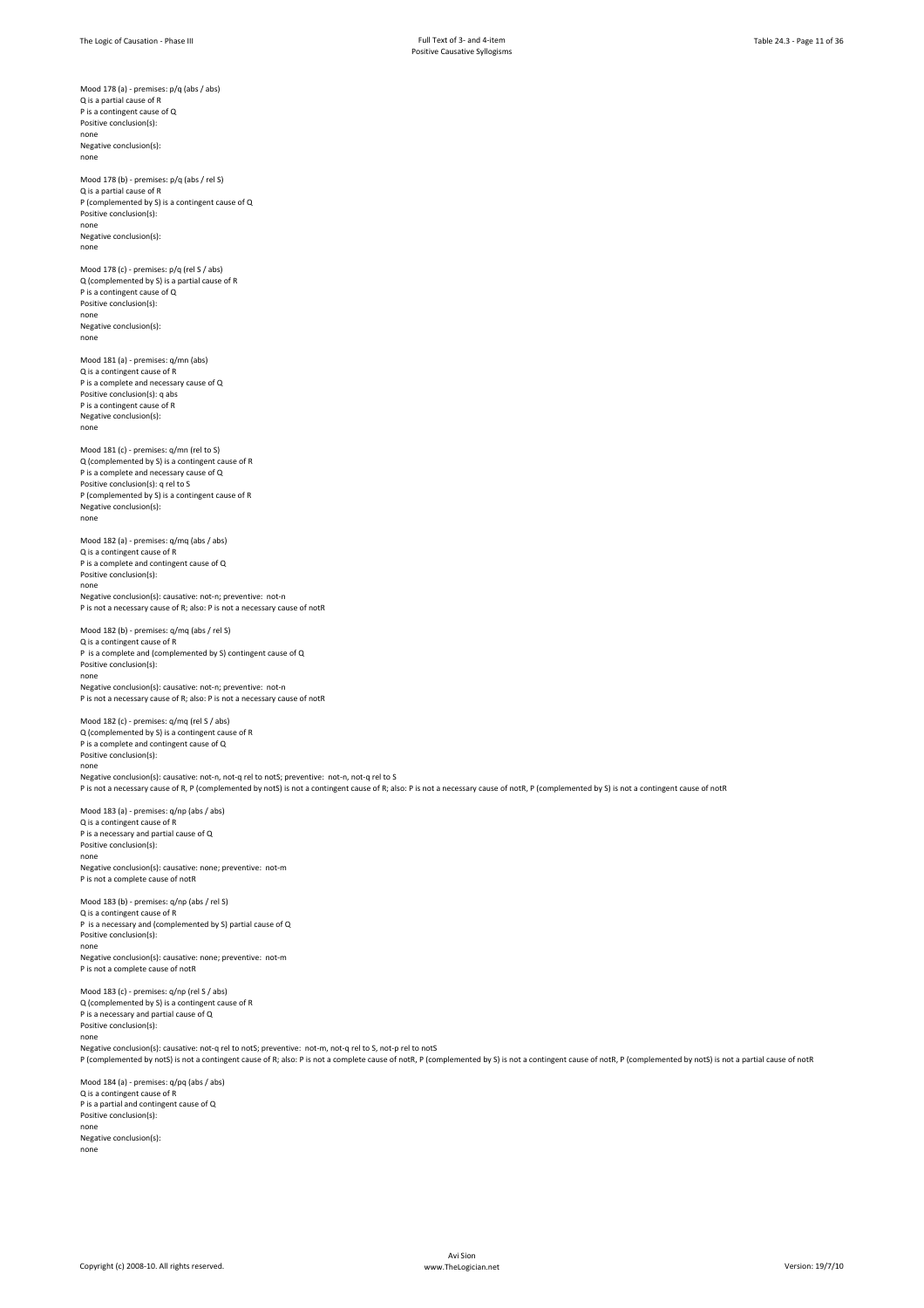Mood 178 (a) - premises: p/q (abs / abs)
Q is a partial cause of R
P is a contingent cause of Q
Positive conclusion(s):
none
Negative conclusion(s):
none

Mood 178 (b) - premises: p/q (abs / rel S)
Q is a partial cause of R
P (complemented by S) is a contingent cause of Q
Positive conclusion(s):
none
Negative conclusion(s):
none

Mood 178 (c) - premises: p/q (rel S / abs)
Q (complemented by S) is a partial cause of R
P is a contingent cause of Q
Positive conclusion(s):
none
Negative conclusion(s):
none

Mood 181 (a) - premises: q/mn (abs)
Q is a contingent cause of R
P is a complete and necessary cause of Q
Positive conclusion(s): q abs
P is a contingent cause of R
Negative conclusion(s):
none

Mood 181 (c) - premises: q/mn (rel to S)
Q (complemented by S) is a contingent cause of R
P is a complete and necessary cause of Q
Positive conclusion(s): q rel to S
P (complemented by S) is a contingent cause of R
Negative conclusion(s):
none

Mood 182 (a) - premises: q/mq (abs / abs)
Q is a contingent cause of R
P is a complete and contingent cause of Q
Positive conclusion(s):
none
Negative conclusion(s): causative: not-n; preventive: not-n
P is not a necessary cause of R; also: P is not a necessary cause of notR

Mood 182 (b) - premises: q/mq (abs / rel S)
Q is a contingent cause of R
P is a complete and (complemented by S) contingent cause of Q
Positive conclusion(s):
none
Negative conclusion(s): causative: not-n; preventive: not-n
P is not a necessary cause of R; also: P is not a necessary cause of notR

Mood 182 (c) - premises: q/mq (rel S / abs)
Q (complemented by S) is a contingent cause of R
P is a complete and contingent cause of Q
Positive conclusion(s):
none
Negative conclusion(s): causative: not-n, not-q rel to notS; preventive: not-n, not-q rel to S
P is not a necessary cause of R, P (complemented by notS) is not a contingent cause of R; also: P is not a necessary cause of notR, P (complemented by S) is not a contingent cause of notR

Mood 183 (a) - premises: q/np (abs / abs)
Q is a contingent cause of R
P is a necessary and partial cause of Q
Positive conclusion(s):
none
Negative conclusion(s): causative: none; preventive: not-m
P is not a complete cause of notR

Mood 183 (b) - premises: q/np (abs / rel S)
Q is a contingent cause of R
P is a necessary and (complemented by S) partial cause of Q
Positive conclusion(s):
none
Negative conclusion(s): causative: none; preventive: not-m
P is not a complete cause of notR

Mood 183 (c) - premises: q/np (rel S / abs)
Q (complemented by S) is a contingent cause of R
P is a necessary and partial cause of Q
Positive conclusion(s):
none
Negative conclusion(s): causative: not-q rel to notS; preventive: not-m, not-q rel to S, not-p rel to notS
P (complemented by notS) is not a contingent cause of R; also: P is not a complete cause of notR, P (complemented by S) is not a contingent cause of notR, P (complemented by notS) is not a partial cause of notR

Mood 184 (a) - premises: q/pq (abs / abs)
Q is a contingent cause of R
P is a partial and contingent cause of Q
Positive conclusion(s):
none
Negative conclusion(s):
none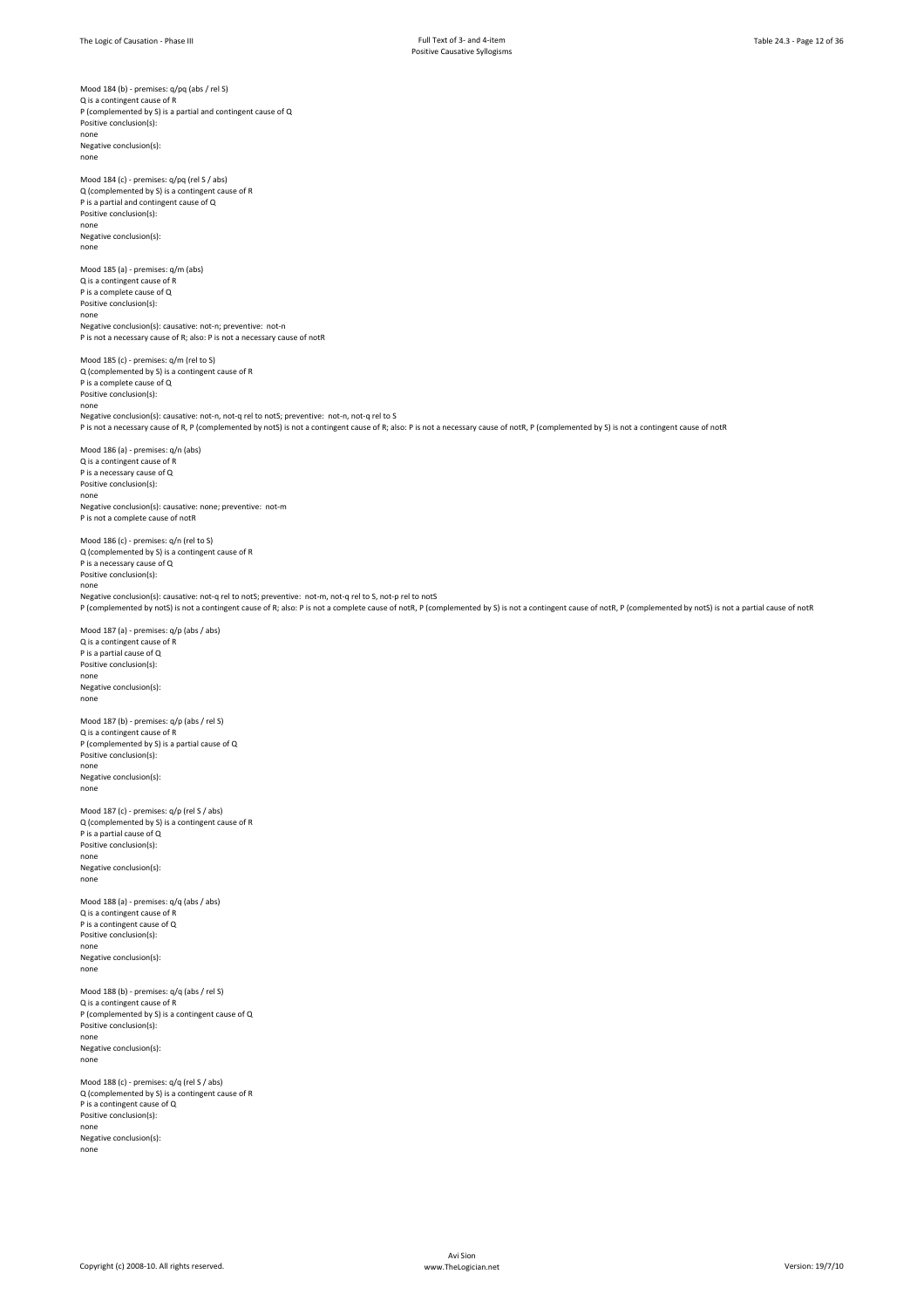Mood 184 (b) - premises: q/pq (abs / rel S)
Q is a contingent cause of R
P (complemented by S) is a partial and contingent cause of Q
Positive conclusion(s):
none
Negative conclusion(s):
none

Mood 184 (c) - premises: q/pq (rel S / abs)
Q (complemented by S) is a contingent cause of R
P is a partial and contingent cause of Q
Positive conclusion(s):
none
Negative conclusion(s):
none

Mood 185 (a) - premises: q/m (abs)
Q is a contingent cause of R
P is a complete cause of Q
Positive conclusion(s):
none
Negative conclusion(s): causative: not-n; preventive: not-n
P is not a necessary cause of R; also: P is not a necessary cause of notR

Mood 185 (c) - premises: q/m (rel to S)
Q (complemented by S) is a contingent cause of R
P is a complete cause of Q
Positive conclusion(s):
none
Negative conclusion(s): causative: not-n, not-q rel to notS; preventive: not-n, not-q rel to S
P is not a necessary cause of R, P (complemented by notS) is not a contingent cause of R; also: P is not a necessary cause of notR, P (complemented by S) is not a contingent cause of notR

Mood 186 (a) - premises: q/n (abs)
Q is a contingent cause of R
P is a necessary cause of Q
Positive conclusion(s):
none
Negative conclusion(s): causative: none; preventive: not-m
P is not a complete cause of notR

Mood 186 (c) - premises: q/n (rel to S)
Q (complemented by S) is a contingent cause of R
P is a necessary cause of Q
Positive conclusion(s):
none
Negative conclusion(s): causative: not-q rel to notS; preventive: not-m, not-q rel to S, not-p rel to notS
P (complemented by notS) is not a contingent cause of R; also: P is not a complete cause of notR, P (complemented by S) is not a contingent cause of notR, P (complemented by notS) is not a partial cause of notR

Mood 187 (a) - premises: q/p (abs / abs)
Q is a contingent cause of R
P is a partial cause of Q
Positive conclusion(s):
none
Negative conclusion(s):
none

Mood 187 (b) - premises: q/p (abs / rel S)
Q is a contingent cause of R
P (complemented by S) is a partial cause of Q
Positive conclusion(s):
none
Negative conclusion(s):
none

Mood 187 (c) - premises: q/p (rel S / abs)
Q (complemented by S) is a contingent cause of R
P is a partial cause of Q
Positive conclusion(s):
none
Negative conclusion(s):
none

Mood 188 (a) - premises: q/q (abs / abs)
Q is a contingent cause of R
P is a contingent cause of Q
Positive conclusion(s):
none
Negative conclusion(s):
none

Mood 188 (b) - premises: q/q (abs / rel S)
Q is a contingent cause of R
P (complemented by S) is a contingent cause of Q
Positive conclusion(s):
none
Negative conclusion(s):
none

Mood 188 (c) - premises: q/q (rel S / abs)
Q (complemented by S) is a contingent cause of R
P is a contingent cause of Q
Positive conclusion(s):
none
Negative conclusion(s):
none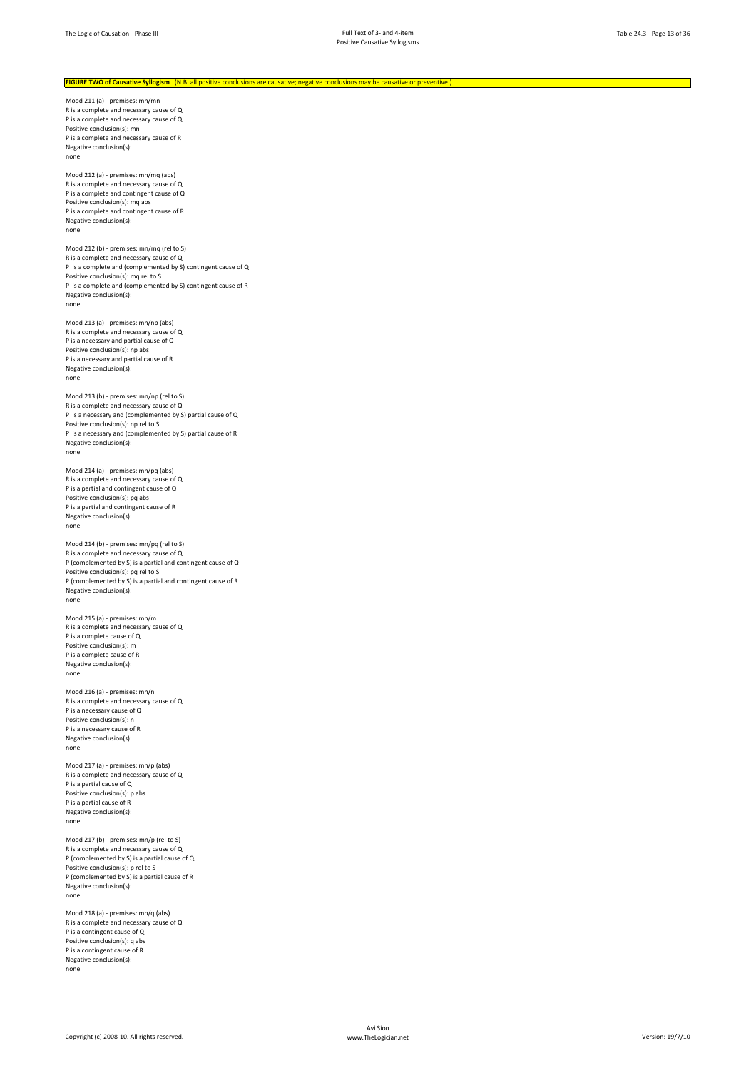**FIGURE TWO of Causative Syllogism** (N.B. all positive conclusions are causative; negative conclusions may be causative or preventive.)

Mood 211 (a) - premises: mn/mn
R is a complete and necessary cause of Q
P is a complete and necessary cause of Q
Positive conclusion(s): mn
P is a complete and necessary cause of R
Negative conclusion(s):
none

Mood 212 (a) - premises: mn/mq (abs)
R is a complete and necessary cause of Q
P is a complete and contingent cause of Q
Positive conclusion(s): mq abs
P is a complete and contingent cause of R
Negative conclusion(s):
none

Mood 212 (b) - premises: mn/mq (rel to S)
R is a complete and necessary cause of Q
P is a complete and (complemented by S) contingent cause of Q
Positive conclusion(s): mq rel to S
P is a complete and (complemented by S) contingent cause of R
Negative conclusion(s):
none

Mood 213 (a) - premises: mn/np (abs)
R is a complete and necessary cause of Q
P is a necessary and partial cause of Q
Positive conclusion(s): np abs
P is a necessary and partial cause of R
Negative conclusion(s):
none

Mood 213 (b) - premises: mn/np (rel to S)
R is a complete and necessary cause of Q
P is a necessary and (complemented by S) partial cause of Q
Positive conclusion(s): np rel to S
P is a necessary and (complemented by S) partial cause of R
Negative conclusion(s):
none

Mood 214 (a) - premises: mn/pq (abs)
R is a complete and necessary cause of Q
P is a partial and contingent cause of Q
Positive conclusion(s): pq abs
P is a partial and contingent cause of R
Negative conclusion(s):
none

Mood 214 (b) - premises: mn/pq (rel to S)
R is a complete and necessary cause of Q
P (complemented by S) is a partial and contingent cause of Q
Positive conclusion(s): pq rel to S
P (complemented by S) is a partial and contingent cause of R
Negative conclusion(s):
none

Mood 215 (a) - premises: mn/m
R is a complete and necessary cause of Q
P is a complete cause of Q
Positive conclusion(s): m
P is a complete cause of R
Negative conclusion(s):
none

Mood 216 (a) - premises: mn/n
R is a complete and necessary cause of Q
P is a necessary cause of Q
Positive conclusion(s): n
P is a necessary cause of R
Negative conclusion(s):
none

Mood 217 (a) - premises: mn/p (abs)
R is a complete and necessary cause of Q
P is a partial cause of Q
Positive conclusion(s): p abs
P is a partial cause of R
Negative conclusion(s):
none

Mood 217 (b) - premises: mn/p (rel to S)
R is a complete and necessary cause of Q
P (complemented by S) is a partial cause of Q
Positive conclusion(s): p rel to S
P (complemented by S) is a partial cause of R
Negative conclusion(s):
none

Mood 218 (a) - premises: mn/q (abs)
R is a complete and necessary cause of Q
P is a contingent cause of Q
Positive conclusion(s): q abs
P is a contingent cause of R
Negative conclusion(s):
none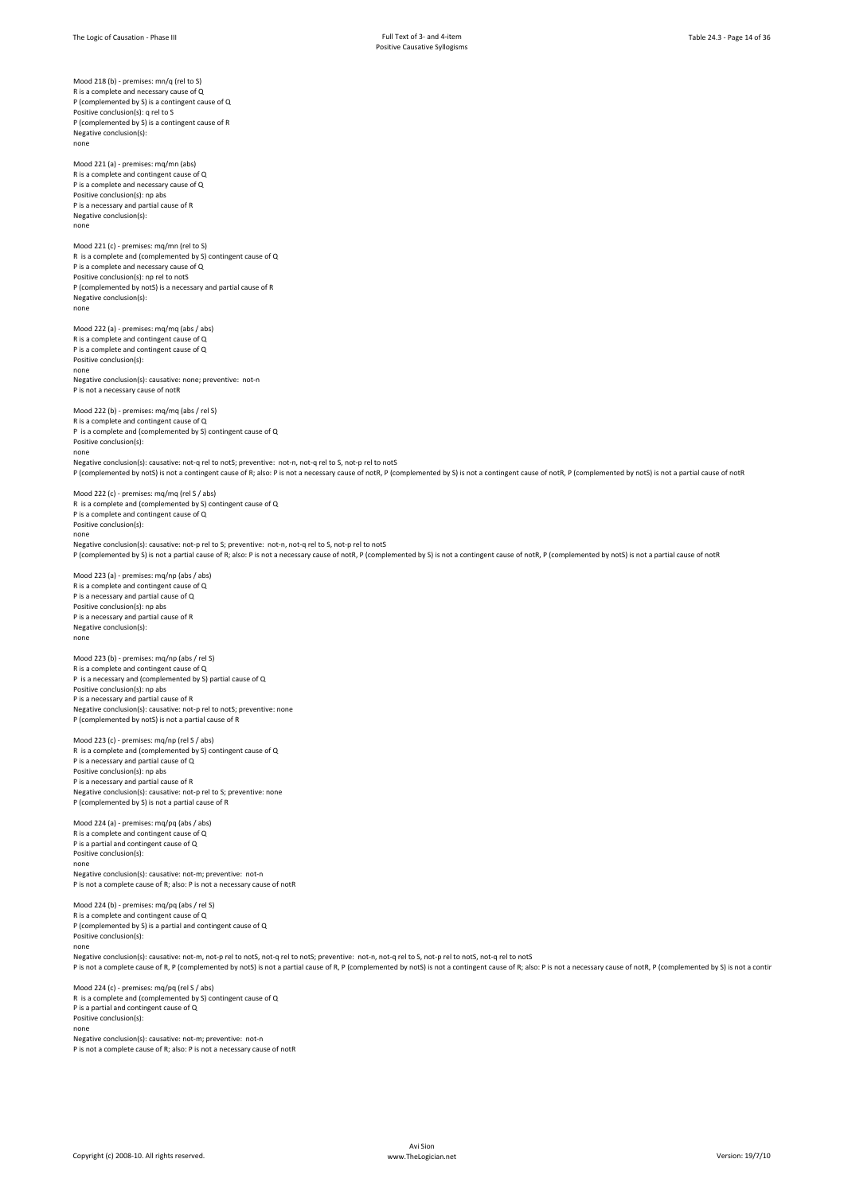Mood 218 (b) - premises: mn/q (rel to S)
R is a complete and necessary cause of Q
P (complemented by S) is a contingent cause of Q
Positive conclusion(s): q rel to S
P (complemented by S) is a contingent cause of R
Negative conclusion(s):
none

Mood 221 (a) - premises: mq/mn (abs)
R is a complete and contingent cause of Q
P is a complete and necessary cause of Q
Positive conclusion(s): np abs
P is a necessary and partial cause of R
Negative conclusion(s):
none

Mood 221 (c) - premises: mq/mn (rel to S)
R is a complete and (complemented by S) contingent cause of Q
P is a complete and necessary cause of Q
Positive conclusion(s): np rel to notS
P (complemented by notS) is a necessary and partial cause of R
Negative conclusion(s):
none

Mood 222 (a) - premises: mq/mq (abs / abs)
R is a complete and contingent cause of Q
P is a complete and contingent cause of Q
Positive conclusion(s):
none
Negative conclusion(s): causative: none; preventive: not-n
P is not a necessary cause of notR

Mood 222 (b) - premises: mq/mq (abs / rel S)
R is a complete and contingent cause of Q
P is a complete and (complemented by S) contingent cause of Q
Positive conclusion(s):
none
Negative conclusion(s): causative: not-q rel to notS; preventive: not-n, not-q rel to S, not-p rel to notS
P (complemented by notS) is not a contingent cause of R; also: P is not a necessary cause of notR, P (complemented by S) is not a contingent cause of notR, P (complemented by notS) is not a partial cause of notR

Mood 222 (c) - premises: mq/mq (rel S / abs)
R is a complete and (complemented by S) contingent cause of Q
P is a complete and contingent cause of Q
Positive conclusion(s):
none
Negative conclusion(s): causative: not-p rel to S; preventive: not-n, not-q rel to S, not-p rel to notS
P (complemented by S) is not a partial cause of R; also: P is not a necessary cause of notR, P (complemented by S) is not a contingent cause of notR, P (complemented by notS) is not a partial cause of notR

Mood 223 (a) - premises: mq/np (abs / abs)
R is a complete and contingent cause of Q
P is a necessary and partial cause of Q
Positive conclusion(s): np abs
P is a necessary and partial cause of R
Negative conclusion(s):
none

Mood 223 (b) - premises: mq/np (abs / rel S)
R is a complete and contingent cause of Q
P is a necessary and (complemented by S) partial cause of Q
Positive conclusion(s): np abs
P is a necessary and partial cause of R
Negative conclusion(s): causative: not-p rel to notS; preventive: none
P (complemented by notS) is not a partial cause of R

Mood 223 (c) - premises: mq/np (rel S / abs)
R is a complete and (complemented by S) contingent cause of Q
P is a necessary and partial cause of Q
Positive conclusion(s): np abs
P is a necessary and partial cause of R
Negative conclusion(s): causative: not-p rel to S; preventive: none
P (complemented by S) is not a partial cause of R

Mood 224 (a) - premises: mq/pq (abs / abs)
R is a complete and contingent cause of Q
P is a partial and contingent cause of Q
Positive conclusion(s):
none
Negative conclusion(s): causative: not-m; preventive: not-n
P is not a complete cause of R; also: P is not a necessary cause of notR

Mood 224 (b) - premises: mq/pq (abs / rel S)
R is a complete and contingent cause of Q
P (complemented by S) is a partial and contingent cause of Q
Positive conclusion(s):
none
Negative conclusion(s): causative: not-m, not-p rel to notS, not-q rel to notS; preventive: not-n, not-q rel to S, not-p rel to notS, not-q rel to notS
P is not a complete cause of R, P (complemented by notS) is not a partial cause of R, P (complemented by notS) is not a contingent cause of R; also: P is not a necessary cause of notR, P (complemented by S) is not a contir

Mood 224 (c) - premises: mq/pq (rel S / abs)
R is a complete and (complemented by S) contingent cause of Q
P is a partial and contingent cause of Q
Positive conclusion(s):
none
Negative conclusion(s): causative: not-m; preventive: not-n
P is not a complete cause of R; also: P is not a necessary cause of notR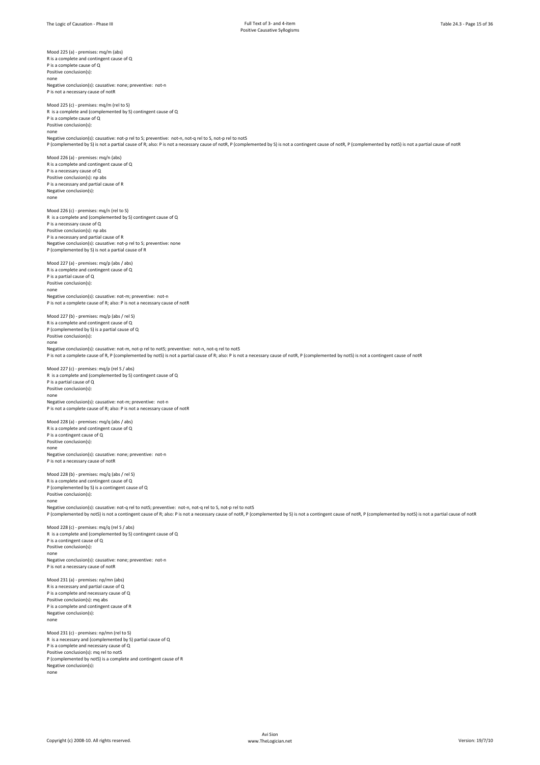Mood 225 (a) - premises: mq/m (abs)
R is a complete and contingent cause of Q
P is a complete cause of Q
Positive conclusion(s):
none
Negative conclusion(s): causative: none; preventive: not-n
P is not a necessary cause of notR

Mood 225 (c) - premises: mq/m (rel to S)
R is a complete and (complemented by S) contingent cause of Q
P is a complete cause of Q
Positive conclusion(s):
none
Negative conclusion(s): causative: not-p rel to S; preventive: not-n, not-q rel to S, not-p rel to notS
P (complemented by S) is not a partial cause of R; also: P is not a necessary cause of notR, P (complemented by S) is not a contingent cause of notR, P (complemented by notS) is not a partial cause of notR

Mood 226 (a) - premises: mq/n (abs)
R is a complete and contingent cause of Q
P is a necessary cause of Q
Positive conclusion(s): np abs
P is a necessary and partial cause of R
Negative conclusion(s):
none

Mood 226 (c) - premises: mq/n (rel to S)
R is a complete and (complemented by S) contingent cause of Q
P is a necessary cause of Q
Positive conclusion(s): np abs
P is a necessary and partial cause of R
Negative conclusion(s): causative: not-p rel to S; preventive: none
P (complemented by S) is not a partial cause of R

Mood 227 (a) - premises: mq/p (abs / abs)
R is a complete and contingent cause of Q
P is a partial cause of Q
Positive conclusion(s):
none
Negative conclusion(s): causative: not-m; preventive: not-n
P is not a complete cause of R; also: P is not a necessary cause of notR

Mood 227 (b) - premises: mq/p (abs / rel S)
R is a complete and contingent cause of Q
P (complemented by S) is a partial cause of Q
Positive conclusion(s):
none
Negative conclusion(s): causative: not-m, not-p rel to notS; preventive: not-n, not-q rel to notS
P is not a complete cause of R, P (complemented by notS) is not a partial cause of R; also: P is not a necessary cause of notR, P (complemented by notS) is not a contingent cause of notR

Mood 227 (c) - premises: mq/p (rel S / abs)
R is a complete and (complemented by S) contingent cause of Q
P is a partial cause of Q
Positive conclusion(s):
none
Negative conclusion(s): causative: not-m; preventive: not-n
P is not a complete cause of R; also: P is not a necessary cause of notR

Mood 228 (a) - premises: mq/q (abs / abs)
R is a complete and contingent cause of Q
P is a contingent cause of Q
Positive conclusion(s):
none
Negative conclusion(s): causative: none; preventive: not-n
P is not a necessary cause of notR

Mood 228 (b) - premises: mq/q (abs / rel S)
R is a complete and contingent cause of Q
P (complemented by S) is a contingent cause of Q
Positive conclusion(s):
none
Negative conclusion(s): causative: not-q rel to notS; preventive: not-n, not-q rel to S, not-p rel to notS
P (complemented by notS) is not a contingent cause of R; also: P is not a necessary cause of notR, P (complemented by S) is not a contingent cause of notR, P (complemented by notS) is not a partial cause of notR

Mood 228 (c) - premises: mq/q (rel S / abs)
R is a complete and (complemented by S) contingent cause of Q
P is a contingent cause of Q
Positive conclusion(s):
none
Negative conclusion(s): causative: none; preventive: not-n
P is not a necessary cause of notR

Mood 231 (a) - premises: np/mn (abs)
R is a necessary and partial cause of Q
P is a complete and necessary cause of Q
Positive conclusion(s): mq abs
P is a complete and contingent cause of R
Negative conclusion(s):
none

Mood 231 (c) - premises: np/mn (rel to S)
R is a necessary and (complemented by S) partial cause of Q
P is a complete and necessary cause of Q
Positive conclusion(s): mq rel to notS
P (complemented by notS) is a complete and contingent cause of R
Negative conclusion(s):
none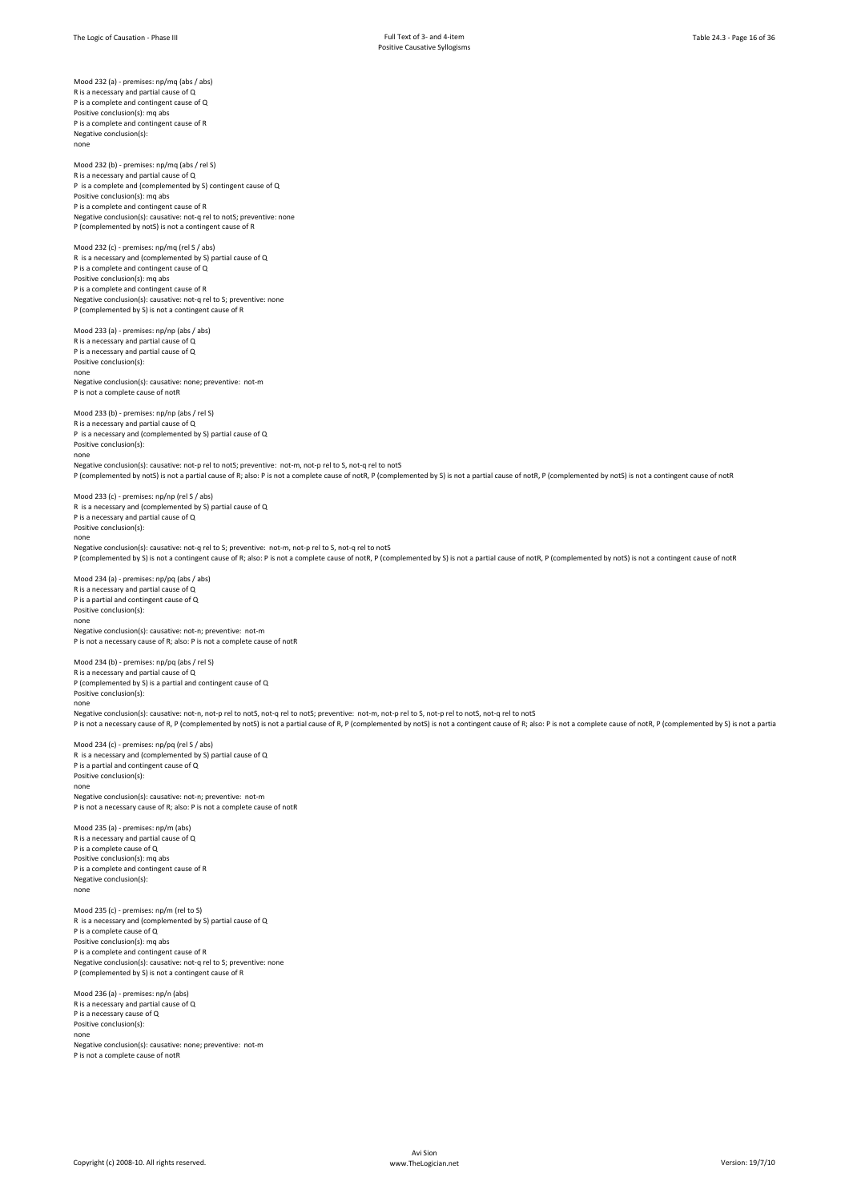Mood 232 (a) - premises: np/mq (abs / abs)
R is a necessary and partial cause of Q
P is a complete and contingent cause of Q
Positive conclusion(s): mq abs
P is a complete and contingent cause of R
Negative conclusion(s):
none

Mood 232 (b) - premises: np/mq (abs / rel S)
R is a necessary and partial cause of Q
P is a complete and (complemented by S) contingent cause of Q
Positive conclusion(s): mq abs
P is a complete and contingent cause of R
Negative conclusion(s): causative: not-q rel to notS; preventive: none
P (complemented by notS) is not a contingent cause of R

Mood 232 (c) - premises: np/mq (rel S / abs)
R is a necessary and (complemented by S) partial cause of Q
P is a complete and contingent cause of Q
Positive conclusion(s): mq abs
P is a complete and contingent cause of R
Negative conclusion(s): causative: not-q rel to S; preventive: none
P (complemented by S) is not a contingent cause of R

Mood 233 (a) - premises: np/np (abs / abs)
R is a necessary and partial cause of Q
P is a necessary and partial cause of Q
Positive conclusion(s):
none
Negative conclusion(s): causative: none; preventive: not-m
P is not a complete cause of notR

Mood 233 (b) - premises: np/np (abs / rel S)
R is a necessary and partial cause of Q
P is a necessary and (complemented by S) partial cause of Q
Positive conclusion(s):
none
Negative conclusion(s): causative: not-p rel to notS; preventive: not-m, not-p rel to S, not-q rel to notS
P (complemented by notS) is not a partial cause of R; also: P is not a complete cause of notR, P (complemented by S) is not a partial cause of notR, P (complemented by notS) is not a contingent cause of notR

Mood 233 (c) - premises: np/np (rel S / abs)
R is a necessary and (complemented by S) partial cause of Q
P is a necessary and partial cause of Q
Positive conclusion(s):
none
Negative conclusion(s): causative: not-q rel to S; preventive: not-m, not-p rel to S, not-q rel to notS
P (complemented by S) is not a contingent cause of R; also: P is not a complete cause of notR, P (complemented by S) is not a partial cause of notR, P (complemented by notS) is not a contingent cause of notR

Mood 234 (a) - premises: np/pq (abs / abs)
R is a necessary and partial cause of Q
P is a partial and contingent cause of Q
Positive conclusion(s):
none
Negative conclusion(s): causative: not-n; preventive: not-m
P is not a necessary cause of R; also: P is not a complete cause of notR

Mood 234 (b) - premises: np/pq (abs / rel S)
R is a necessary and partial cause of Q
P (complemented by S) is a partial and contingent cause of Q
Positive conclusion(s):
none
Negative conclusion(s): causative: not-n, not-p rel to notS, not-q rel to notS; preventive: not-m, not-p rel to S, not-p rel to notS, not-q rel to notS
P is not a necessary cause of R, P (complemented by notS) is not a partial cause of R, P (complemented by notS) is not a contingent cause of R; also: P is not a complete cause of notR, P (complemented by S) is not a partia

Mood 234 (c) - premises: np/pq (rel S / abs)
R is a necessary and (complemented by S) partial cause of Q
P is a partial and contingent cause of Q
Positive conclusion(s):
none
Negative conclusion(s): causative: not-n; preventive: not-m
P is not a necessary cause of R; also: P is not a complete cause of notR

Mood 235 (a) - premises: np/m (abs)
R is a necessary and partial cause of Q
P is a complete cause of Q
Positive conclusion(s): mq abs
P is a complete and contingent cause of R
Negative conclusion(s):
none

Mood 235 (c) - premises: np/m (rel to S)
R is a necessary and (complemented by S) partial cause of Q
P is a complete cause of Q
Positive conclusion(s): mq abs
P is a complete and contingent cause of R
Negative conclusion(s): causative: not-q rel to S; preventive: none
P (complemented by S) is not a contingent cause of R

Mood 236 (a) - premises: np/n (abs)
R is a necessary and partial cause of Q
P is a necessary cause of Q
Positive conclusion(s):
none
Negative conclusion(s): causative: none; preventive: not-m
P is not a complete cause of notR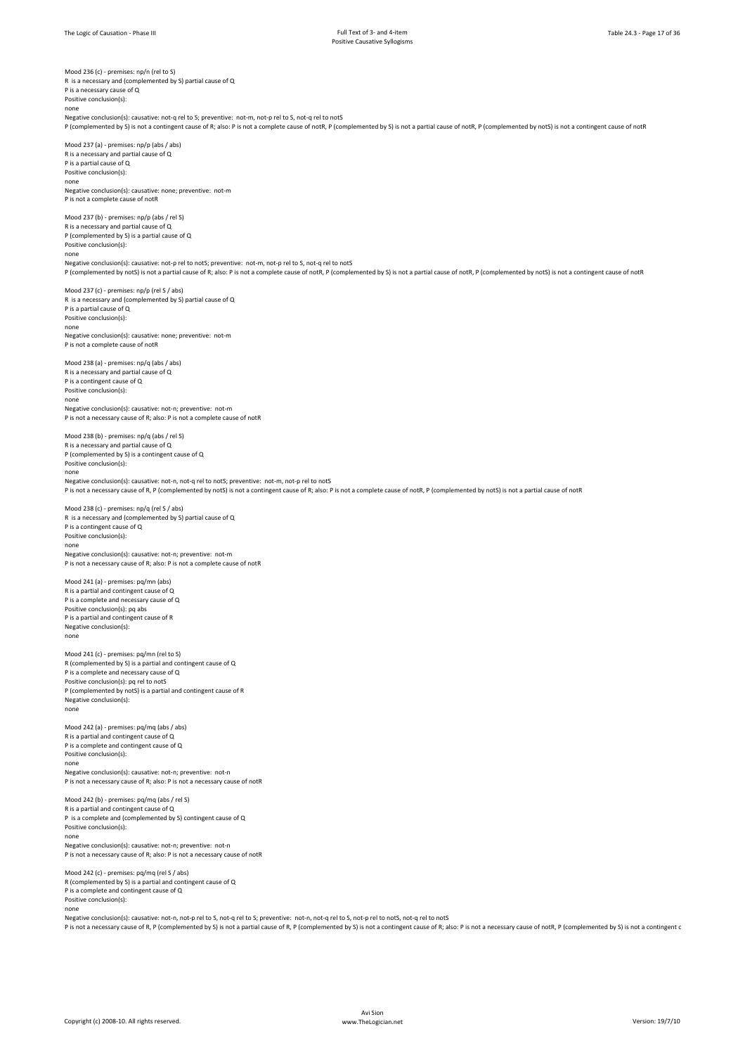Mood 236 (c) - premises: np/n (rel to S)
R is a necessary and (complemented by S) partial cause of Q
P is a necessary cause of Q
Positive conclusion(s):
none
Negative conclusion(s): causative: not-q rel to S; preventive: not-m, not-p rel to S, not-q rel to notS
P (complemented by S) is not a contingent cause of R; also: P is not a complete cause of notR, P (complemented by S) is not a partial cause of notR, P (complemented by notS) is not a contingent cause of notR

Mood 237 (a) - premises: np/p (abs / abs)
R is a necessary and partial cause of Q
P is a partial cause of Q
Positive conclusion(s):
none
Negative conclusion(s): causative: none; preventive: not-m
P is not a complete cause of notR

Mood 237 (b) - premises: np/p (abs / rel S)
R is a necessary and partial cause of Q
P (complemented by S) is a partial cause of Q
Positive conclusion(s):
none
Negative conclusion(s): causative: not-p rel to notS; preventive: not-m, not-p rel to S, not-q rel to notS
P (complemented by notS) is not a partial cause of R; also: P is not a complete cause of notR, P (complemented by S) is not a partial cause of notR, P (complemented by notS) is not a contingent cause of notR

Mood 237 (c) - premises: np/p (rel S / abs)
R is a necessary and (complemented by S) partial cause of Q
P is a partial cause of Q
Positive conclusion(s):
none
Negative conclusion(s): causative: none; preventive: not-m
P is not a complete cause of notR

Mood 238 (a) - premises: np/q (abs / abs)
R is a necessary and partial cause of Q
P is a contingent cause of Q
Positive conclusion(s):
none
Negative conclusion(s): causative: not-n; preventive: not-m
P is not a necessary cause of R; also: P is not a complete cause of notR

Mood 238 (b) - premises: np/q (abs / rel S)
R is a necessary and partial cause of Q
P (complemented by S) is a contingent cause of Q
Positive conclusion(s):
none
Negative conclusion(s): causative: not-n, not-q rel to notS; preventive: not-m, not-p rel to notS
P is not a necessary cause of R, P (complemented by notS) is not a contingent cause of R; also: P is not a complete cause of notR, P (complemented by notS) is not a partial cause of notR

Mood 238 (c) - premises: np/q (rel S / abs)
R is a necessary and (complemented by S) partial cause of Q
P is a contingent cause of Q
Positive conclusion(s):
none
Negative conclusion(s): causative: not-n; preventive: not-m
P is not a necessary cause of R; also: P is not a complete cause of notR

Mood 241 (a) - premises: pq/mn (abs)
R is a partial and contingent cause of Q
P is a complete and necessary cause of Q
Positive conclusion(s): pq abs
P is a partial and contingent cause of R
Negative conclusion(s):
none

Mood 241 (c) - premises: pq/mn (rel to S)
R (complemented by S) is a partial and contingent cause of Q
P is a complete and necessary cause of Q
Positive conclusion(s): pq rel to notS
P (complemented by notS) is a partial and contingent cause of R
Negative conclusion(s):
none

Mood 242 (a) - premises: pq/mq (abs / abs)
R is a partial and contingent cause of Q
P is a complete and contingent cause of Q
Positive conclusion(s):
none
Negative conclusion(s): causative: not-n; preventive: not-n
P is not a necessary cause of R; also: P is not a necessary cause of notR

Mood 242 (b) - premises: pq/mq (abs / rel S)
R is a partial and contingent cause of Q
P is a complete and (complemented by S) contingent cause of Q
Positive conclusion(s):
none
Negative conclusion(s): causative: not-n; preventive: not-n
P is not a necessary cause of R; also: P is not a necessary cause of notR

Mood 242 (c) - premises: pq/mq (rel S / abs)
R (complemented by S) is a partial and contingent cause of Q
P is a complete and contingent cause of Q
Positive conclusion(s):
none
Negative conclusion(s): causative: not-n, not-p rel to S, not-q rel to S; preventive: not-n, not-q rel to S, not-p rel to notS, not-q rel to notS
P is not a necessary cause of R, P (complemented by S) is not a partial cause of R, P (complemented by S) is not a contingent cause of R; also: P is not a necessary cause of notR, P (complemented by S) is not a contingent c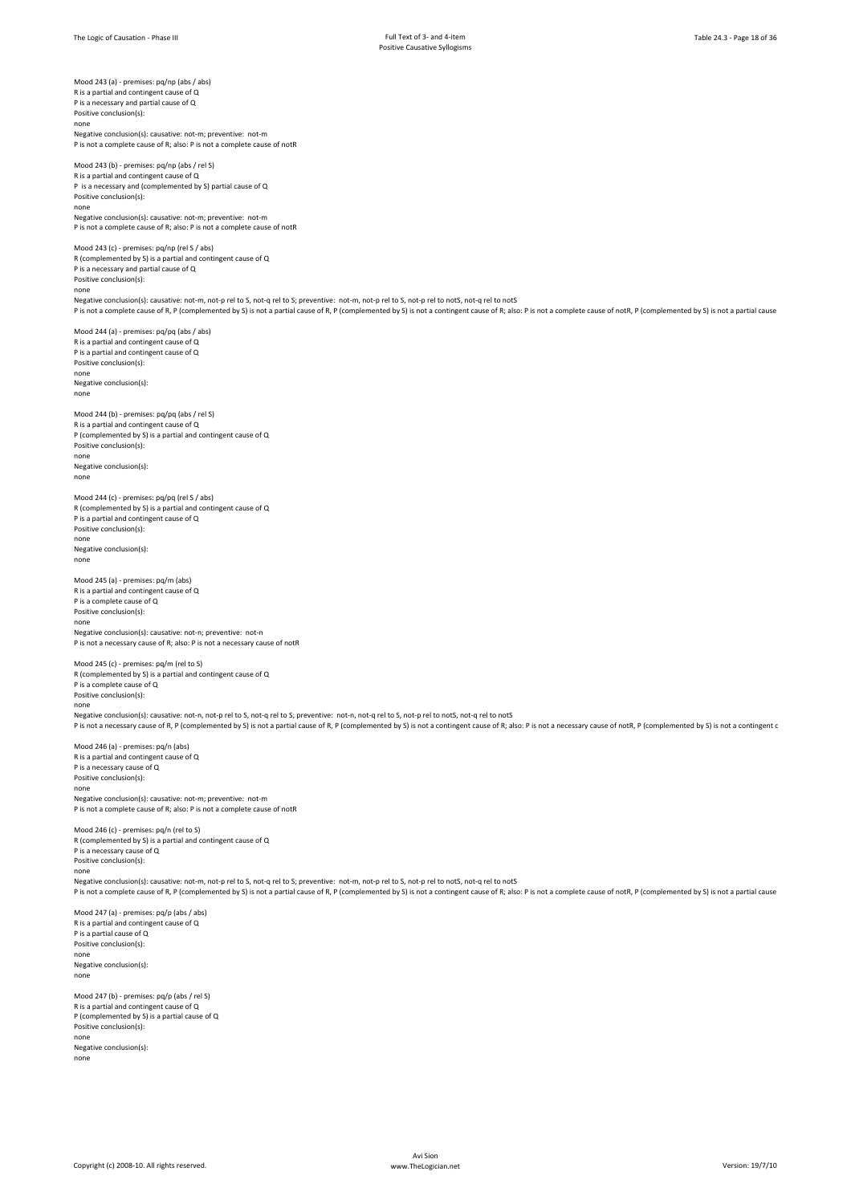Mood 243 (a) - premises: pq/np (abs / abs)
R is a partial and contingent cause of Q
P is a necessary and partial cause of Q
Positive conclusion(s):
none
Negative conclusion(s): causative: not-m; preventive: not-m
P is not a complete cause of R; also: P is not a complete cause of notR

Mood 243 (b) - premises: pq/np (abs / rel S)
R is a partial and contingent cause of Q
P is a necessary and (complemented by S) partial cause of Q
Positive conclusion(s):
none
Negative conclusion(s): causative: not-m; preventive: not-m
P is not a complete cause of R; also: P is not a complete cause of notR

Mood 243 (c) - premises: pq/np (rel S / abs)
R (complemented by S) is a partial and contingent cause of Q
P is a necessary and partial cause of Q
Positive conclusion(s):
none
Negative conclusion(s): causative: not-m, not-p rel to S, not-q rel to S; preventive: not-m, not-p rel to S, not-p rel to notS, not-q rel to notS
P is not a complete cause of R, P (complemented by S) is not a partial cause of R, P (complemented by S) is not a contingent cause of R; also: P is not a complete cause of notR, P (complemented by S) is not a partial cause

Mood 244 (a) - premises: pq/pq (abs / abs)
R is a partial and contingent cause of Q
P is a partial and contingent cause of Q
Positive conclusion(s):
none
Negative conclusion(s):
none

Mood 244 (b) - premises: pq/pq (abs / rel S)
R is a partial and contingent cause of Q
P (complemented by S) is a partial and contingent cause of Q
Positive conclusion(s):
none
Negative conclusion(s):
none

Mood 244 (c) - premises: pq/pq (rel S / abs)
R (complemented by S) is a partial and contingent cause of Q
P is a partial and contingent cause of Q
Positive conclusion(s):
none
Negative conclusion(s):
none

Mood 245 (a) - premises: pq/m (abs)
R is a partial and contingent cause of Q
P is a complete cause of Q
Positive conclusion(s):
none
Negative conclusion(s): causative: not-n; preventive: not-n
P is not a necessary cause of R; also: P is not a necessary cause of notR

Mood 245 (c) - premises: pq/m (rel to S)
R (complemented by S) is a partial and contingent cause of Q
P is a complete cause of Q
Positive conclusion(s):
none
Negative conclusion(s): causative: not-n, not-p rel to S, not-q rel to S; preventive: not-n, not-q rel to S, not-p rel to notS, not-q rel to notS
P is not a necessary cause of R, P (complemented by S) is not a partial cause of R, P (complemented by S) is not a contingent cause of R; also: P is not a necessary cause of notR, P (complemented by S) is not a contingent c

Mood 246 (a) - premises: pq/n (abs)
R is a partial and contingent cause of Q
P is a necessary cause of Q
Positive conclusion(s):
none
Negative conclusion(s): causative: not-m; preventive: not-m
P is not a complete cause of R; also: P is not a complete cause of notR

Mood 246 (c) - premises: pq/n (rel to S)
R (complemented by S) is a partial and contingent cause of Q
P is a necessary cause of Q
Positive conclusion(s):
none
Negative conclusion(s): causative: not-m, not-p rel to S, not-q rel to S; preventive: not-m, not-p rel to S, not-p rel to notS, not-q rel to notS
P is not a complete cause of R, P (complemented by S) is not a partial cause of R, P (complemented by S) is not a contingent cause of R; also: P is not a complete cause of notR, P (complemented by S) is not a partial cause

Mood 247 (a) - premises: pq/p (abs / abs)
R is a partial and contingent cause of Q
P is a partial cause of Q
Positive conclusion(s):
none
Negative conclusion(s):
none

Mood 247 (b) - premises: pq/p (abs / rel S)
R is a partial and contingent cause of Q
P (complemented by S) is a partial cause of Q
Positive conclusion(s):
none
Negative conclusion(s):
none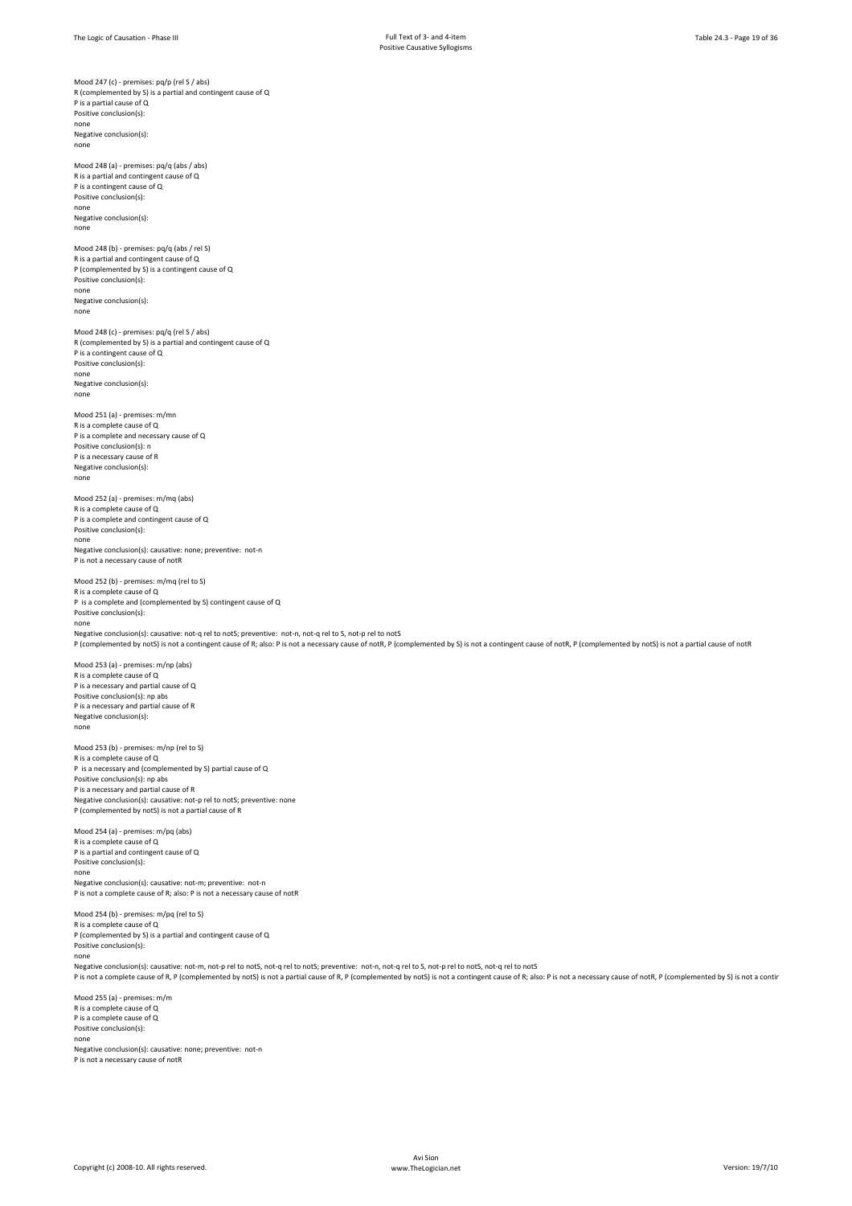Mood 247 (c) - premises: pq/p (rel S / abs)
R (complemented by S) is a partial and contingent cause of Q
P is a partial cause of Q
Positive conclusion(s):
none
Negative conclusion(s):
none

Mood 248 (a) - premises: pq/q (abs / abs)
R is a partial and contingent cause of Q
P is a contingent cause of Q
Positive conclusion(s):
none
Negative conclusion(s):
none

Mood 248 (b) - premises: pq/q (abs / rel S)
R is a partial and contingent cause of Q
P (complemented by S) is a contingent cause of Q
Positive conclusion(s):
none
Negative conclusion(s):
none

Mood 248 (c) - premises: pq/q (rel S / abs)
R (complemented by S) is a partial and contingent cause of Q
P is a contingent cause of Q
Positive conclusion(s):
none
Negative conclusion(s):
none

Mood 251 (a) - premises: m/mn
R is a complete cause of Q
P is a complete and necessary cause of Q
Positive conclusion(s): n
P is a necessary cause of R
Negative conclusion(s):
none

Mood 252 (a) - premises: m/mq (abs)
R is a complete cause of Q
P is a complete and contingent cause of Q
Positive conclusion(s):
none
Negative conclusion(s): causative: none; preventive: not-n
P is not a necessary cause of notR

Mood 252 (b) - premises: m/mq (rel to S)
R is a complete cause of Q
P is a complete and (complemented by S) contingent cause of Q
Positive conclusion(s):
none
Negative conclusion(s): causative: not-q rel to notS; preventive: not-n, not-q rel to S, not-p rel to notS
P (complemented by notS) is not a contingent cause of R; also: P is not a necessary cause of notR, P (complemented by S) is not a contingent cause of notR, P (complemented by notS) is not a partial cause of notR

Mood 253 (a) - premises: m/np (abs)
R is a complete cause of Q
P is a necessary and partial cause of Q
Positive conclusion(s): np abs
P is a necessary and partial cause of R
Negative conclusion(s):
none

Mood 253 (b) - premises: m/np (rel to S)
R is a complete cause of Q
P is a necessary and (complemented by S) partial cause of Q
Positive conclusion(s): np abs
P is a necessary and partial cause of R
Negative conclusion(s): causative: not-p rel to notS; preventive: none
P (complemented by notS) is not a partial cause of R

Mood 254 (a) - premises: m/pq (abs)
R is a complete cause of Q
P is a partial and contingent cause of Q
Positive conclusion(s):
none
Negative conclusion(s): causative: not-m; preventive: not-n
P is not a complete cause of R; also: P is not a necessary cause of notR

Mood 254 (b) - premises: m/pq (rel to S)
R is a complete cause of Q
P (complemented by S) is a partial and contingent cause of Q
Positive conclusion(s):
none
Negative conclusion(s): causative: not-m, not-p rel to notS, not-q rel to notS; preventive: not-n, not-q rel to S, not-p rel to notS, not-q rel to notS
P is not a complete cause of R, P (complemented by notS) is not a partial cause of R, P (complemented by notS) is not a contingent cause of R; also: P is not a necessary cause of notR, P (complemented by S) is not a contir

Mood 255 (a) - premises: m/m
R is a complete cause of Q
P is a complete cause of Q
Positive conclusion(s):
none
Negative conclusion(s): causative: none; preventive: not-n
P is not a necessary cause of notR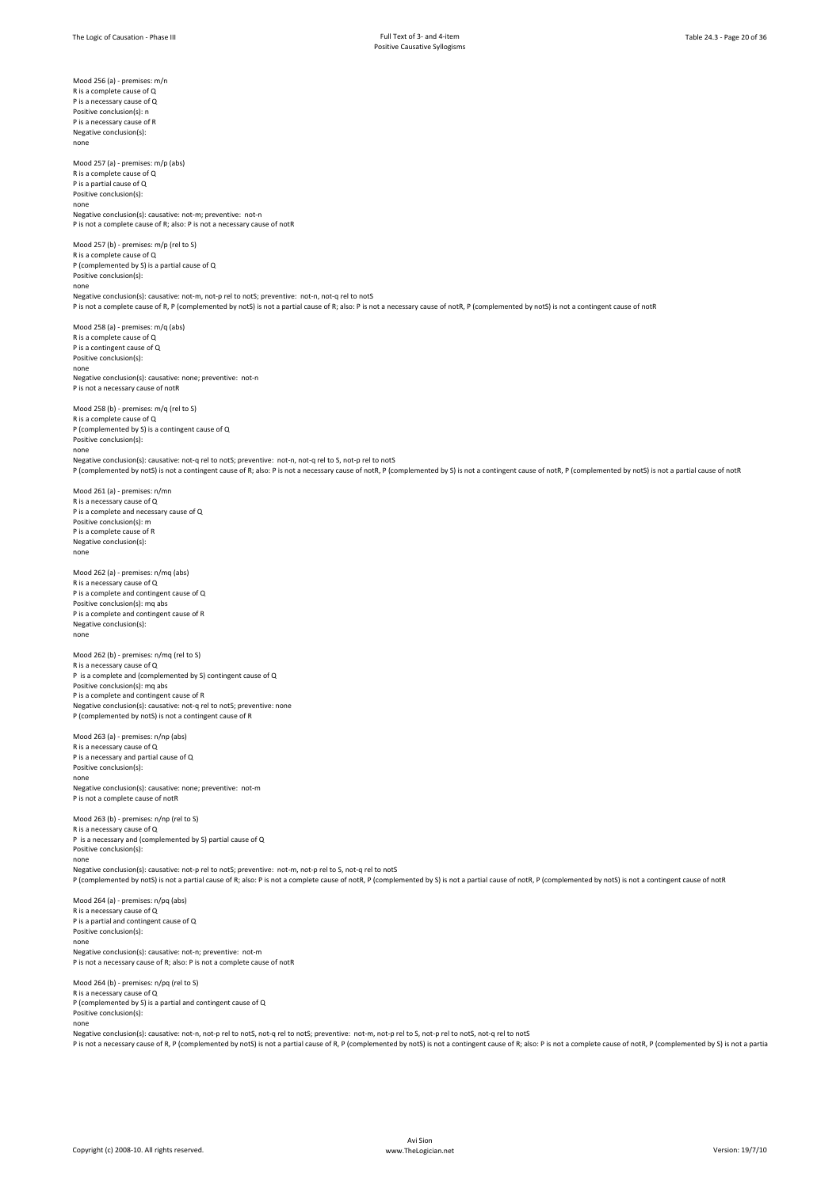Mood 256 (a) - premises: m/n
R is a complete cause of Q
P is a necessary cause of Q
Positive conclusion(s): n
P is a necessary cause of R
Negative conclusion(s):
none

Mood 257 (a) - premises: m/p (abs)
R is a complete cause of Q
P is a partial cause of Q
Positive conclusion(s):
none
Negative conclusion(s): causative: not-m; preventive: not-n
P is not a complete cause of R; also: P is not a necessary cause of notR

Mood 257 (b) - premises: m/p (rel to S)
R is a complete cause of Q
P (complemented by S) is a partial cause of Q
Positive conclusion(s):
none
Negative conclusion(s): causative: not-m, not-p rel to notS; preventive: not-n, not-q rel to notS
P is not a complete cause of R, P (complemented by notS) is not a partial cause of R; also: P is not a necessary cause of notR, P (complemented by notS) is not a contingent cause of notR

Mood 258 (a) - premises: m/q (abs)
R is a complete cause of Q
P is a contingent cause of Q
Positive conclusion(s):
none
Negative conclusion(s): causative: none; preventive: not-n
P is not a necessary cause of notR

Mood 258 (b) - premises: m/q (rel to S)
R is a complete cause of Q
P (complemented by S) is a contingent cause of Q
Positive conclusion(s):
none
Negative conclusion(s): causative: not-q rel to notS; preventive: not-n, not-q rel to S, not-p rel to notS
P (complemented by notS) is not a contingent cause of R; also: P is not a necessary cause of notR, P (complemented by S) is not a contingent cause of notR, P (complemented by notS) is not a partial cause of notR

Mood 261 (a) - premises: n/mn
R is a necessary cause of Q
P is a complete and necessary cause of Q
Positive conclusion(s): m
P is a complete cause of R
Negative conclusion(s):
none

Mood 262 (a) - premises: n/mq (abs)
R is a necessary cause of Q
P is a complete and contingent cause of Q
Positive conclusion(s): mq abs
P is a complete and contingent cause of R
Negative conclusion(s):
none

Mood 262 (b) - premises: n/mq (rel to S)
R is a necessary cause of Q
P is a complete and (complemented by S) contingent cause of Q
Positive conclusion(s): mq abs
P is a complete and contingent cause of R
Negative conclusion(s): causative: not-q rel to notS; preventive: none
P (complemented by notS) is not a contingent cause of R

Mood 263 (a) - premises: n/np (abs)
R is a necessary cause of Q
P is a necessary and partial cause of Q
Positive conclusion(s):
none
Negative conclusion(s): causative: none; preventive: not-m
P is not a complete cause of notR

Mood 263 (b) - premises: n/np (rel to S)
R is a necessary cause of Q
P is a necessary and (complemented by S) partial cause of Q
Positive conclusion(s):
none
Negative conclusion(s): causative: not-p rel to notS; preventive: not-m, not-p rel to S, not-q rel to notS
P (complemented by notS) is not a partial cause of R; also: P is not a complete cause of notR, P (complemented by S) is not a partial cause of notR, P (complemented by notS) is not a contingent cause of notR

Mood 264 (a) - premises: n/pq (abs)
R is a necessary cause of Q
P is a partial and contingent cause of Q
Positive conclusion(s):
none
Negative conclusion(s): causative: not-n; preventive: not-m
P is not a necessary cause of R; also: P is not a complete cause of notR

Mood 264 (b) - premises: n/pq (rel to S)
R is a necessary cause of Q
P (complemented by S) is a partial and contingent cause of Q
Positive conclusion(s):
none
Negative conclusion(s): causative: not-n, not-p rel to notS, not-q rel to notS; preventive: not-m, not-p rel to S, not-p rel to notS, not-q rel to notS
P is not a necessary cause of R, P (complemented by notS) is not a partial cause of R, P (complemented by notS) is not a contingent cause of R; also: P is not a complete cause of notR, P (complemented by S) is not a partia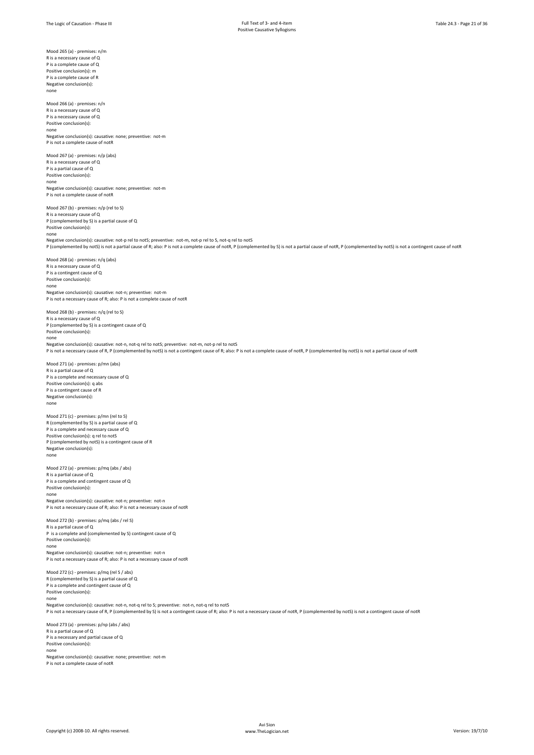Mood 265 (a) - premises: n/m
R is a necessary cause of Q
P is a complete cause of Q
Positive conclusion(s): m
P is a complete cause of R
Negative conclusion(s):
none

Mood 266 (a) - premises: n/n
R is a necessary cause of Q
P is a necessary cause of Q
Positive conclusion(s):
none
Negative conclusion(s): causative: none; preventive: not-m
P is not a complete cause of notR

Mood 267 (a) - premises: n/p (abs)
R is a necessary cause of Q
P is a partial cause of Q
Positive conclusion(s):
none
Negative conclusion(s): causative: none; preventive: not-m
P is not a complete cause of notR

Mood 267 (b) - premises: n/p (rel to S)
R is a necessary cause of Q
P (complemented by S) is a partial cause of Q
Positive conclusion(s):
none
Negative conclusion(s): causative: not-p rel to notS; preventive: not-m, not-p rel to S, not-q rel to notS
P (complemented by notS) is not a partial cause of R; also: P is not a complete cause of notR, P (complemented by S) is not a partial cause of notR, P (complemented by notS) is not a contingent cause of notR

Mood 268 (a) - premises: n/q (abs)
R is a necessary cause of Q
P is a contingent cause of Q
Positive conclusion(s):
none
Negative conclusion(s): causative: not-n; preventive: not-m
P is not a necessary cause of R; also: P is not a complete cause of notR

Mood 268 (b) - premises: n/q (rel to S)
R is a necessary cause of Q
P (complemented by S) is a contingent cause of Q
Positive conclusion(s):
none
Negative conclusion(s): causative: not-n, not-q rel to notS; preventive: not-m, not-p rel to notS
P is not a necessary cause of R, P (complemented by notS) is not a contingent cause of R; also: P is not a complete cause of notR, P (complemented by notS) is not a partial cause of notR

Mood 271 (a) - premises: p/mn (abs)
R is a partial cause of Q
P is a complete and necessary cause of Q
Positive conclusion(s): q abs
P is a contingent cause of R
Negative conclusion(s):
none

Mood 271 (c) - premises: p/mn (rel to S)
R (complemented by S) is a partial cause of Q
P is a complete and necessary cause of Q
Positive conclusion(s): q rel to notS
P (complemented by notS) is a contingent cause of R
Negative conclusion(s):
none

Mood 272 (a) - premises: p/mq (abs / abs)
R is a partial cause of Q
P is a complete and contingent cause of Q
Positive conclusion(s):
none
Negative conclusion(s): causative: not-n; preventive: not-n
P is not a necessary cause of R; also: P is not a necessary cause of notR

Mood 272 (b) - premises: p/mq (abs / rel S)
R is a partial cause of Q
P is a complete and (complemented by S) contingent cause of Q
Positive conclusion(s):
none
Negative conclusion(s): causative: not-n; preventive: not-n
P is not a necessary cause of R; also: P is not a necessary cause of notR

Mood 272 (c) - premises: p/mq (rel S / abs)
R (complemented by S) is a partial cause of Q
P is a complete and contingent cause of Q
Positive conclusion(s):
none
Negative conclusion(s): causative: not-n, not-q rel to S; preventive: not-n, not-q rel to notS
P is not a necessary cause of R, P (complemented by S) is not a contingent cause of R; also: P is not a necessary cause of notR, P (complemented by notS) is not a contingent cause of notR

Mood 273 (a) - premises: p/np (abs / abs)
R is a partial cause of Q
P is a necessary and partial cause of Q
Positive conclusion(s):
none
Negative conclusion(s): causative: none; preventive: not-m
P is not a complete cause of notR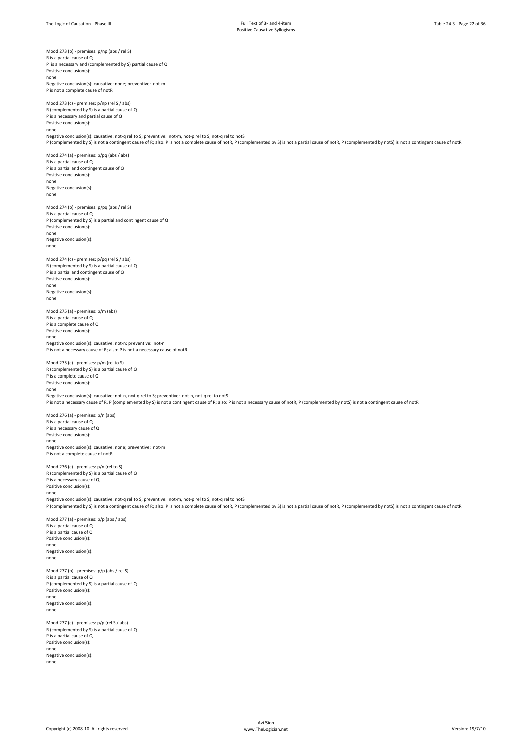Mood 273 (b) - premises: p/np (abs / rel S)
R is a partial cause of Q
P is a necessary and (complemented by S) partial cause of Q
Positive conclusion(s):
none
Negative conclusion(s): causative: none; preventive: not-m
P is not a complete cause of notR

Mood 273 (c) - premises: p/np (rel S / abs)
R (complemented by S) is a partial cause of Q
P is a necessary and partial cause of Q
Positive conclusion(s):
none
Negative conclusion(s): causative: not-q rel to S; preventive: not-m, not-p rel to S, not-q rel to notS
P (complemented by S) is not a contingent cause of R; also: P is not a complete cause of notR, P (complemented by S) is not a partial cause of notR, P (complemented by notS) is not a contingent cause of notR

Mood 274 (a) - premises: p/pq (abs / abs)
R is a partial cause of Q
P is a partial and contingent cause of Q
Positive conclusion(s):
none
Negative conclusion(s):
none

Mood 274 (b) - premises: p/pq (abs / rel S)
R is a partial cause of Q
P (complemented by S) is a partial and contingent cause of Q
Positive conclusion(s):
none
Negative conclusion(s):
none

Mood 274 (c) - premises: p/pq (rel S / abs)
R (complemented by S) is a partial cause of Q
P is a partial and contingent cause of Q
Positive conclusion(s):
none
Negative conclusion(s):
none

Mood 275 (a) - premises: p/m (abs)
R is a partial cause of Q
P is a complete cause of Q
Positive conclusion(s):
none
Negative conclusion(s): causative: not-n; preventive: not-n
P is not a necessary cause of R; also: P is not a necessary cause of notR

Mood 275 (c) - premises: p/m (rel to S)
R (complemented by S) is a partial cause of Q
P is a complete cause of Q
Positive conclusion(s):
none
Negative conclusion(s): causative: not-n, not-q rel to S; preventive: not-n, not-q rel to notS
P is not a necessary cause of R, P (complemented by S) is not a contingent cause of R; also: P is not a necessary cause of notR, P (complemented by notS) is not a contingent cause of notR

Mood 276 (a) - premises: p/n (abs)
R is a partial cause of Q
P is a necessary cause of Q
Positive conclusion(s):
none
Negative conclusion(s): causative: none; preventive: not-m
P is not a complete cause of notR

Mood 276 (c) - premises: p/n (rel to S)
R (complemented by S) is a partial cause of Q
P is a necessary cause of Q
Positive conclusion(s):
none
Negative conclusion(s): causative: not-q rel to S; preventive: not-m, not-p rel to S, not-q rel to notS
P (complemented by S) is not a contingent cause of R; also: P is not a complete cause of notR, P (complemented by S) is not a partial cause of notR, P (complemented by notS) is not a contingent cause of notR

Mood 277 (a) - premises: p/p (abs / abs)
R is a partial cause of Q
P is a partial cause of Q
Positive conclusion(s):
none
Negative conclusion(s):
none

Mood 277 (b) - premises: p/p (abs / rel S)
R is a partial cause of Q
P (complemented by S) is a partial cause of Q
Positive conclusion(s):
none
Negative conclusion(s):
none

Mood 277 (c) - premises: p/p (rel S / abs)
R (complemented by S) is a partial cause of Q
P is a partial cause of Q
Positive conclusion(s):
none
Negative conclusion(s):
none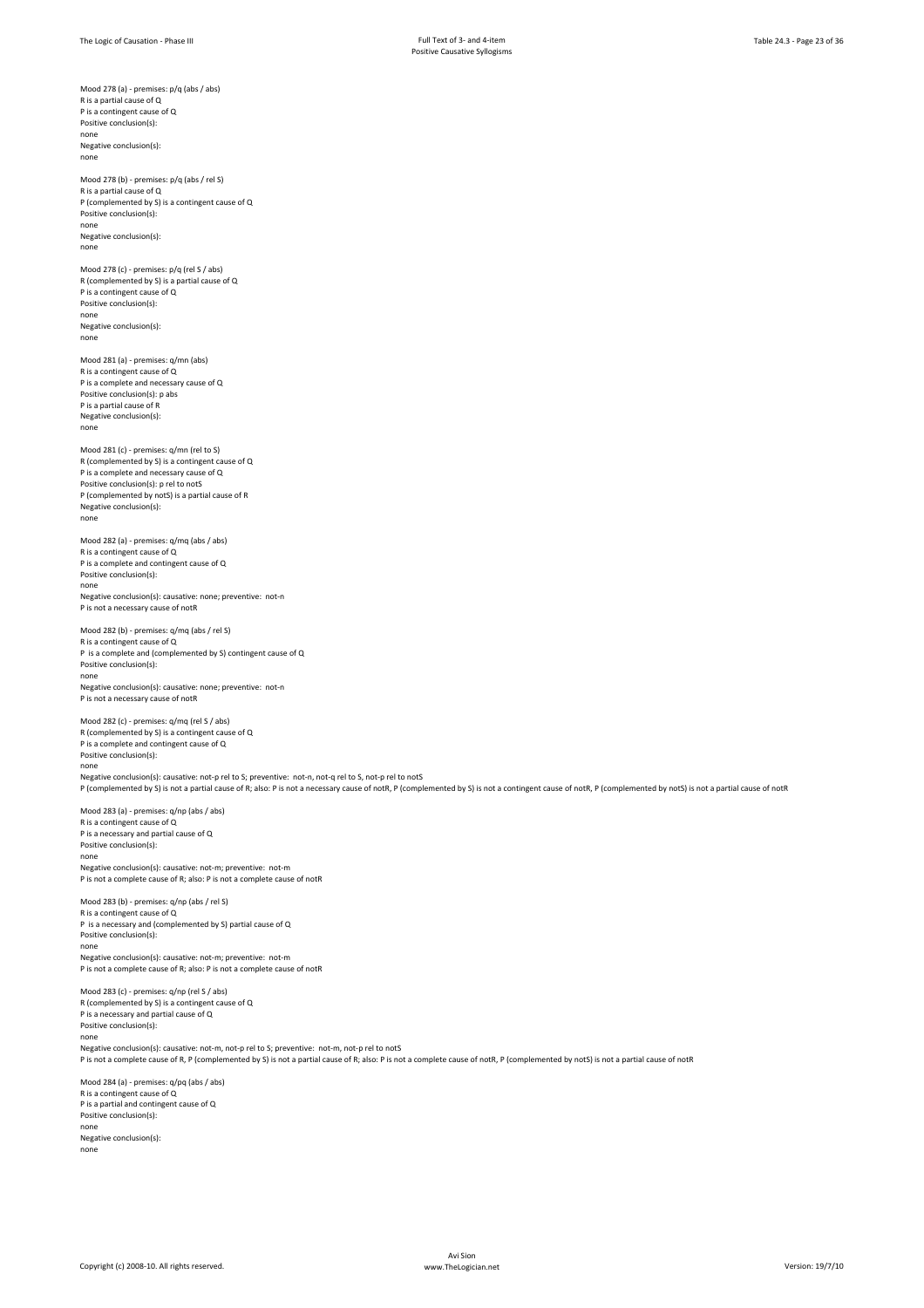Mood 278 (a) - premises: p/q (abs / abs)
R is a partial cause of Q
P is a contingent cause of Q
Positive conclusion(s):
none
Negative conclusion(s):
none

Mood 278 (b) - premises: p/q (abs / rel S)
R is a partial cause of Q
P (complemented by S) is a contingent cause of Q
Positive conclusion(s):
none
Negative conclusion(s):
none

Mood 278 (c) - premises: p/q (rel S / abs)
R (complemented by S) is a partial cause of Q
P is a contingent cause of Q
Positive conclusion(s):
none
Negative conclusion(s):
none

Mood 281 (a) - premises: q/mn (abs)
R is a contingent cause of Q
P is a complete and necessary cause of Q
Positive conclusion(s): p abs
P is a partial cause of R
Negative conclusion(s):
none

Mood 281 (c) - premises: q/mn (rel to S)
R (complemented by S) is a contingent cause of Q
P is a complete and necessary cause of Q
Positive conclusion(s): p rel to notS
P (complemented by notS) is a partial cause of R
Negative conclusion(s):
none

Mood 282 (a) - premises: q/mq (abs / abs)
R is a contingent cause of Q
P is a complete and contingent cause of Q
Positive conclusion(s):
none
Negative conclusion(s): causative: none; preventive: not-n
P is not a necessary cause of notR

Mood 282 (b) - premises: q/mq (abs / rel S)
R is a contingent cause of Q
P is a complete and (complemented by S) contingent cause of Q
Positive conclusion(s):
none
Negative conclusion(s): causative: none; preventive: not-n
P is not a necessary cause of notR

Mood 282 (c) - premises: q/mq (rel S / abs)
R (complemented by S) is a contingent cause of Q
P is a complete and contingent cause of Q
Positive conclusion(s):
none
Negative conclusion(s): causative: not-p rel to S; preventive: not-n, not-q rel to S, not-p rel to notS
P (complemented by S) is not a partial cause of R; also: P is not a necessary cause of notR, P (complemented by S) is not a contingent cause of notR, P (complemented by notS) is not a partial cause of notR

Mood 283 (a) - premises: q/np (abs / abs)
R is a contingent cause of Q
P is a necessary and partial cause of Q
Positive conclusion(s):
none
Negative conclusion(s): causative: not-m; preventive: not-m
P is not a complete cause of R; also: P is not a complete cause of notR

Mood 283 (b) - premises: q/np (abs / rel S)
R is a contingent cause of Q
P is a necessary and (complemented by S) partial cause of Q
Positive conclusion(s):
none
Negative conclusion(s): causative: not-m; preventive: not-m
P is not a complete cause of R; also: P is not a complete cause of notR

Mood 283 (c) - premises: q/np (rel S / abs)
R (complemented by S) is a contingent cause of Q
P is a necessary and partial cause of Q
Positive conclusion(s):
none
Negative conclusion(s): causative: not-m, not-p rel to S; preventive: not-m, not-p rel to notS
P is not a complete cause of R, P (complemented by S) is not a partial cause of R; also: P is not a complete cause of notR, P (complemented by notS) is not a partial cause of notR

Mood 284 (a) - premises: q/pq (abs / abs)
R is a contingent cause of Q
P is a partial and contingent cause of Q
Positive conclusion(s):
none
Negative conclusion(s):
none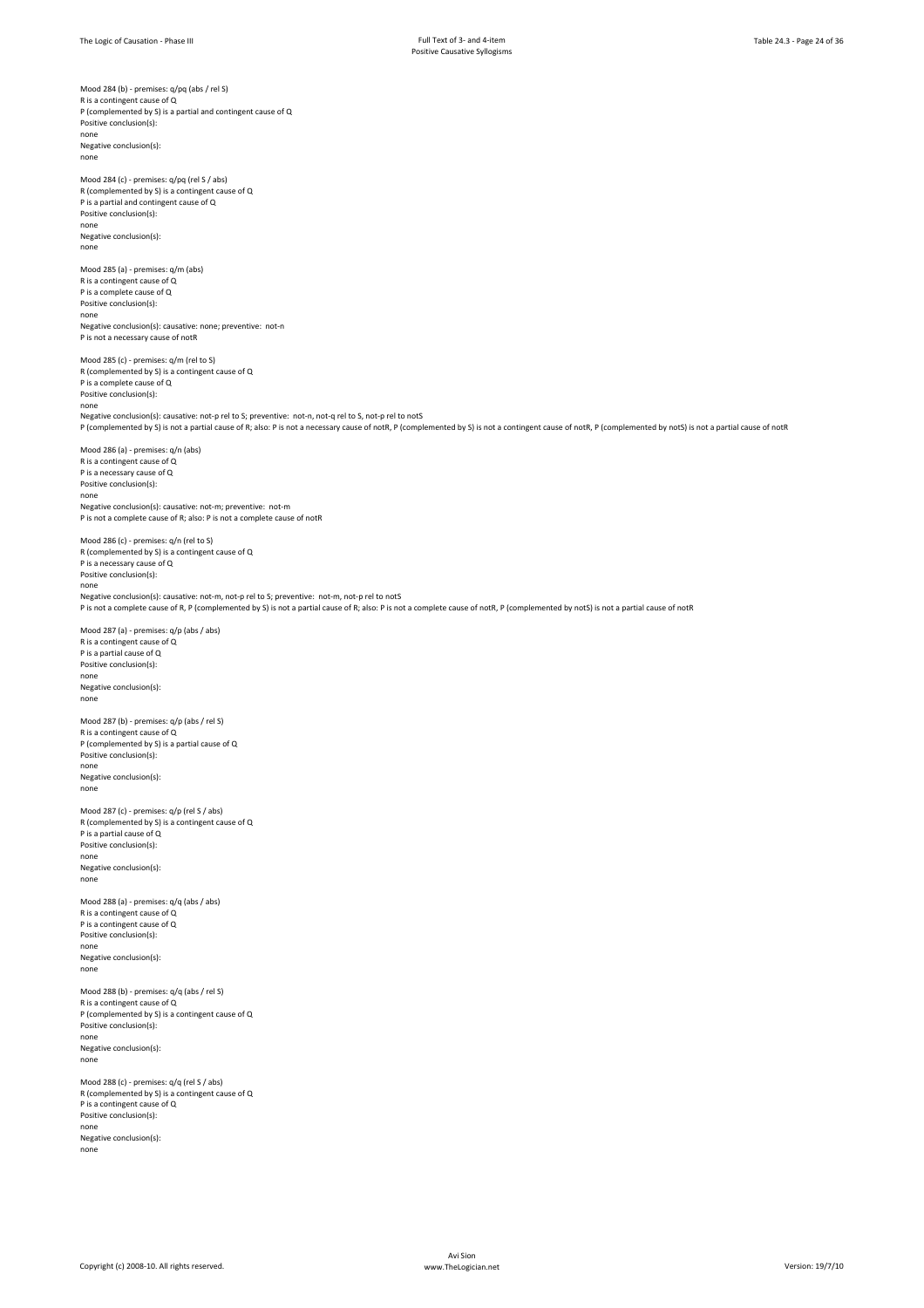Mood 284 (b) - premises: q/pq (abs / rel S)
R is a contingent cause of Q
P (complemented by S) is a partial and contingent cause of Q
Positive conclusion(s):
none
Negative conclusion(s):
none

Mood 284 (c) - premises: q/pq (rel S / abs)
R (complemented by S) is a contingent cause of Q
P is a partial and contingent cause of Q
Positive conclusion(s):
none
Negative conclusion(s):
none

Mood 285 (a) - premises: q/m (abs)
R is a contingent cause of Q
P is a complete cause of Q
Positive conclusion(s):
none
Negative conclusion(s): causative: none; preventive: not-n
P is not a necessary cause of notR

Mood 285 (c) - premises: q/m (rel to S)
R (complemented by S) is a contingent cause of Q
P is a complete cause of Q
Positive conclusion(s):
none
Negative conclusion(s): causative: not-p rel to S; preventive: not-n, not-q rel to S, not-p rel to notS
P (complemented by S) is not a partial cause of R; also: P is not a necessary cause of notR, P (complemented by S) is not a contingent cause of notR, P (complemented by notS) is not a partial cause of notR

Mood 286 (a) - premises: q/n (abs)
R is a contingent cause of Q
P is a necessary cause of Q
Positive conclusion(s):
none
Negative conclusion(s): causative: not-m; preventive: not-m
P is not a complete cause of R; also: P is not a complete cause of notR

Mood 286 (c) - premises: q/n (rel to S)
R (complemented by S) is a contingent cause of Q
P is a necessary cause of Q
Positive conclusion(s):
none
Negative conclusion(s): causative: not-m, not-p rel to S; preventive: not-m, not-p rel to notS
P is not a complete cause of R, P (complemented by S) is not a partial cause of R; also: P is not a complete cause of notR, P (complemented by notS) is not a partial cause of notR

Mood 287 (a) - premises: q/p (abs / abs)
R is a contingent cause of Q
P is a partial cause of Q
Positive conclusion(s):
none
Negative conclusion(s):
none

Mood 287 (b) - premises: q/p (abs / rel S)
R is a contingent cause of Q
P (complemented by S) is a partial cause of Q
Positive conclusion(s):
none
Negative conclusion(s):
none

Mood 287 (c) - premises: q/p (rel S / abs)
R (complemented by S) is a contingent cause of Q
P is a partial cause of Q
Positive conclusion(s):
none
Negative conclusion(s):
none

Mood 288 (a) - premises: q/q (abs / abs)
R is a contingent cause of Q
P is a contingent cause of Q
Positive conclusion(s):
none
Negative conclusion(s):
none

Mood 288 (b) - premises: q/q (abs / rel S)
R is a contingent cause of Q
P (complemented by S) is a contingent cause of Q
Positive conclusion(s):
none
Negative conclusion(s):
none

Mood 288 (c) - premises: q/q (rel S / abs)
R (complemented by S) is a contingent cause of Q
P is a contingent cause of Q
Positive conclusion(s):
none
Negative conclusion(s):
none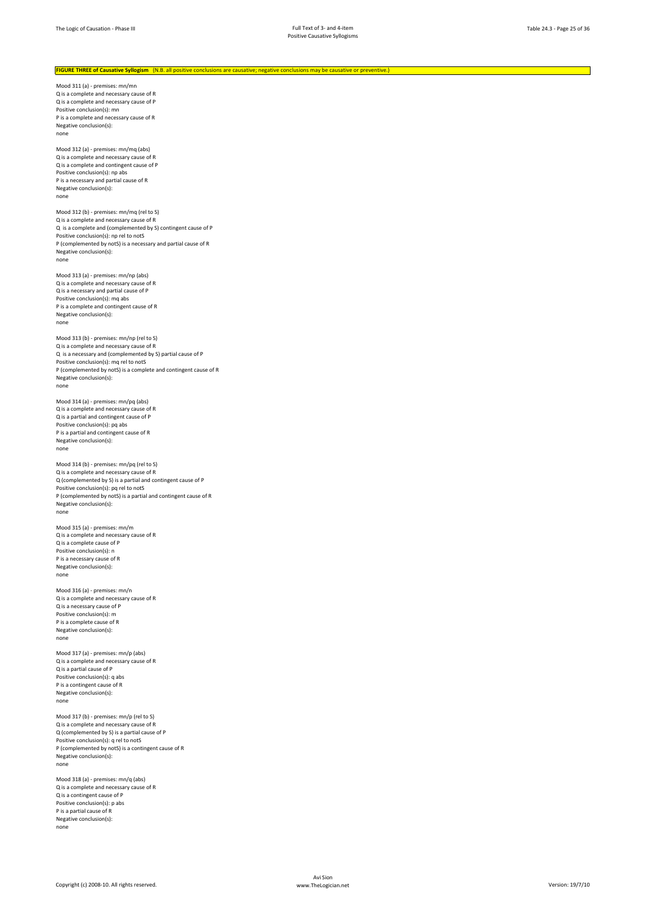**FIGURE THREE of Causative Syllogism** (N.B. all positive conclusions are causative; negative conclusions may be causative or preventive.)

Mood 311 (a) - premises: mn/mn
Q is a complete and necessary cause of R
Q is a complete and necessary cause of P
Positive conclusion(s): mn
P is a complete and necessary cause of R
Negative conclusion(s):
none

Mood 312 (a) - premises: mn/mq (abs)
Q is a complete and necessary cause of R
Q is a complete and contingent cause of P
Positive conclusion(s): np abs
P is a necessary and partial cause of R
Negative conclusion(s):
none

Mood 312 (b) - premises: mn/mq (rel to S)
Q is a complete and necessary cause of R
Q is a complete and (complemented by S) contingent cause of P
Positive conclusion(s): np rel to notS
P (complemented by notS) is a necessary and partial cause of R
Negative conclusion(s):
none

Mood 313 (a) - premises: mn/np (abs)
Q is a complete and necessary cause of R
Q is a necessary and partial cause of P
Positive conclusion(s): mq abs
P is a complete and contingent cause of R
Negative conclusion(s):
none

Mood 313 (b) - premises: mn/np (rel to S)
Q is a complete and necessary cause of R
Q is a necessary and (complemented by S) partial cause of P
Positive conclusion(s): mq rel to notS
P (complemented by notS) is a complete and contingent cause of R
Negative conclusion(s):
none

Mood 314 (a) - premises: mn/pq (abs)
Q is a complete and necessary cause of R
Q is a partial and contingent cause of P
Positive conclusion(s): pq abs
P is a partial and contingent cause of R
Negative conclusion(s):
none

Mood 314 (b) - premises: mn/pq (rel to S)
Q is a complete and necessary cause of R
Q (complemented by S) is a partial and contingent cause of P
Positive conclusion(s): pq rel to notS
P (complemented by notS) is a partial and contingent cause of R
Negative conclusion(s):
none

Mood 315 (a) - premises: mn/m
Q is a complete and necessary cause of R
Q is a complete cause of P
Positive conclusion(s): n
P is a necessary cause of R
Negative conclusion(s):
none

Mood 316 (a) - premises: mn/n
Q is a complete and necessary cause of R
Q is a necessary cause of P
Positive conclusion(s): m
P is a complete cause of R
Negative conclusion(s):
none

Mood 317 (a) - premises: mn/p (abs)
Q is a complete and necessary cause of R
Q is a partial cause of P
Positive conclusion(s): q abs
P is a contingent cause of R
Negative conclusion(s):
none

Mood 317 (b) - premises: mn/p (rel to S)
Q is a complete and necessary cause of R
Q (complemented by S) is a partial cause of P
Positive conclusion(s): q rel to notS
P (complemented by notS) is a contingent cause of R
Negative conclusion(s):
none

Mood 318 (a) - premises: mn/q (abs)
Q is a complete and necessary cause of R
Q is a contingent cause of P
Positive conclusion(s): p abs
P is a partial cause of R
Negative conclusion(s):
none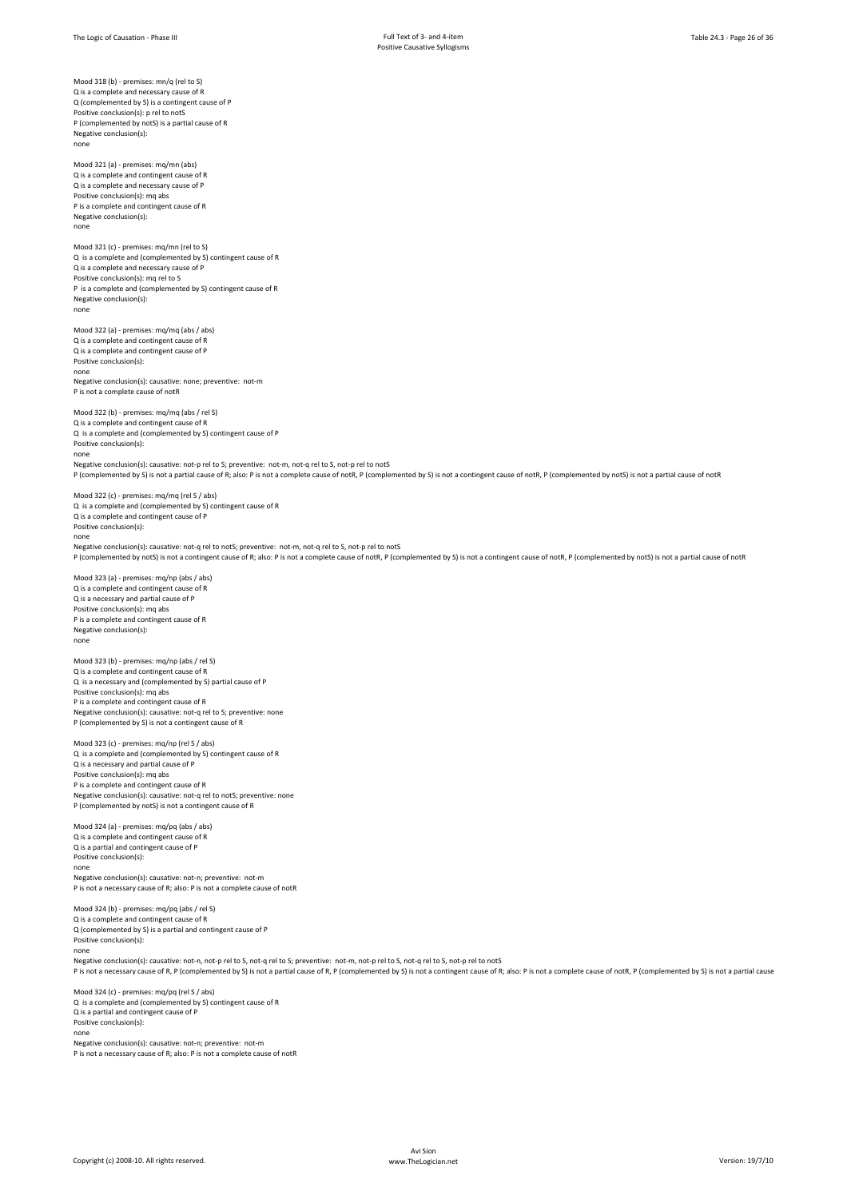Mood 318 (b) - premises: mn/q (rel to S)
Q is a complete and necessary cause of R
Q (complemented by S) is a contingent cause of P
Positive conclusion(s): p rel to notS
P (complemented by notS) is a partial cause of R
Negative conclusion(s):
none

Mood 321 (a) - premises: mq/mn (abs)
Q is a complete and contingent cause of R
Q is a complete and necessary cause of P
Positive conclusion(s): mq abs
P is a complete and contingent cause of R
Negative conclusion(s):
none

Mood 321 (c) - premises: mq/mn (rel to S)
Q is a complete and (complemented by S) contingent cause of R
Q is a complete and necessary cause of P
Positive conclusion(s): mq rel to S
P is a complete and (complemented by S) contingent cause of R
Negative conclusion(s):
none

Mood 322 (a) - premises: mq/mq (abs / abs)
Q is a complete and contingent cause of R
Q is a complete and contingent cause of P
Positive conclusion(s):
none
Negative conclusion(s): causative: none; preventive: not-m
P is not a complete cause of notR

Mood 322 (b) - premises: mq/mq (abs / rel S)
Q is a complete and contingent cause of R
Q is a complete and (complemented by S) contingent cause of P
Positive conclusion(s):
none
Negative conclusion(s): causative: not-p rel to S; preventive: not-m, not-q rel to S, not-p rel to notS
P (complemented by S) is not a partial cause of R; also: P is not a complete cause of notR, P (complemented by S) is not a contingent cause of notR, P (complemented by notS) is not a partial cause of notR

Mood 322 (c) - premises: mq/mq (rel S / abs)
Q is a complete and (complemented by S) contingent cause of R
Q is a complete and contingent cause of P
Positive conclusion(s):
none
Negative conclusion(s): causative: not-q rel to notS; preventive: not-m, not-q rel to S, not-p rel to notS
P (complemented by notS) is not a contingent cause of R; also: P is not a complete cause of notR, P (complemented by S) is not a contingent cause of notR, P (complemented by notS) is not a partial cause of notR

Mood 323 (a) - premises: mq/np (abs / abs)
Q is a complete and contingent cause of R
Q is a necessary and partial cause of P
Positive conclusion(s): mq abs
P is a complete and contingent cause of R
Negative conclusion(s):
none

Mood 323 (b) - premises: mq/np (abs / rel S)
Q is a complete and contingent cause of R
Q is a necessary and (complemented by S) partial cause of P
Positive conclusion(s): mq abs
P is a complete and contingent cause of R
Negative conclusion(s): causative: not-q rel to S; preventive: none
P (complemented by S) is not a contingent cause of R

Mood 323 (c) - premises: mq/np (rel S / abs)
Q is a complete and (complemented by S) contingent cause of R
Q is a necessary and partial cause of P
Positive conclusion(s): mq abs
P is a complete and contingent cause of R
Negative conclusion(s): causative: not-q rel to notS; preventive: none
P (complemented by notS) is not a contingent cause of R

Mood 324 (a) - premises: mq/pq (abs / abs)
Q is a complete and contingent cause of R
Q is a partial and contingent cause of P
Positive conclusion(s):
none
Negative conclusion(s): causative: not-n; preventive: not-m
P is not a necessary cause of R; also: P is not a complete cause of notR

Mood 324 (b) - premises: mq/pq (abs / rel S)
Q is a complete and contingent cause of R
Q (complemented by S) is a partial and contingent cause of P
Positive conclusion(s):
none
Negative conclusion(s): causative: not-n, not-p rel to S, not-q rel to S; preventive: not-m, not-p rel to S, not-q rel to S, not-p rel to notS
P is not a necessary cause of R, P (complemented by S) is not a partial cause of R, P (complemented by S) is not a contingent cause of R; also: P is not a complete cause of notR, P (complemented by S) is not a partial cause

Mood 324 (c) - premises: mq/pq (rel S / abs)
Q is a complete and (complemented by S) contingent cause of R
Q is a partial and contingent cause of P
Positive conclusion(s):
none
Negative conclusion(s): causative: not-n; preventive: not-m
P is not a necessary cause of R; also: P is not a complete cause of notR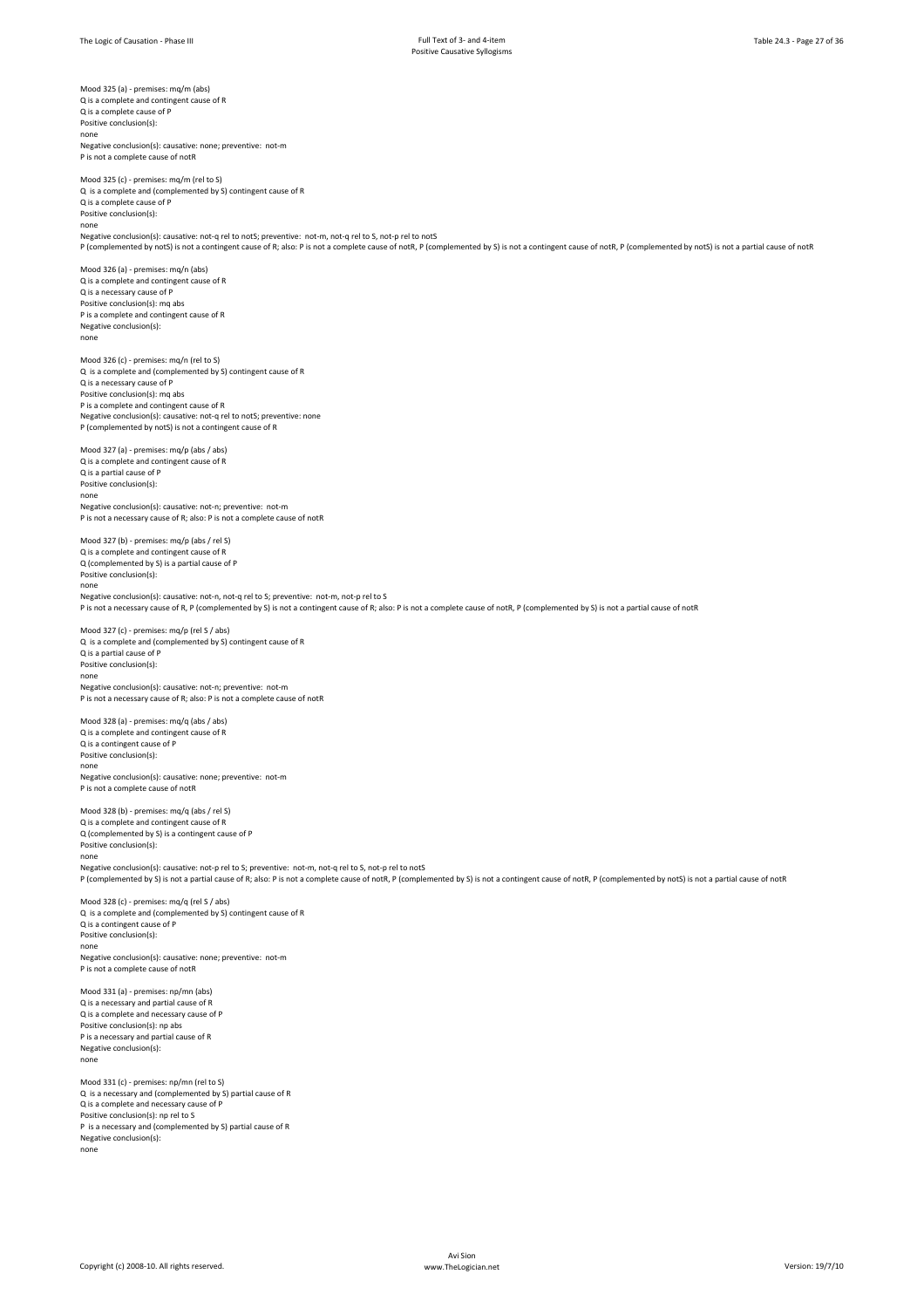Mood 325 (a) - premises: mq/m (abs)
Q is a complete and contingent cause of R
Q is a complete cause of P
Positive conclusion(s):
none
Negative conclusion(s): causative: none; preventive: not-m
P is not a complete cause of notR

Mood 325 (c) - premises: mq/m (rel to S)
Q is a complete and (complemented by S) contingent cause of R
Q is a complete cause of P
Positive conclusion(s):
none
Negative conclusion(s): causative: not-q rel to notS; preventive: not-m, not-q rel to S, not-p rel to notS
P (complemented by notS) is not a contingent cause of R; also: P is not a complete cause of notR, P (complemented by S) is not a contingent cause of notR, P (complemented by notS) is not a partial cause of notR

Mood 326 (a) - premises: mq/n (abs)
Q is a complete and contingent cause of R
Q is a necessary cause of P
Positive conclusion(s): mq abs
P is a complete and contingent cause of R
Negative conclusion(s):
none

Mood 326 (c) - premises: mq/n (rel to S)
Q is a complete and (complemented by S) contingent cause of R
Q is a necessary cause of P
Positive conclusion(s): mq abs
P is a complete and contingent cause of R
Negative conclusion(s): causative: not-q rel to notS; preventive: none
P (complemented by notS) is not a contingent cause of R

Mood 327 (a) - premises: mq/p (abs / abs)
Q is a complete and contingent cause of R
Q is a partial cause of P
Positive conclusion(s):
none
Negative conclusion(s): causative: not-n; preventive: not-m
P is not a necessary cause of R; also: P is not a complete cause of notR

Mood 327 (b) - premises: mq/p (abs / rel S)
Q is a complete and contingent cause of R
Q (complemented by S) is a partial cause of P
Positive conclusion(s):
none
Negative conclusion(s): causative: not-n, not-q rel to S; preventive: not-m, not-p rel to S
P is not a necessary cause of R, P (complemented by S) is not a contingent cause of R; also: P is not a complete cause of notR, P (complemented by S) is not a partial cause of notR

Mood 327 (c) - premises: mq/p (rel S / abs)
Q is a complete and (complemented by S) contingent cause of R
Q is a partial cause of P
Positive conclusion(s):
none
Negative conclusion(s): causative: not-n; preventive: not-m
P is not a necessary cause of R; also: P is not a complete cause of notR

Mood 328 (a) - premises: mq/q (abs / abs)
Q is a complete and contingent cause of R
Q is a contingent cause of P
Positive conclusion(s):
none
Negative conclusion(s): causative: none; preventive: not-m
P is not a complete cause of notR

Mood 328 (b) - premises: mq/q (abs / rel S)
Q is a complete and contingent cause of R
Q (complemented by S) is a contingent cause of P
Positive conclusion(s):
none
Negative conclusion(s): causative: not-p rel to S; preventive: not-m, not-q rel to S, not-p rel to notS
P (complemented by S) is not a partial cause of R; also: P is not a complete cause of notR, P (complemented by S) is not a contingent cause of notR, P (complemented by notS) is not a partial cause of notR

Mood 328 (c) - premises: mq/q (rel S / abs)
Q is a complete and (complemented by S) contingent cause of R
Q is a contingent cause of P
Positive conclusion(s):
none
Negative conclusion(s): causative: none; preventive: not-m
P is not a complete cause of notR

Mood 331 (a) - premises: np/mn (abs)
Q is a necessary and partial cause of R
Q is a complete and necessary cause of P
Positive conclusion(s): np abs
P is a necessary and partial cause of R
Negative conclusion(s):
none

Mood 331 (c) - premises: np/mn (rel to S)
Q is a necessary and (complemented by S) partial cause of R
Q is a complete and necessary cause of P
Positive conclusion(s): np rel to S
P is a necessary and (complemented by S) partial cause of R
Negative conclusion(s):
none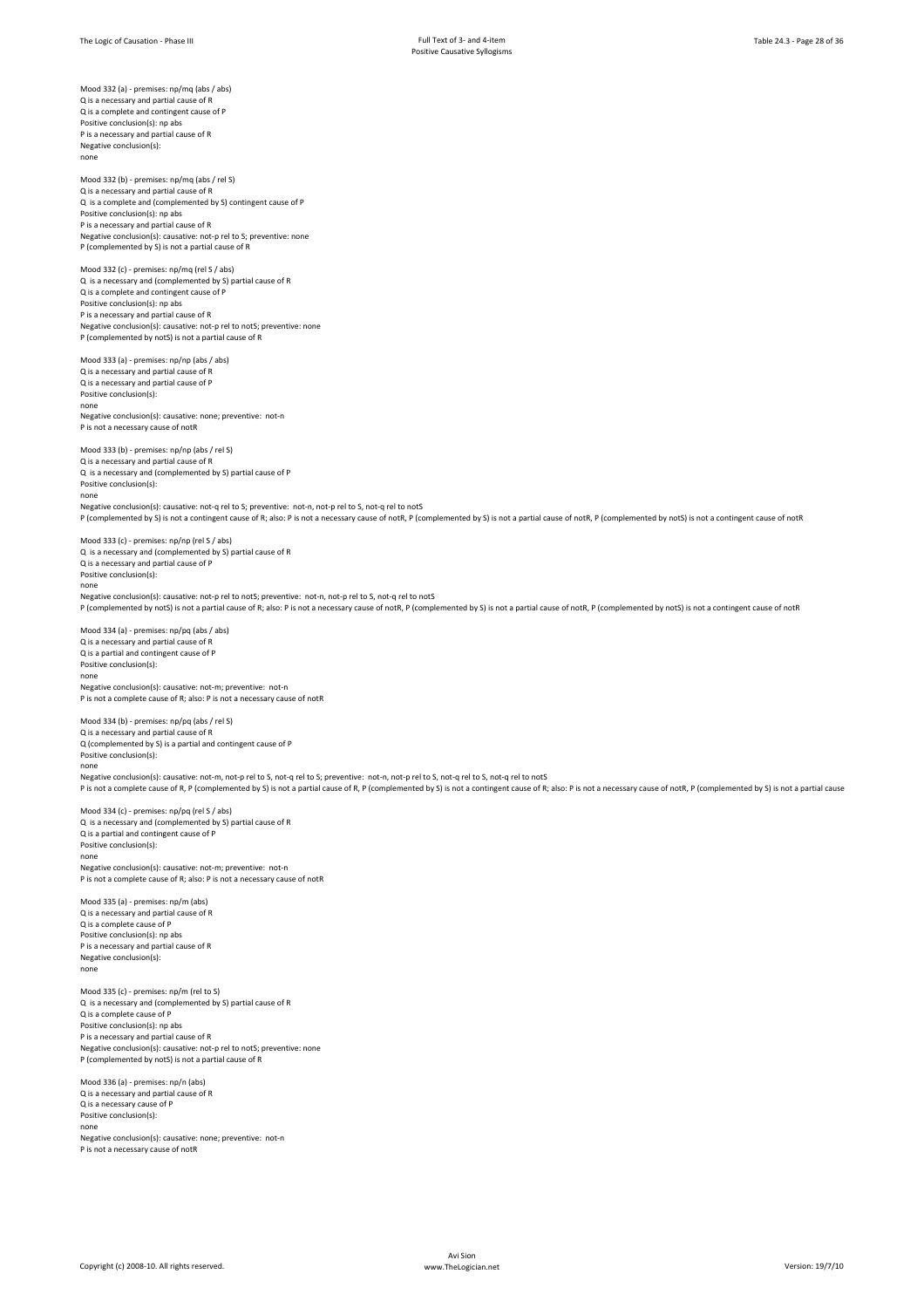Mood 332 (a) - premises: np/mq (abs / abs)
Q is a necessary and partial cause of R
Q is a complete and contingent cause of P
Positive conclusion(s): np abs
P is a necessary and partial cause of R
Negative conclusion(s):
none

Mood 332 (b) - premises: np/mq (abs / rel S)
Q is a necessary and partial cause of R
Q is a complete and (complemented by S) contingent cause of P
Positive conclusion(s): np abs
P is a necessary and partial cause of R
Negative conclusion(s): causative: not-p rel to S; preventive: none
P (complemented by S) is not a partial cause of R

Mood 332 (c) - premises: np/mq (rel S / abs)
Q is a necessary and (complemented by S) partial cause of R
Q is a complete and contingent cause of P
Positive conclusion(s): np abs
P is a necessary and partial cause of R
Negative conclusion(s): causative: not-p rel to notS; preventive: none
P (complemented by notS) is not a partial cause of R

Mood 333 (a) - premises: np/np (abs / abs)
Q is a necessary and partial cause of R
Q is a necessary and partial cause of P
Positive conclusion(s):
none
Negative conclusion(s): causative: none; preventive: not-n
P is not a necessary cause of notR

Mood 333 (b) - premises: np/np (abs / rel S)
Q is a necessary and partial cause of R
Q is a necessary and (complemented by S) partial cause of P
Positive conclusion(s):
none
Negative conclusion(s): causative: not-q rel to S; preventive: not-n, not-p rel to S, not-q rel to notS
P (complemented by S) is not a contingent cause of R; also: P is not a necessary cause of notR, P (complemented by S) is not a partial cause of notR, P (complemented by notS) is not a contingent cause of notR

Mood 333 (c) - premises: np/np (rel S / abs)
Q is a necessary and (complemented by S) partial cause of R
Q is a necessary and partial cause of P
Positive conclusion(s):
none
Negative conclusion(s): causative: not-p rel to notS; preventive: not-n, not-p rel to S, not-q rel to notS
P (complemented by notS) is not a partial cause of R; also: P is not a necessary cause of notR, P (complemented by S) is not a partial cause of notR, P (complemented by notS) is not a contingent cause of notR

Mood 334 (a) - premises: np/pq (abs / abs)
Q is a necessary and partial cause of R
Q is a partial and contingent cause of P
Positive conclusion(s):
none
Negative conclusion(s): causative: not-m; preventive: not-n
P is not a complete cause of R; also: P is not a necessary cause of notR

Mood 334 (b) - premises: np/pq (abs / rel S)
Q is a necessary and partial cause of R
Q (complemented by S) is a partial and contingent cause of P
Positive conclusion(s):
none
Negative conclusion(s): causative: not-m, not-p rel to S, not-q rel to S; preventive: not-n, not-p rel to S, not-q rel to S, not-q rel to notS
P is not a complete cause of R, P (complemented by S) is not a partial cause of R, P (complemented by S) is not a contingent cause of R; also: P is not a necessary cause of notR, P (complemented by S) is not a partial cause

Mood 334 (c) - premises: np/pq (rel S / abs)
Q is a necessary and (complemented by S) partial cause of R
Q is a partial and contingent cause of P
Positive conclusion(s):
none
Negative conclusion(s): causative: not-m; preventive: not-n
P is not a complete cause of R; also: P is not a necessary cause of notR

Mood 335 (a) - premises: np/m (abs)
Q is a necessary and partial cause of R
Q is a complete cause of P
Positive conclusion(s): np abs
P is a necessary and partial cause of R
Negative conclusion(s):
none

Mood 335 (c) - premises: np/m (rel to S)
Q is a necessary and (complemented by S) partial cause of R
Q is a complete cause of P
Positive conclusion(s): np abs
P is a necessary and partial cause of R
Negative conclusion(s): causative: not-p rel to notS; preventive: none
P (complemented by notS) is not a partial cause of R

Mood 336 (a) - premises: np/n (abs)
Q is a necessary and partial cause of R
Q is a necessary cause of P
Positive conclusion(s):
none
Negative conclusion(s): causative: none; preventive: not-n
P is not a necessary cause of notR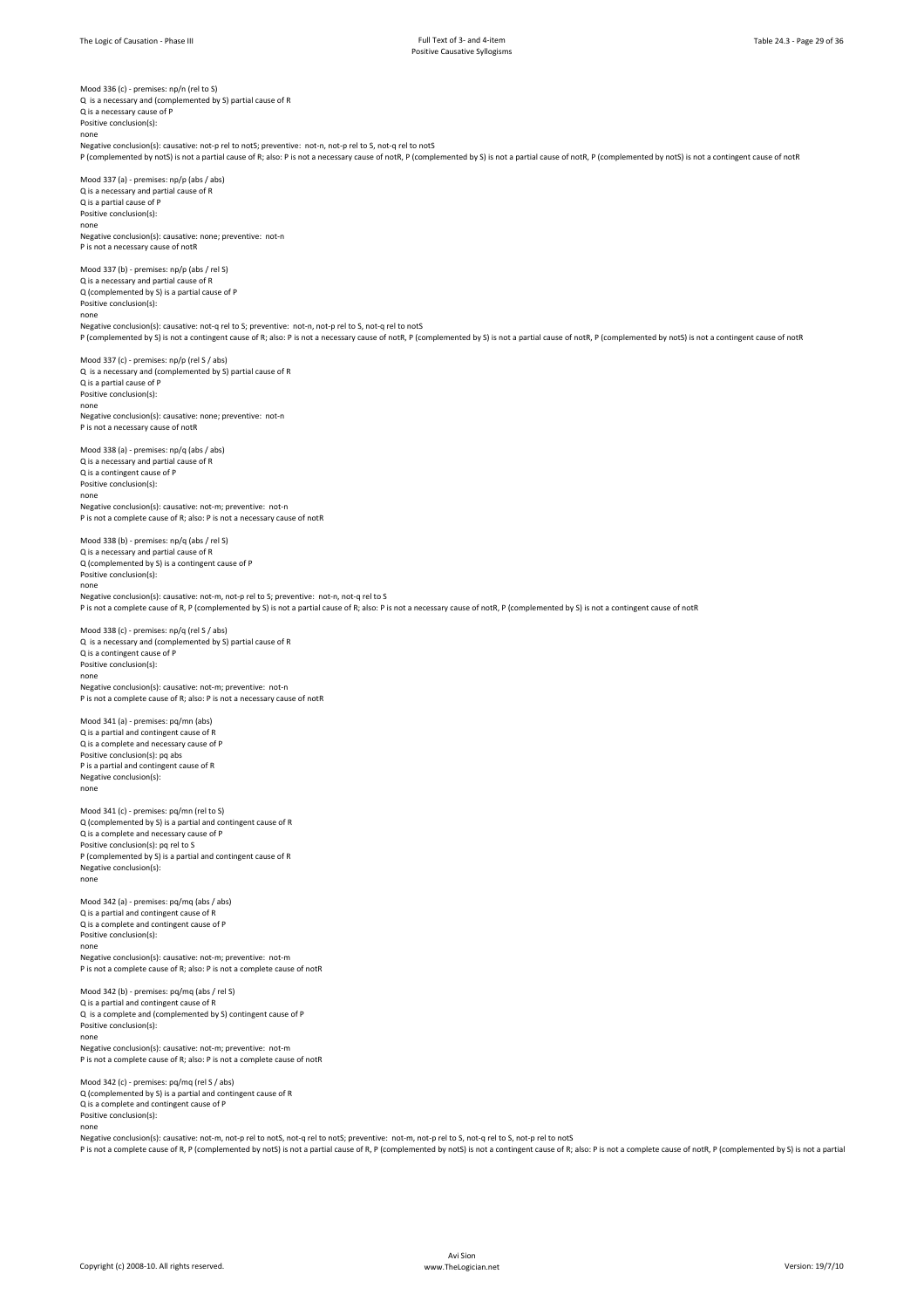Mood 336 (c) - premises: np/n (rel to S)
Q is a necessary and (complemented by S) partial cause of R
Q is a necessary cause of P
Positive conclusion(s):
none
Negative conclusion(s): causative: not-p rel to notS; preventive: not-n, not-p rel to S, not-q rel to notS
P (complemented by notS) is not a partial cause of R; also: P is not a necessary cause of notR, P (complemented by S) is not a partial cause of notR, P (complemented by notS) is not a contingent cause of notR

Mood 337 (a) - premises: np/p (abs / abs)
Q is a necessary and partial cause of R
Q is a partial cause of P
Positive conclusion(s):
none
Negative conclusion(s): causative: none; preventive: not-n
P is not a necessary cause of notR

Mood 337 (b) - premises: np/p (abs / rel S)
Q is a necessary and partial cause of R
Q (complemented by S) is a partial cause of P
Positive conclusion(s):
none
Negative conclusion(s): causative: not-q rel to S; preventive: not-n, not-p rel to S, not-q rel to notS
P (complemented by S) is not a contingent cause of R; also: P is not a necessary cause of notR, P (complemented by S) is not a partial cause of notR, P (complemented by notS) is not a contingent cause of notR

Mood 337 (c) - premises: np/p (rel S / abs)
Q is a necessary and (complemented by S) partial cause of R
Q is a partial cause of P
Positive conclusion(s):
none
Negative conclusion(s): causative: none; preventive: not-n
P is not a necessary cause of notR

Mood 338 (a) - premises: np/q (abs / abs)
Q is a necessary and partial cause of R
Q is a contingent cause of P
Positive conclusion(s):
none
Negative conclusion(s): causative: not-m; preventive: not-n
P is not a complete cause of R; also: P is not a necessary cause of notR

Mood 338 (b) - premises: np/q (abs / rel S)
Q is a necessary and partial cause of R
Q (complemented by S) is a contingent cause of P
Positive conclusion(s):
none
Negative conclusion(s): causative: not-m, not-p rel to S; preventive: not-n, not-q rel to S
P is not a complete cause of R, P (complemented by S) is not a partial cause of R; also: P is not a necessary cause of notR, P (complemented by S) is not a contingent cause of notR

Mood 338 (c) - premises: np/q (rel S / abs)
Q is a necessary and (complemented by S) partial cause of R
Q is a contingent cause of P
Positive conclusion(s):
none
Negative conclusion(s): causative: not-m; preventive: not-n
P is not a complete cause of R; also: P is not a necessary cause of notR

Mood 341 (a) - premises: pq/mn (abs)
Q is a partial and contingent cause of R
Q is a complete and necessary cause of P
Positive conclusion(s): pq abs
P is a partial and contingent cause of R
Negative conclusion(s):
none

Mood 341 (c) - premises: pq/mn (rel to S)
Q (complemented by S) is a partial and contingent cause of R
Q is a complete and necessary cause of P
Positive conclusion(s): pq rel to S
P (complemented by S) is a partial and contingent cause of R
Negative conclusion(s):
none

Mood 342 (a) - premises: pq/mq (abs / abs)
Q is a partial and contingent cause of R
Q is a complete and contingent cause of P
Positive conclusion(s):
none
Negative conclusion(s): causative: not-m; preventive: not-m
P is not a complete cause of R; also: P is not a complete cause of notR

Mood 342 (b) - premises: pq/mq (abs / rel S)
Q is a partial and contingent cause of R
Q is a complete and (complemented by S) contingent cause of P
Positive conclusion(s):
none
Negative conclusion(s): causative: not-m; preventive: not-m
P is not a complete cause of R; also: P is not a complete cause of notR

Mood 342 (c) - premises: pq/mq (rel S / abs)
Q (complemented by S) is a partial and contingent cause of R
Q is a complete and contingent cause of P
Positive conclusion(s):
none
Negative conclusion(s): causative: not-m, not-p rel to notS, not-q rel to notS; preventive: not-m, not-p rel to S, not-q rel to S, not-p rel to notS
P is not a complete cause of R, P (complemented by notS) is not a partial cause of R, P (complemented by notS) is not a contingent cause of R; also: P is not a complete cause of notR, P (complemented by S) is not a partial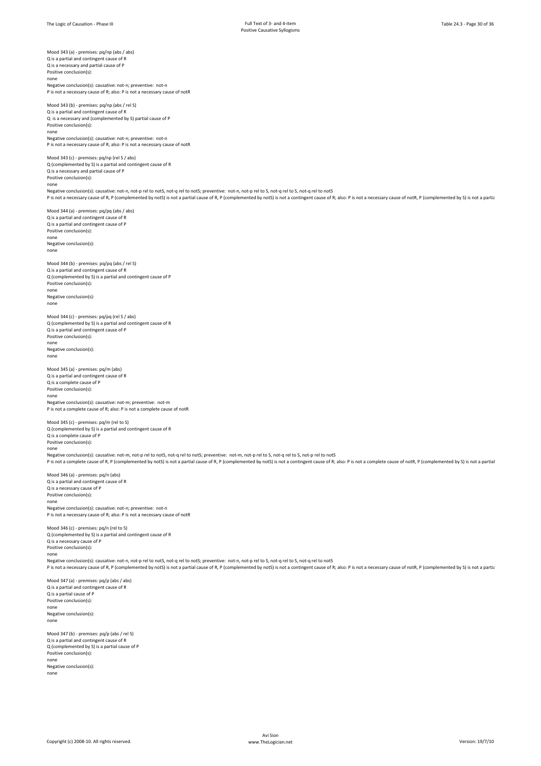Mood 343 (a) - premises: pq/np (abs / abs)
Q is a partial and contingent cause of R
Q is a necessary and partial cause of P
Positive conclusion(s):
none
Negative conclusion(s): causative: not-n; preventive: not-n
P is not a necessary cause of R; also: P is not a necessary cause of notR

Mood 343 (b) - premises: pq/np (abs / rel S)
Q is a partial and contingent cause of R
Q is a necessary and (complemented by S) partial cause of P
Positive conclusion(s):
none
Negative conclusion(s): causative: not-n; preventive: not-n
P is not a necessary cause of R; also: P is not a necessary cause of notR

Mood 343 (c) - premises: pq/np (rel S / abs)
Q (complemented by S) is a partial and contingent cause of R
Q is a necessary and partial cause of P
Positive conclusion(s):
none
Negative conclusion(s): causative: not-n, not-p rel to notS, not-q rel to notS; preventive: not-n, not-p rel to S, not-q rel to S, not-q rel to notS
P is not a necessary cause of R, P (complemented by notS) is not a partial cause of R, P (complemented by notS) is not a contingent cause of R; also: P is not a necessary cause of notR, P (complemented by S) is not a partia

Mood 344 (a) - premises: pq/pq (abs / abs)
Q is a partial and contingent cause of R
Q is a partial and contingent cause of P
Positive conclusion(s):
none
Negative conclusion(s):
none

Mood 344 (b) - premises: pq/pq (abs / rel S)
Q is a partial and contingent cause of R
Q (complemented by S) is a partial and contingent cause of P
Positive conclusion(s):
none
Negative conclusion(s):
none

Mood 344 (c) - premises: pq/pq (rel S / abs)
Q (complemented by S) is a partial and contingent cause of R
Q is a partial and contingent cause of P
Positive conclusion(s):
none
Negative conclusion(s):
none

Mood 345 (a) - premises: pq/m (abs)
Q is a partial and contingent cause of R
Q is a complete cause of P
Positive conclusion(s):
none
Negative conclusion(s): causative: not-m; preventive: not-m
P is not a complete cause of R; also: P is not a complete cause of notR

Mood 345 (c) - premises: pq/m (rel to S)
Q (complemented by S) is a partial and contingent cause of R
Q is a complete cause of P
Positive conclusion(s):
none
Negative conclusion(s): causative: not-m, not-p rel to notS, not-q rel to notS; preventive: not-m, not-p rel to S, not-q rel to S, not-p rel to notS
P is not a complete cause of R, P (complemented by notS) is not a partial cause of R, P (complemented by notS) is not a contingent cause of R; also: P is not a complete cause of notR, P (complemented by S) is not a partial

Mood 346 (a) - premises: pq/n (abs)
Q is a partial and contingent cause of R
Q is a necessary cause of P
Positive conclusion(s):
none
Negative conclusion(s): causative: not-n; preventive: not-n
P is not a necessary cause of R; also: P is not a necessary cause of notR

Mood 346 (c) - premises: pq/n (rel to S)
Q (complemented by S) is a partial and contingent cause of R
Q is a necessary cause of P
Positive conclusion(s):
none
Negative conclusion(s): causative: not-n, not-p rel to notS, not-q rel to notS; preventive: not-n, not-p rel to S, not-q rel to S, not-q rel to notS
P is not a necessary cause of R, P (complemented by notS) is not a partial cause of R, P (complemented by notS) is not a contingent cause of R; also: P is not a necessary cause of notR, P (complemented by S) is not a partia

Mood 347 (a) - premises: pq/p (abs / abs)
Q is a partial and contingent cause of R
Q is a partial cause of P
Positive conclusion(s):
none
Negative conclusion(s):
none

Mood 347 (b) - premises: pq/p (abs / rel S)
Q is a partial and contingent cause of R
Q (complemented by S) is a partial cause of P
Positive conclusion(s):
none
Negative conclusion(s):
none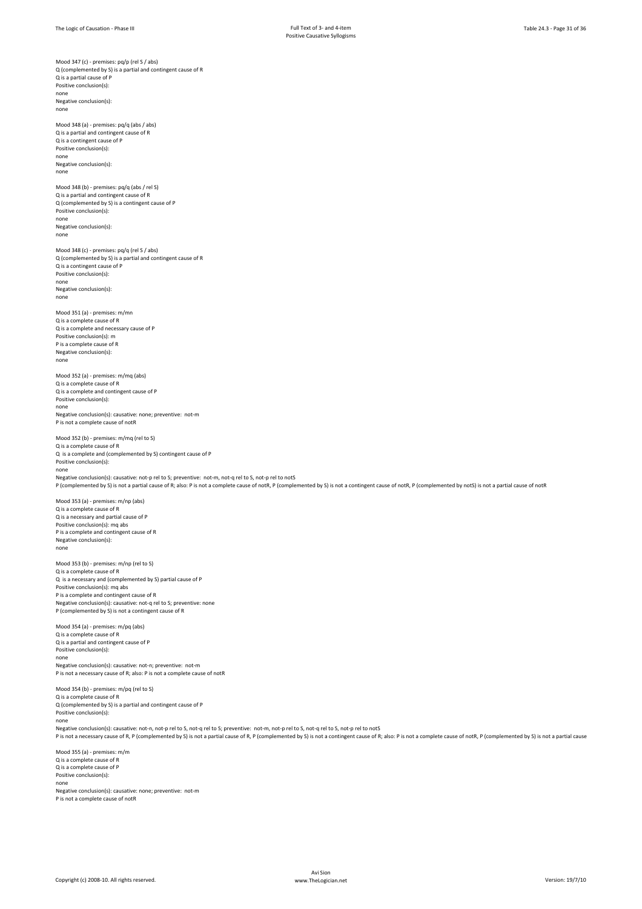Mood 347 (c) - premises: pq/p (rel S / abs)
Q (complemented by S) is a partial and contingent cause of R
Q is a partial cause of P
Positive conclusion(s):
none
Negative conclusion(s):
none

Mood 348 (a) - premises: pq/q (abs / abs)
Q is a partial and contingent cause of R
Q is a contingent cause of P
Positive conclusion(s):
none
Negative conclusion(s):
none

Mood 348 (b) - premises: pq/q (abs / rel S)
Q is a partial and contingent cause of R
Q (complemented by S) is a contingent cause of P
Positive conclusion(s):
none
Negative conclusion(s):
none

Mood 348 (c) - premises: pq/q (rel S / abs)
Q (complemented by S) is a partial and contingent cause of R
Q is a contingent cause of P
Positive conclusion(s):
none
Negative conclusion(s):
none

Mood 351 (a) - premises: m/mn
Q is a complete cause of R
Q is a complete and necessary cause of P
Positive conclusion(s): m
P is a complete cause of R
Negative conclusion(s):
none

Mood 352 (a) - premises: m/mq (abs)
Q is a complete cause of R
Q is a complete and contingent cause of P
Positive conclusion(s):
none
Negative conclusion(s): causative: none; preventive: not-m
P is not a complete cause of notR

Mood 352 (b) - premises: m/mq (rel to S)
Q is a complete cause of R
Q is a complete and (complemented by S) contingent cause of P
Positive conclusion(s):
none
Negative conclusion(s): causative: not-p rel to S; preventive: not-m, not-q rel to S, not-p rel to notS
P (complemented by S) is not a partial cause of R; also: P is not a complete cause of notR, P (complemented by S) is not a contingent cause of notR, P (complemented by notS) is not a partial cause of notR

Mood 353 (a) - premises: m/np (abs)
Q is a complete cause of R
Q is a necessary and partial cause of P
Positive conclusion(s): mq abs
P is a complete and contingent cause of R
Negative conclusion(s):
none

Mood 353 (b) - premises: m/np (rel to S)
Q is a complete cause of R
Q is a necessary and (complemented by S) partial cause of P
Positive conclusion(s): mq abs
P is a complete and contingent cause of R
Negative conclusion(s): causative: not-q rel to S; preventive: none
P (complemented by S) is not a contingent cause of R

Mood 354 (a) - premises: m/pq (abs)
Q is a complete cause of R
Q is a partial and contingent cause of P
Positive conclusion(s):
none
Negative conclusion(s): causative: not-n; preventive: not-m
P is not a necessary cause of R; also: P is not a complete cause of notR

Mood 354 (b) - premises: m/pq (rel to S)
Q is a complete cause of R
Q (complemented by S) is a partial and contingent cause of P
Positive conclusion(s):
none
Negative conclusion(s): causative: not-n, not-p rel to S, not-q rel to S; preventive: not-m, not-p rel to S, not-q rel to S, not-p rel to notS
P is not a necessary cause of R, P (complemented by S) is not a partial cause of R, P (complemented by S) is not a contingent cause of R; also: P is not a complete cause of notR, P (complemented by S) is not a partial cause

Mood 355 (a) - premises: m/m
Q is a complete cause of R
Q is a complete cause of P
Positive conclusion(s):
none
Negative conclusion(s): causative: none; preventive: not-m
P is not a complete cause of notR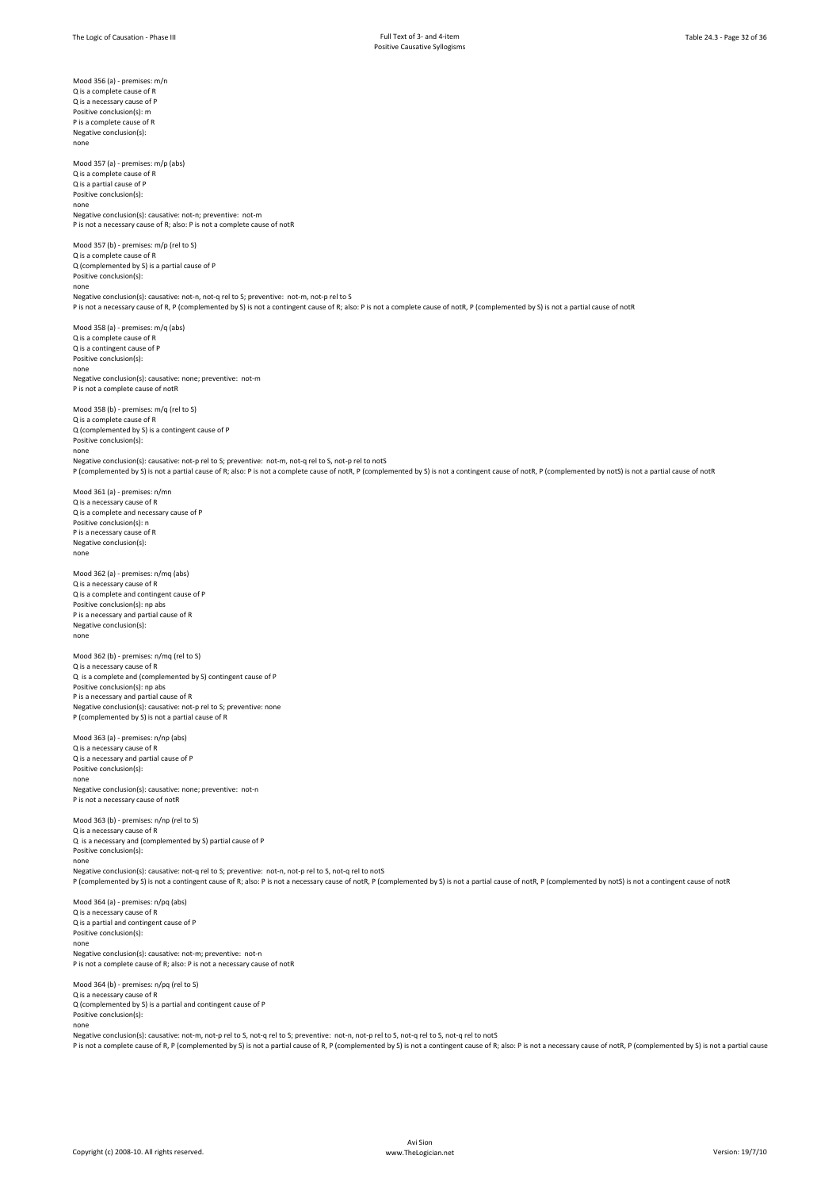Mood 356 (a) - premises: m/n
Q is a complete cause of R
Q is a necessary cause of P
Positive conclusion(s): m
P is a complete cause of R
Negative conclusion(s):
none

Mood 357 (a) - premises: m/p (abs)
Q is a complete cause of R
Q is a partial cause of P
Positive conclusion(s):
none
Negative conclusion(s): causative: not-n; preventive: not-m
P is not a necessary cause of R; also: P is not a complete cause of notR

Mood 357 (b) - premises: m/p (rel to S)
Q is a complete cause of R
Q (complemented by S) is a partial cause of P
Positive conclusion(s):
none
Negative conclusion(s): causative: not-n, not-q rel to S; preventive: not-m, not-p rel to S
P is not a necessary cause of R, P (complemented by S) is not a contingent cause of R; also: P is not a complete cause of notR, P (complemented by S) is not a partial cause of notR

Mood 358 (a) - premises: m/q (abs)
Q is a complete cause of R
Q is a contingent cause of P
Positive conclusion(s):
none
Negative conclusion(s): causative: none; preventive: not-m
P is not a complete cause of notR

Mood 358 (b) - premises: m/q (rel to S)
Q is a complete cause of R
Q (complemented by S) is a contingent cause of P
Positive conclusion(s):
none
Negative conclusion(s): causative: not-p rel to S; preventive: not-m, not-q rel to S, not-p rel to notS
P (complemented by S) is not a partial cause of R; also: P is not a complete cause of notR, P (complemented by S) is not a contingent cause of notR, P (complemented by notS) is not a partial cause of notR

Mood 361 (a) - premises: n/mn
Q is a necessary cause of R
Q is a complete and necessary cause of P
Positive conclusion(s): n
P is a necessary cause of R
Negative conclusion(s):
none

Mood 362 (a) - premises: n/mq (abs)
Q is a necessary cause of R
Q is a complete and contingent cause of P
Positive conclusion(s): np abs
P is a necessary and partial cause of R
Negative conclusion(s):
none

Mood 362 (b) - premises: n/mq (rel to S)
Q is a necessary cause of R
Q is a complete and (complemented by S) contingent cause of P
Positive conclusion(s): np abs
P is a necessary and partial cause of R
Negative conclusion(s): causative: not-p rel to S; preventive: none
P (complemented by S) is not a partial cause of R

Mood 363 (a) - premises: n/np (abs)
Q is a necessary cause of R
Q is a necessary and partial cause of P
Positive conclusion(s):
none
Negative conclusion(s): causative: none; preventive: not-n
P is not a necessary cause of notR

Mood 363 (b) - premises: n/np (rel to S)
Q is a necessary cause of R
Q is a necessary and (complemented by S) partial cause of P
Positive conclusion(s):
none
Negative conclusion(s): causative: not-q rel to S; preventive: not-n, not-p rel to S, not-q rel to notS
P (complemented by S) is not a contingent cause of R; also: P is not a necessary cause of notR, P (complemented by S) is not a partial cause of notR, P (complemented by notS) is not a contingent cause of notR

Mood 364 (a) - premises: n/pq (abs)
Q is a necessary cause of R
Q is a partial and contingent cause of P
Positive conclusion(s):
none
Negative conclusion(s): causative: not-m; preventive: not-n
P is not a complete cause of R; also: P is not a necessary cause of notR

Mood 364 (b) - premises: n/pq (rel to S)
Q is a necessary cause of R
Q (complemented by S) is a partial and contingent cause of P
Positive conclusion(s):
none
Negative conclusion(s): causative: not-m, not-p rel to S, not-q rel to S; preventive: not-n, not-p rel to S, not-q rel to S, not-q rel to notS
P is not a complete cause of R, P (complemented by S) is not a partial cause of R, P (complemented by S) is not a contingent cause of R; also: P is not a necessary cause of notR, P (complemented by S) is not a partial cause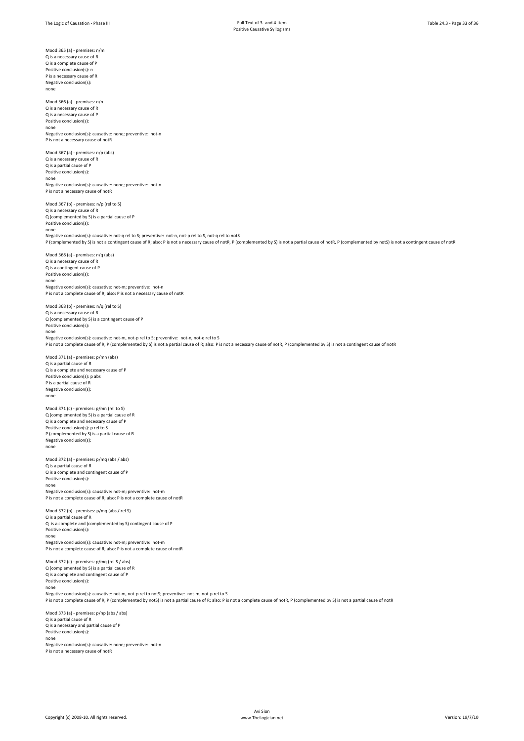Mood 365 (a) - premises: n/m
Q is a necessary cause of R
Q is a complete cause of P
Positive conclusion(s): n
P is a necessary cause of R
Negative conclusion(s):
none

Mood 366 (a) - premises: n/n
Q is a necessary cause of R
Q is a necessary cause of P
Positive conclusion(s):
none
Negative conclusion(s): causative: none; preventive: not-n
P is not a necessary cause of notR

Mood 367 (a) - premises: n/p (abs)
Q is a necessary cause of R
Q is a partial cause of P
Positive conclusion(s):
none
Negative conclusion(s): causative: none; preventive: not-n
P is not a necessary cause of notR

Mood 367 (b) - premises: n/p (rel to S)
Q is a necessary cause of R
Q (complemented by S) is a partial cause of P
Positive conclusion(s):
none
Negative conclusion(s): causative: not-q rel to S; preventive: not-n, not-p rel to S, not-q rel to notS
P (complemented by S) is not a contingent cause of R; also: P is not a necessary cause of notR, P (complemented by S) is not a partial cause of notR, P (complemented by notS) is not a contingent cause of notR

Mood 368 (a) - premises: n/q (abs)
Q is a necessary cause of R
Q is a contingent cause of P
Positive conclusion(s):
none
Negative conclusion(s): causative: not-m; preventive: not-n
P is not a complete cause of R; also: P is not a necessary cause of notR

Mood 368 (b) - premises: n/q (rel to S)
Q is a necessary cause of R
Q (complemented by S) is a contingent cause of P
Positive conclusion(s):
none
Negative conclusion(s): causative: not-m, not-p rel to S; preventive: not-n, not-q rel to S
P is not a complete cause of R, P (complemented by S) is not a partial cause of R; also: P is not a necessary cause of notR, P (complemented by S) is not a contingent cause of notR

Mood 371 (a) - premises: p/mn (abs)
Q is a partial cause of R
Q is a complete and necessary cause of P
Positive conclusion(s): p abs
P is a partial cause of R
Negative conclusion(s):
none

Mood 371 (c) - premises: p/mn (rel to S)
Q (complemented by S) is a partial cause of R
Q is a complete and necessary cause of P
Positive conclusion(s): p rel to S
P (complemented by S) is a partial cause of R
Negative conclusion(s):
none

Mood 372 (a) - premises: p/mq (abs / abs)
Q is a partial cause of R
Q is a complete and contingent cause of P
Positive conclusion(s):
none
Negative conclusion(s): causative: not-m; preventive: not-m
P is not a complete cause of R; also: P is not a complete cause of notR

Mood 372 (b) - premises: p/mq (abs / rel S)
Q is a partial cause of R
Q is a complete and (complemented by S) contingent cause of P
Positive conclusion(s):
none
Negative conclusion(s): causative: not-m; preventive: not-m
P is not a complete cause of R; also: P is not a complete cause of notR

Mood 372 (c) - premises: p/mq (rel S / abs)
Q (complemented by S) is a partial cause of R
Q is a complete and contingent cause of P
Positive conclusion(s):
none
Negative conclusion(s): causative: not-m, not-p rel to notS; preventive: not-m, not-p rel to S
P is not a complete cause of R, P (complemented by notS) is not a partial cause of R; also: P is not a complete cause of notR, P (complemented by S) is not a partial cause of notR

Mood 373 (a) - premises: p/np (abs / abs)
Q is a partial cause of R
Q is a necessary and partial cause of P
Positive conclusion(s):
none
Negative conclusion(s): causative: none; preventive: not-n
P is not a necessary cause of notR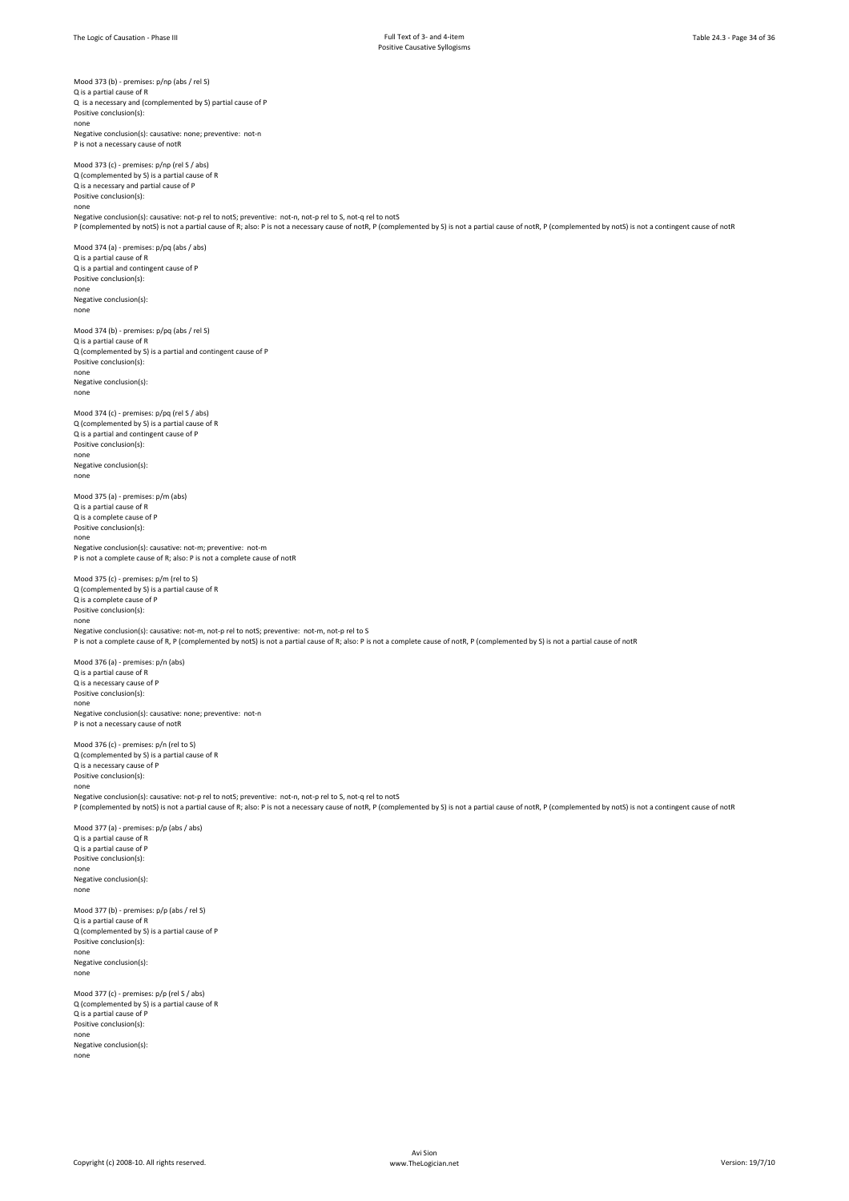Mood 373 (b) - premises: p/np (abs / rel S)
Q is a partial cause of R
Q  is a necessary and (complemented by S) partial cause of P
Positive conclusion(s):
none
Negative conclusion(s): causative: none; preventive:  not-n
P is not a necessary cause of notR

Mood 373 (c) - premises: p/np (rel S / abs)
Q (complemented by S) is a partial cause of R
Q is a necessary and partial cause of P
Positive conclusion(s):
none
Negative conclusion(s): causative: not-p rel to notS; preventive:  not-n, not-p rel to S, not-q rel to notS
P (complemented by notS) is not a partial cause of R; also: P is not a necessary cause of notR, P (complemented by S) is not a partial cause of notR, P (complemented by notS) is not a contingent cause of notR

Mood 374 (a) - premises: p/pq (abs / abs)
Q is a partial cause of R
Q is a partial and contingent cause of P
Positive conclusion(s):
none
Negative conclusion(s):
none

Mood 374 (b) - premises: p/pq (abs / rel S)
Q is a partial cause of R
Q (complemented by S) is a partial and contingent cause of P
Positive conclusion(s):
none
Negative conclusion(s):
none

Mood 374 (c) - premises: p/pq (rel S / abs)
Q (complemented by S) is a partial cause of R
Q is a partial and contingent cause of P
Positive conclusion(s):
none
Negative conclusion(s):
none

Mood 375 (a) - premises: p/m (abs)
Q is a partial cause of R
Q is a complete cause of P
Positive conclusion(s):
none
Negative conclusion(s): causative: not-m; preventive:  not-m
P is not a complete cause of R; also: P is not a complete cause of notR

Mood 375 (c) - premises: p/m (rel to S)
Q (complemented by S) is a partial cause of R
Q is a complete cause of P
Positive conclusion(s):
none
Negative conclusion(s): causative: not-m, not-p rel to notS; preventive:  not-m, not-p rel to S
P is not a complete cause of R, P (complemented by notS) is not a partial cause of R; also: P is not a complete cause of notR, P (complemented by S) is not a partial cause of notR

Mood 376 (a) - premises: p/n (abs)
Q is a partial cause of R
Q is a necessary cause of P
Positive conclusion(s):
none
Negative conclusion(s): causative: none; preventive:  not-n
P is not a necessary cause of notR

Mood 376 (c) - premises: p/n (rel to S)
Q (complemented by S) is a partial cause of R
Q is a necessary cause of P
Positive conclusion(s):
none
Negative conclusion(s): causative: not-p rel to notS; preventive:  not-n, not-p rel to S, not-q rel to notS
P (complemented by notS) is not a partial cause of R; also: P is not a necessary cause of notR, P (complemented by S) is not a partial cause of notR, P (complemented by notS) is not a contingent cause of notR

Mood 377 (a) - premises: p/p (abs / abs)
Q is a partial cause of R
Q is a partial cause of P
Positive conclusion(s):
none
Negative conclusion(s):
none

Mood 377 (b) - premises: p/p (abs / rel S)
Q is a partial cause of R
Q (complemented by S) is a partial cause of P
Positive conclusion(s):
none
Negative conclusion(s):
none

Mood 377 (c) - premises: p/p (rel S / abs)
Q (complemented by S) is a partial cause of R
Q is a partial cause of P
Positive conclusion(s):
none
Negative conclusion(s):
none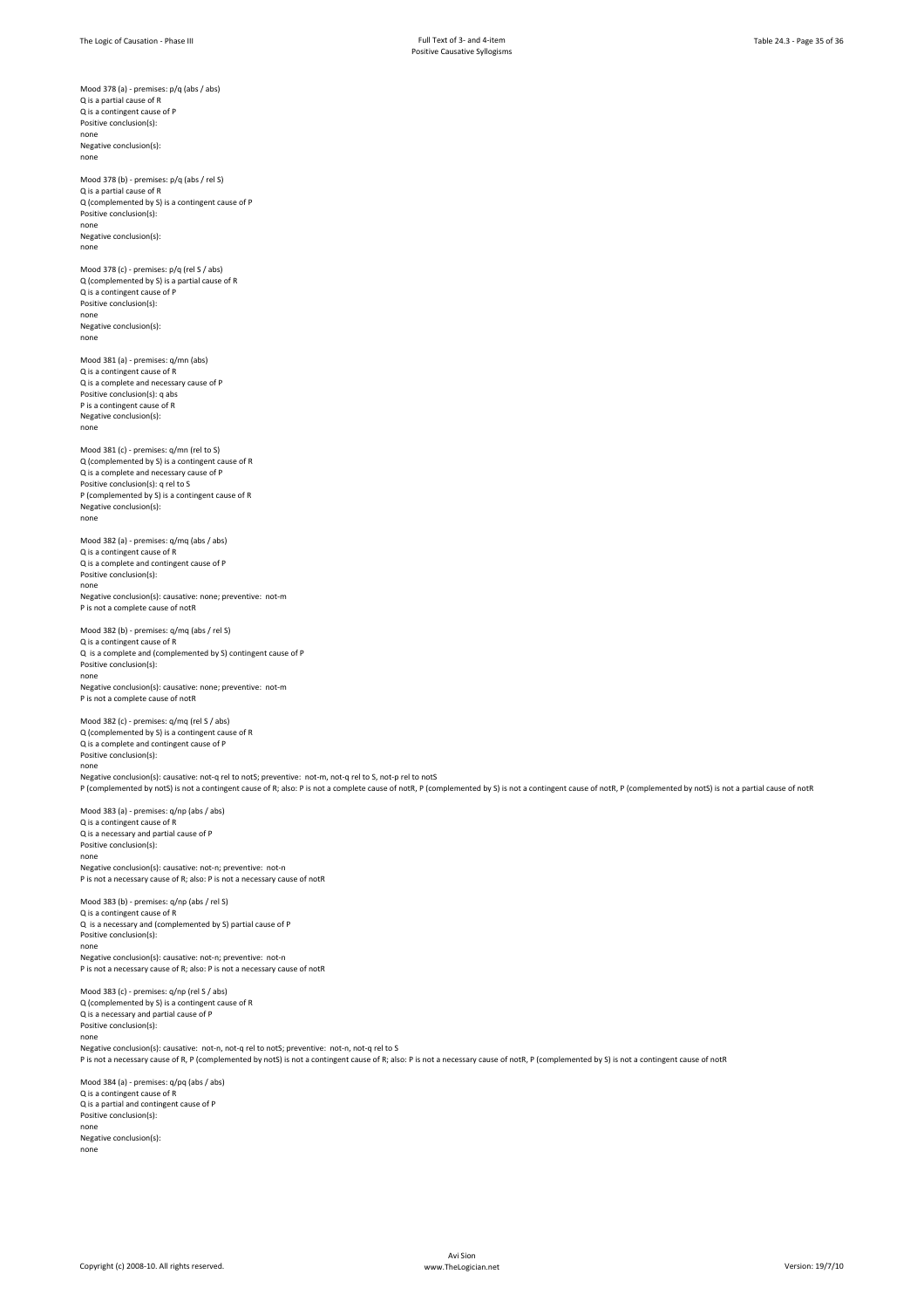Mood 378 (a) - premises: p/q (abs / abs)
Q is a partial cause of R
Q is a contingent cause of P
Positive conclusion(s):
none
Negative conclusion(s):
none

Mood 378 (b) - premises: p/q (abs / rel S)
Q is a partial cause of R
Q (complemented by S) is a contingent cause of P
Positive conclusion(s):
none
Negative conclusion(s):
none

Mood 378 (c) - premises: p/q (rel S / abs)
Q (complemented by S) is a partial cause of R
Q is a contingent cause of P
Positive conclusion(s):
none
Negative conclusion(s):
none

Mood 381 (a) - premises: q/mn (abs)
Q is a contingent cause of R
Q is a complete and necessary cause of P
Positive conclusion(s): q abs
P is a contingent cause of R
Negative conclusion(s):
none

Mood 381 (c) - premises: q/mn (rel to S)
Q (complemented by S) is a contingent cause of R
Q is a complete and necessary cause of P
Positive conclusion(s): q rel to S
P (complemented by S) is a contingent cause of R
Negative conclusion(s):
none

Mood 382 (a) - premises: q/mq (abs / abs)
Q is a contingent cause of R
Q is a complete and contingent cause of P
Positive conclusion(s):
none
Negative conclusion(s): causative: none; preventive: not-m
P is not a complete cause of notR

Mood 382 (b) - premises: q/mq (abs / rel S)
Q is a contingent cause of R
Q is a complete and (complemented by S) contingent cause of P
Positive conclusion(s):
none
Negative conclusion(s): causative: none; preventive: not-m
P is not a complete cause of notR

Mood 382 (c) - premises: q/mq (rel S / abs)
Q (complemented by S) is a contingent cause of R
Q is a complete and contingent cause of P
Positive conclusion(s):
none
Negative conclusion(s): causative: not-q rel to notS; preventive: not-m, not-q rel to S, not-p rel to notS
P (complemented by notS) is not a contingent cause of R; also: P is not a complete cause of notR, P (complemented by S) is not a contingent cause of notR, P (complemented by notS) is not a partial cause of notR

Mood 383 (a) - premises: q/np (abs / abs)
Q is a contingent cause of R
Q is a necessary and partial cause of P
Positive conclusion(s):
none
Negative conclusion(s): causative: not-n; preventive: not-n
P is not a necessary cause of R; also: P is not a necessary cause of notR

Mood 383 (b) - premises: q/np (abs / rel S)
Q is a contingent cause of R
Q is a necessary and (complemented by S) partial cause of P
Positive conclusion(s):
none
Negative conclusion(s): causative: not-n; preventive: not-n
P is not a necessary cause of R; also: P is not a necessary cause of notR

Mood 383 (c) - premises: q/np (rel S / abs)
Q (complemented by S) is a contingent cause of R
Q is a necessary and partial cause of P
Positive conclusion(s):
none
Negative conclusion(s): causative: not-n, not-q rel to notS; preventive: not-n, not-q rel to S
P is not a necessary cause of R, P (complemented by notS) is not a contingent cause of R; also: P is not a necessary cause of notR, P (complemented by S) is not a contingent cause of notR

Mood 384 (a) - premises: q/pq (abs / abs)
Q is a contingent cause of R
Q is a partial and contingent cause of P
Positive conclusion(s):
none
Negative conclusion(s):
none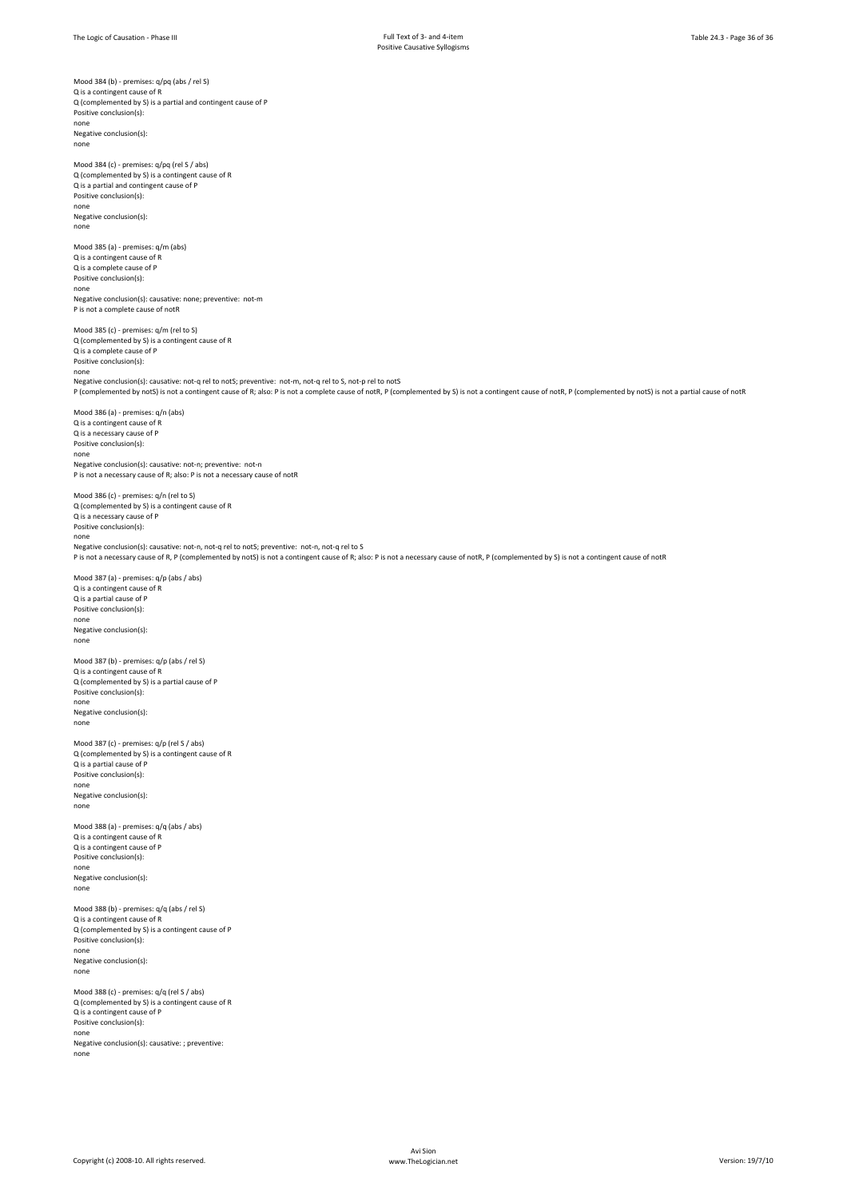Mood 384 (b) - premises: q/pq (abs / rel S)
Q is a contingent cause of R
Q (complemented by S) is a partial and contingent cause of P
Positive conclusion(s):
none
Negative conclusion(s):
none

Mood 384 (c) - premises: q/pq (rel S / abs)
Q (complemented by S) is a contingent cause of R
Q is a partial and contingent cause of P
Positive conclusion(s):
none
Negative conclusion(s):
none

Mood 385 (a) - premises: q/m (abs)
Q is a contingent cause of R
Q is a complete cause of P
Positive conclusion(s):
none
Negative conclusion(s): causative: none; preventive: not-m
P is not a complete cause of notR

Mood 385 (c) - premises: q/m (rel to S)
Q (complemented by S) is a contingent cause of R
Q is a complete cause of P
Positive conclusion(s):
none
Negative conclusion(s): causative: not-q rel to notS; preventive: not-m, not-q rel to S, not-p rel to notS
P (complemented by notS) is not a contingent cause of R; also: P is not a complete cause of notR, P (complemented by S) is not a contingent cause of notR, P (complemented by notS) is not a partial cause of notR

Mood 386 (a) - premises: q/n (abs)
Q is a contingent cause of R
Q is a necessary cause of P
Positive conclusion(s):
none
Negative conclusion(s): causative: not-n; preventive: not-n
P is not a necessary cause of R; also: P is not a necessary cause of notR

Mood 386 (c) - premises: q/n (rel to S)
Q (complemented by S) is a contingent cause of R
Q is a necessary cause of P
Positive conclusion(s):
none
Negative conclusion(s): causative: not-n, not-q rel to notS; preventive: not-n, not-q rel to S
P is not a necessary cause of R, P (complemented by notS) is not a contingent cause of R; also: P is not a necessary cause of notR, P (complemented by S) is not a contingent cause of notR

Mood 387 (a) - premises: q/p (abs / abs)
Q is a contingent cause of R
Q is a partial cause of P
Positive conclusion(s):
none
Negative conclusion(s):
none

Mood 387 (b) - premises: q/p (abs / rel S)
Q is a contingent cause of R
Q (complemented by S) is a partial cause of P
Positive conclusion(s):
none
Negative conclusion(s):
none

Mood 387 (c) - premises: q/p (rel S / abs)
Q (complemented by S) is a contingent cause of R
Q is a partial cause of P
Positive conclusion(s):
none
Negative conclusion(s):
none

Mood 388 (a) - premises: q/q (abs / abs)
Q is a contingent cause of R
Q is a contingent cause of P
Positive conclusion(s):
none
Negative conclusion(s):
none

Mood 388 (b) - premises: q/q (abs / rel S)
Q is a contingent cause of R
Q (complemented by S) is a contingent cause of P
Positive conclusion(s):
none
Negative conclusion(s):
none

Mood 388 (c) - premises: q/q (rel S / abs)
Q (complemented by S) is a contingent cause of R
Q is a contingent cause of P
Positive conclusion(s):
none
Negative conclusion(s): causative: ; preventive:
none